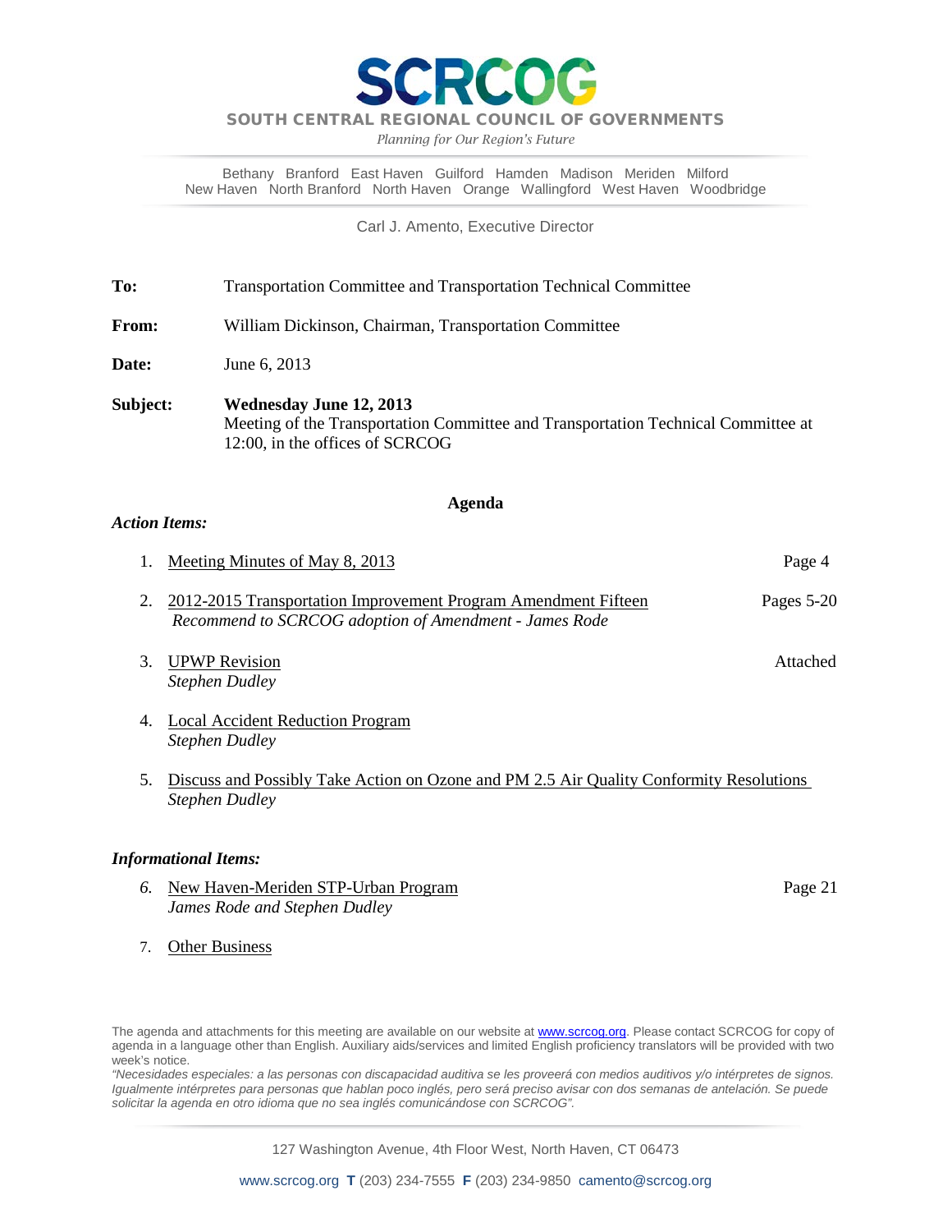# SCRCOG

**SOUTH CENTRAL REGIONAL COUNCIL OF GOVERNMENTS**

*Planning for Our Region's Future*

Bethany Branford East Haven Guilford Hamden Madison Meriden Milford
New Haven North Branford North Haven Orange Wallingford West Haven Woodbridge

Carl J. Amento, Executive Director

**To:** Transportation Committee and Transportation Technical Committee

**From:** William Dickinson, Chairman, Transportation Committee

**Date:** June 6, 2013

**Subject:** **Wednesday June 12, 2013**
Meeting of the Transportation Committee and Transportation Technical Committee at 12:00, in the offices of SCRCOG

## Agenda

***Action Items:***

1. Meeting Minutes of May 8, 2013 — Page 4
2. 2012-2015 Transportation Improvement Program Amendment Fifteen — Pages 5-20
   *Recommend to SCRCOG adoption of Amendment - James Rode*
3. UPWP Revision — Attached
   *Stephen Dudley*
4. Local Accident Reduction Program
   *Stephen Dudley*
5. Discuss and Possibly Take Action on Ozone and PM 2.5 Air Quality Conformity Resolutions
   *Stephen Dudley*

***Informational Items:***

6. New Haven-Meriden STP-Urban Program — Page 21
   *James Rode and Stephen Dudley*
7. Other Business

The agenda and attachments for this meeting are available on our website at www.scrcog.org. Please contact SCRCOG for copy of agenda in a language other than English. Auxiliary aids/services and limited English proficiency translators will be provided with two week's notice.

*"Necesidades especiales: a las personas con discapacidad auditiva se les proveerá con medios auditivos y/o intérpretes de signos. Igualmente intérpretes para personas que hablan poco inglés, pero será preciso avisar con dos semanas de antelación. Se puede solicitar la agenda en otro idioma que no sea inglés comunicándose con SCRCOG".*

127 Washington Avenue, 4th Floor West, North Haven, CT 06473

www.scrcog.org **T** (203) 234-7555 **F** (203) 234-9850 camento@scrcog.org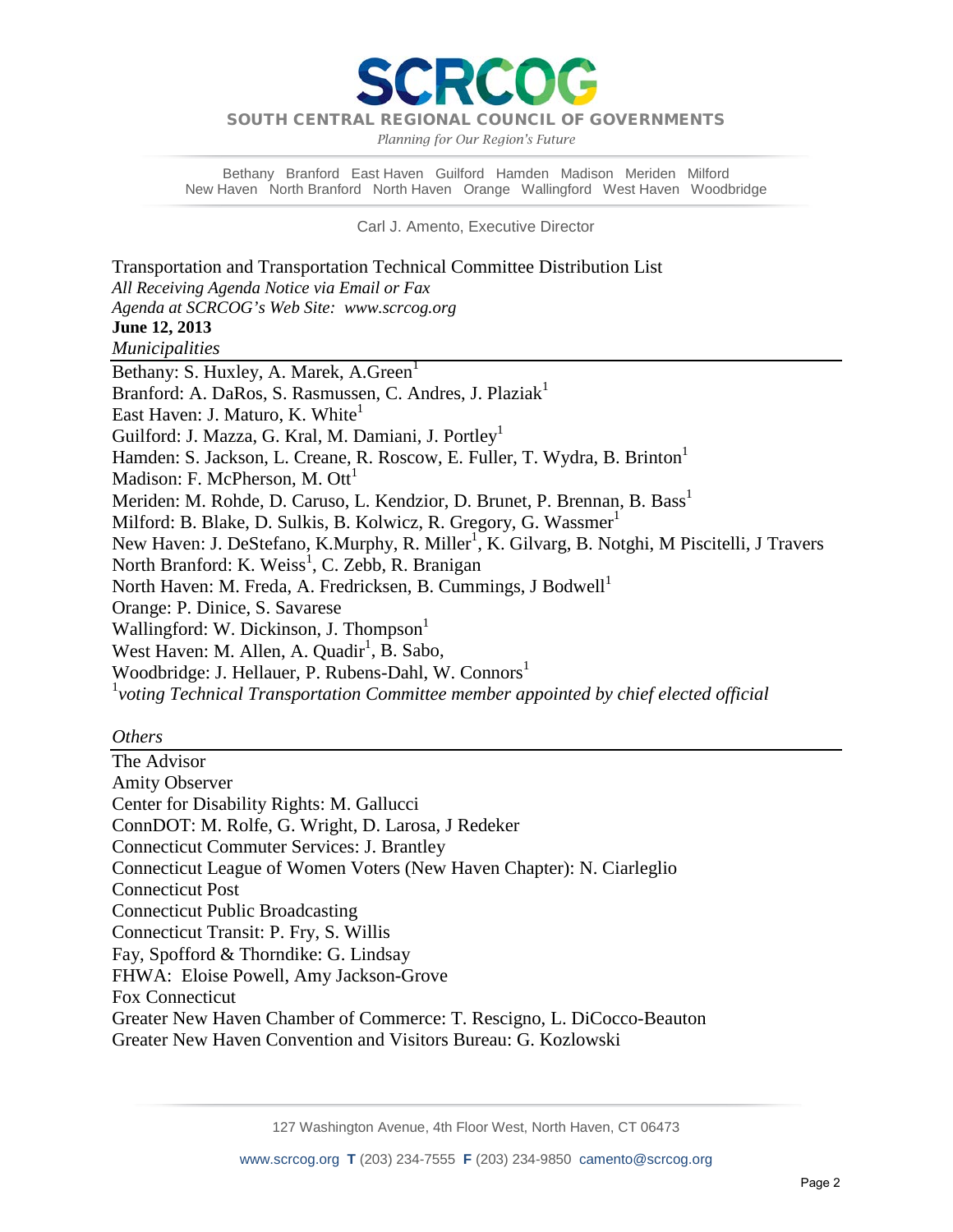# SCRCOG

SOUTH CENTRAL REGIONAL COUNCIL OF GOVERNMENTS

*Planning for Our Region's Future*

Bethany Branford East Haven Guilford Hamden Madison Meriden Milford
New Haven North Branford North Haven Orange Wallingford West Haven Woodbridge

Carl J. Amento, Executive Director

Transportation and Transportation Technical Committee Distribution List
*All Receiving Agenda Notice via Email or Fax*
*Agenda at SCRCOG's Web Site: www.scrcog.org*
**June 12, 2013**

*Municipalities*

Bethany: S. Huxley, A. Marek, A.Green[1]
Branford: A. DaRos, S. Rasmussen, C. Andres, J. Plaziak[1]
East Haven: J. Maturo, K. White[1]
Guilford: J. Mazza, G. Kral, M. Damiani, J. Portley[1]
Hamden: S. Jackson, L. Creane, R. Roscow, E. Fuller, T. Wydra, B. Brinton[1]
Madison: F. McPherson, M. Ott[1]
Meriden: M. Rohde, D. Caruso, L. Kendzior, D. Brunet, P. Brennan, B. Bass[1]
Milford: B. Blake, D. Sulkis, B. Kolwicz, R. Gregory, G. Wassmer[1]
New Haven: J. DeStefano, K.Murphy, R. Miller[1], K. Gilvarg, B. Notghi, M Piscitelli, J Travers
North Branford: K. Weiss[1], C. Zebb, R. Branigan
North Haven: M. Freda, A. Fredricksen, B. Cummings, J Bodwell[1]
Orange: P. Dinice, S. Savarese
Wallingford: W. Dickinson, J. Thompson[1]
West Haven: M. Allen, A. Quadir[1], B. Sabo,
Woodbridge: J. Hellauer, P. Rubens-Dahl, W. Connors[1]

[1]*voting Technical Transportation Committee member appointed by chief elected official*

*Others*

The Advisor
Amity Observer
Center for Disability Rights: M. Gallucci
ConnDOT: M. Rolfe, G. Wright, D. Larosa, J Redeker
Connecticut Commuter Services: J. Brantley
Connecticut League of Women Voters (New Haven Chapter): N. Ciarleglio
Connecticut Post
Connecticut Public Broadcasting
Connecticut Transit: P. Fry, S. Willis
Fay, Spofford & Thorndike: G. Lindsay
FHWA: Eloise Powell, Amy Jackson-Grove
Fox Connecticut
Greater New Haven Chamber of Commerce: T. Rescigno, L. DiCocco-Beauton
Greater New Haven Convention and Visitors Bureau: G. Kozlowski

127 Washington Avenue, 4th Floor West, North Haven, CT 06473

www.scrcog.org **T** (203) 234-7555 **F** (203) 234-9850 camento@scrcog.org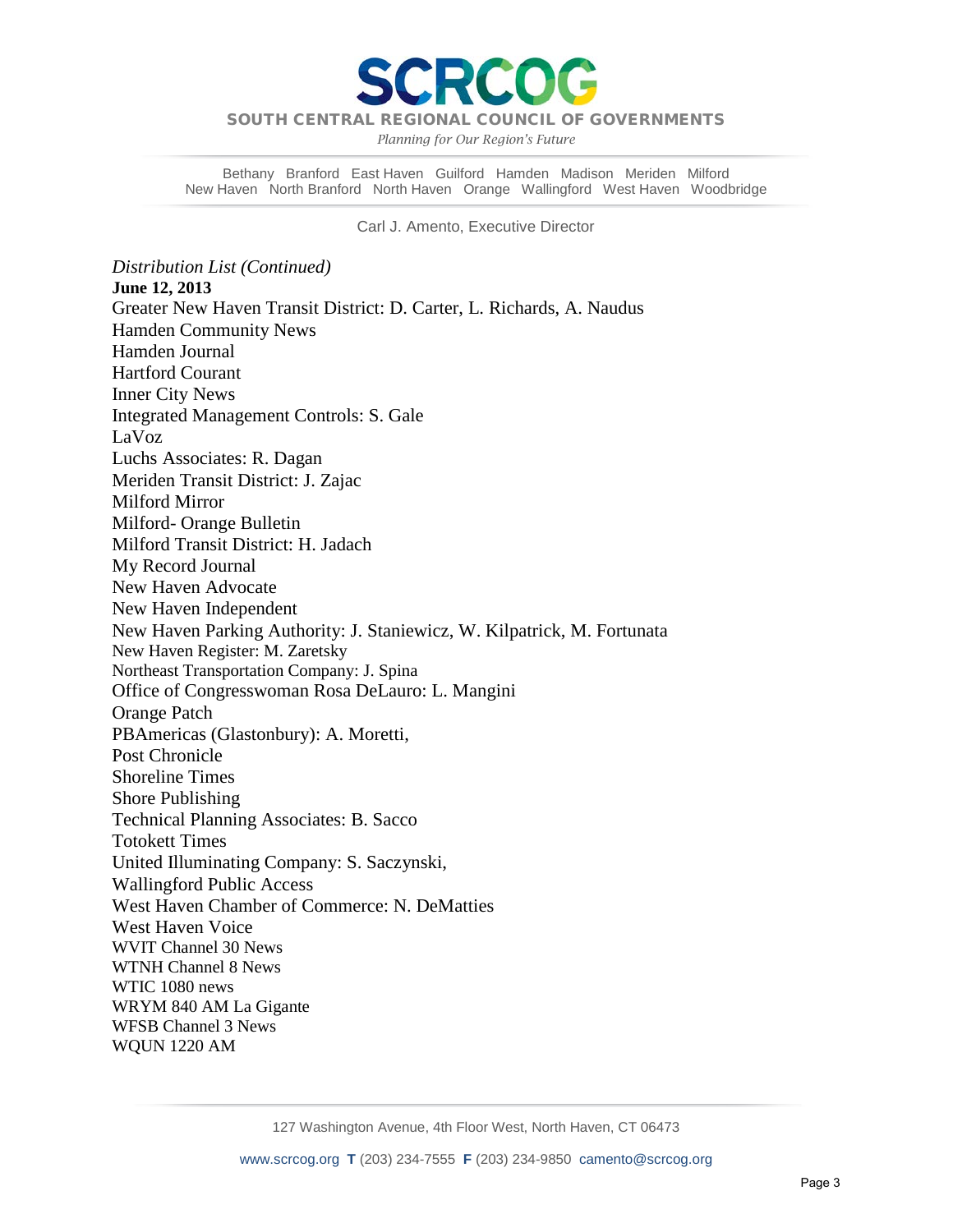*Distribution List (Continued)*

**June 12, 2013**

Greater New Haven Transit District: D. Carter, L. Richards, A. Naudus
Hamden Community News
Hamden Journal
Hartford Courant
Inner City News
Integrated Management Controls: S. Gale
LaVoz
Luchs Associates: R. Dagan
Meriden Transit District: J. Zajac
Milford Mirror
Milford- Orange Bulletin
Milford Transit District: H. Jadach
My Record Journal
New Haven Advocate
New Haven Independent
New Haven Parking Authority: J. Staniewicz, W. Kilpatrick, M. Fortunata
New Haven Register: M. Zaretsky
Northeast Transportation Company: J. Spina
Office of Congresswoman Rosa DeLauro: L. Mangini
Orange Patch
PBAmericas (Glastonbury): A. Moretti,
Post Chronicle
Shoreline Times
Shore Publishing
Technical Planning Associates: B. Sacco
Totokett Times
United Illuminating Company: S. Saczynski,
Wallingford Public Access
West Haven Chamber of Commerce: N. DeMatties
West Haven Voice
WVIT Channel 30 News
WTNH Channel 8 News
WTIC 1080 news
WRYM 840 AM La Gigante
WFSB Channel 3 News
WQUN 1220 AM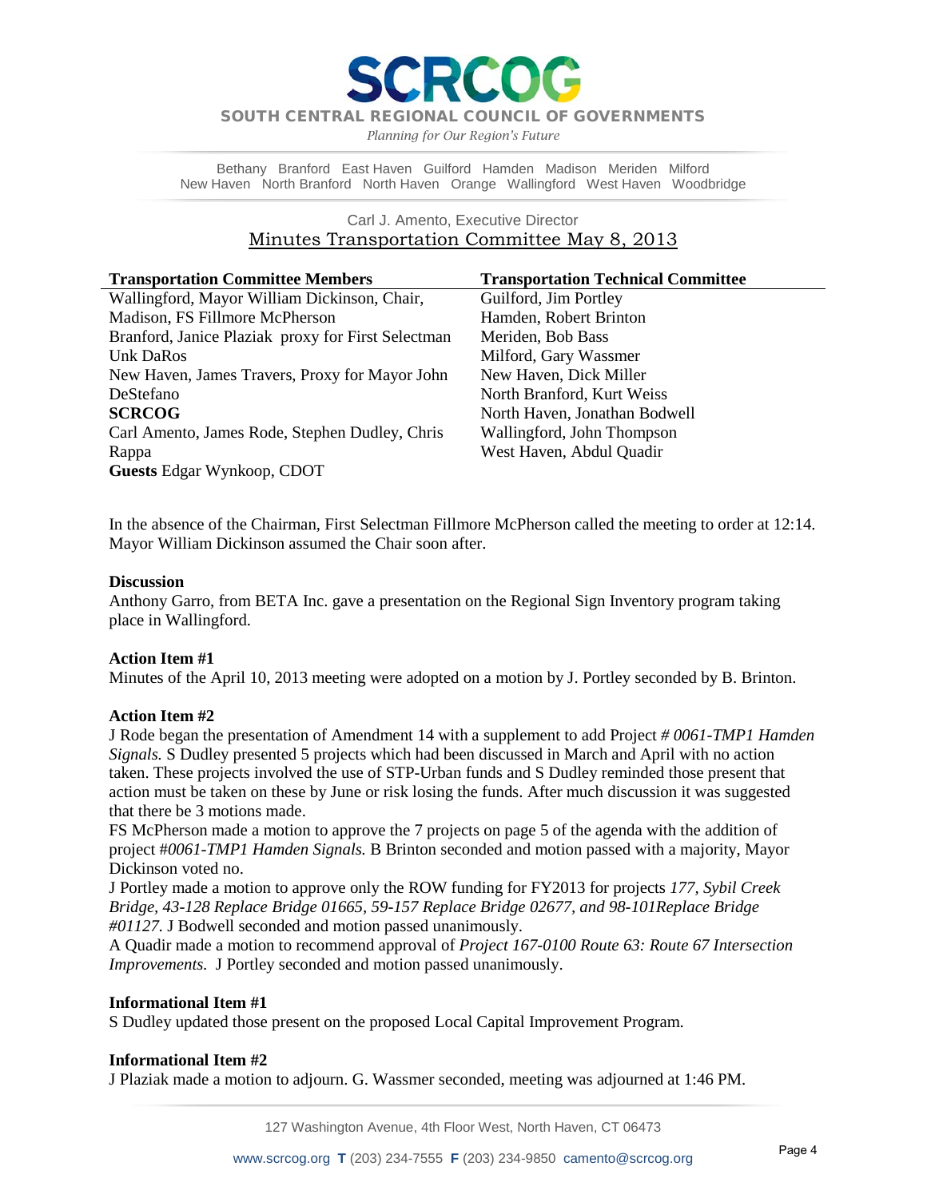# SCRCOG

**SOUTH CENTRAL REGIONAL COUNCIL OF GOVERNMENTS**

*Planning for Our Region's Future*

Bethany Branford East Haven Guilford Hamden Madison Meriden Milford
New Haven North Branford North Haven Orange Wallingford West Haven Woodbridge

Carl J. Amento, Executive Director

## Minutes Transportation Committee May 8, 2013

| Transportation Committee Members | Transportation Technical Committee |
|---|---|
| Wallingford, Mayor William Dickinson, Chair, | Guilford, Jim Portley |
| Madison, FS Fillmore McPherson | Hamden, Robert Brinton |
| Branford, Janice Plaziak proxy for First Selectman Unk DaRos | Meriden, Bob Bass |
| New Haven, James Travers, Proxy for Mayor John DeStefano | Milford, Gary Wassmer |
| **SCRCOG** | New Haven, Dick Miller |
| Carl Amento, James Rode, Stephen Dudley, Chris Rappa | North Branford, Kurt Weiss |
| **Guests** Edgar Wynkoop, CDOT | North Haven, Jonathan Bodwell |
| | Wallingford, John Thompson |
| | West Haven, Abdul Quadir |

In the absence of the Chairman, First Selectman Fillmore McPherson called the meeting to order at 12:14. Mayor William Dickinson assumed the Chair soon after.

**Discussion**

Anthony Garro, from BETA Inc. gave a presentation on the Regional Sign Inventory program taking place in Wallingford.

**Action Item #1**

Minutes of the April 10, 2013 meeting were adopted on a motion by J. Portley seconded by B. Brinton.

**Action Item #2**

J Rode began the presentation of Amendment 14 with a supplement to add Project *# 0061-TMP1 Hamden Signals.* S Dudley presented 5 projects which had been discussed in March and April with no action taken. These projects involved the use of STP-Urban funds and S Dudley reminded those present that action must be taken on these by June or risk losing the funds. After much discussion it was suggested that there be 3 motions made.

FS McPherson made a motion to approve the 7 projects on page 5 of the agenda with the addition of project *#0061-TMP1 Hamden Signals.* B Brinton seconded and motion passed with a majority, Mayor Dickinson voted no.

J Portley made a motion to approve only the ROW funding for FY2013 for projects *177, Sybil Creek Bridge, 43-128 Replace Bridge 01665, 59-157 Replace Bridge 02677, and 98-101Replace Bridge #01127.* J Bodwell seconded and motion passed unanimously.

A Quadir made a motion to recommend approval of *Project 167-0100 Route 63: Route 67 Intersection Improvements.* J Portley seconded and motion passed unanimously.

**Informational Item #1**

S Dudley updated those present on the proposed Local Capital Improvement Program.

**Informational Item #2**

J Plaziak made a motion to adjourn. G. Wassmer seconded, meeting was adjourned at 1:46 PM.

127 Washington Avenue, 4th Floor West, North Haven, CT 06473

www.scrcog.org **T** (203) 234-7555 **F** (203) 234-9850 camento@scrcog.org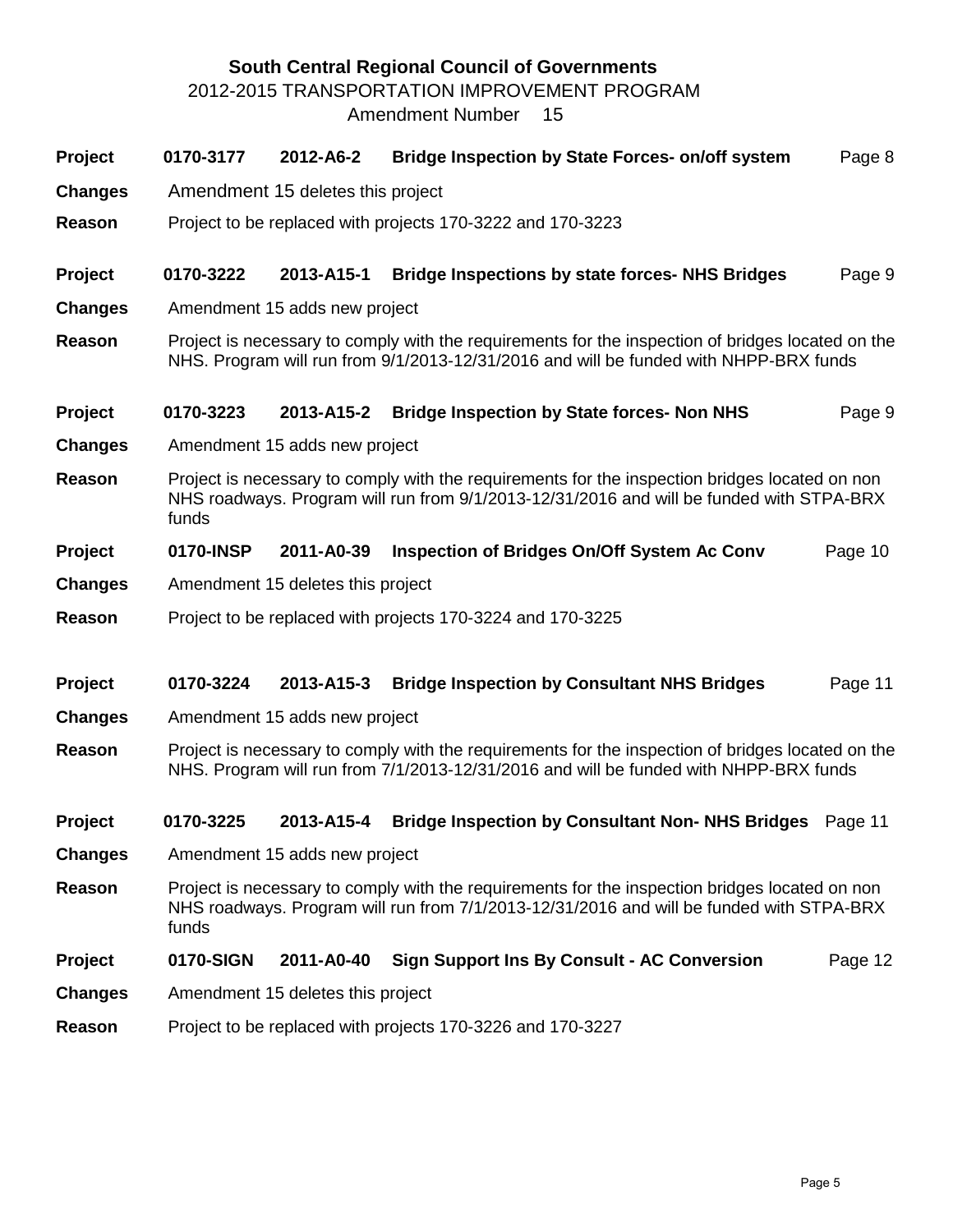**South Central Regional Council of Governments**

2012-2015 TRANSPORTATION IMPROVEMENT PROGRAM

Amendment Number 15

| | | | | |
|---|---|---|---|---|
| **Project** | **0170-3177** | **2012-A6-2** | **Bridge Inspection by State Forces- on/off system** | Page 8 |
| **Changes** | Amendment 15 deletes this project | | | |
| **Reason** | Project to be replaced with projects 170-3222 and 170-3223 | | | |
| **Project** | **0170-3222** | **2013-A15-1** | **Bridge Inspections by state forces- NHS Bridges** | Page 9 |
| **Changes** | Amendment 15 adds new project | | | |
| **Reason** | Project is necessary to comply with the requirements for the inspection of bridges located on the NHS. Program will run from 9/1/2013-12/31/2016 and will be funded with NHPP-BRX funds | | | |
| **Project** | **0170-3223** | **2013-A15-2** | **Bridge Inspection by State forces- Non NHS** | Page 9 |
| **Changes** | Amendment 15 adds new project | | | |
| **Reason** | Project is necessary to comply with the requirements for the inspection bridges located on non NHS roadways. Program will run from 9/1/2013-12/31/2016 and will be funded with STPA-BRX funds | | | |
| **Project** | **0170-INSP** | **2011-A0-39** | **Inspection of Bridges On/Off System Ac Conv** | Page 10 |
| **Changes** | Amendment 15 deletes this project | | | |
| **Reason** | Project to be replaced with projects 170-3224 and 170-3225 | | | |
| **Project** | **0170-3224** | **2013-A15-3** | **Bridge Inspection by Consultant NHS Bridges** | Page 11 |
| **Changes** | Amendment 15 adds new project | | | |
| **Reason** | Project is necessary to comply with the requirements for the inspection of bridges located on the NHS. Program will run from 7/1/2013-12/31/2016 and will be funded with NHPP-BRX funds | | | |
| **Project** | **0170-3225** | **2013-A15-4** | **Bridge Inspection by Consultant Non- NHS Bridges** | Page 11 |
| **Changes** | Amendment 15 adds new project | | | |
| **Reason** | Project is necessary to comply with the requirements for the inspection bridges located on non NHS roadways. Program will run from 7/1/2013-12/31/2016 and will be funded with STPA-BRX funds | | | |
| **Project** | **0170-SIGN** | **2011-A0-40** | **Sign Support Ins By Consult - AC Conversion** | Page 12 |
| **Changes** | Amendment 15 deletes this project | | | |
| **Reason** | Project to be replaced with projects 170-3226 and 170-3227 | | | |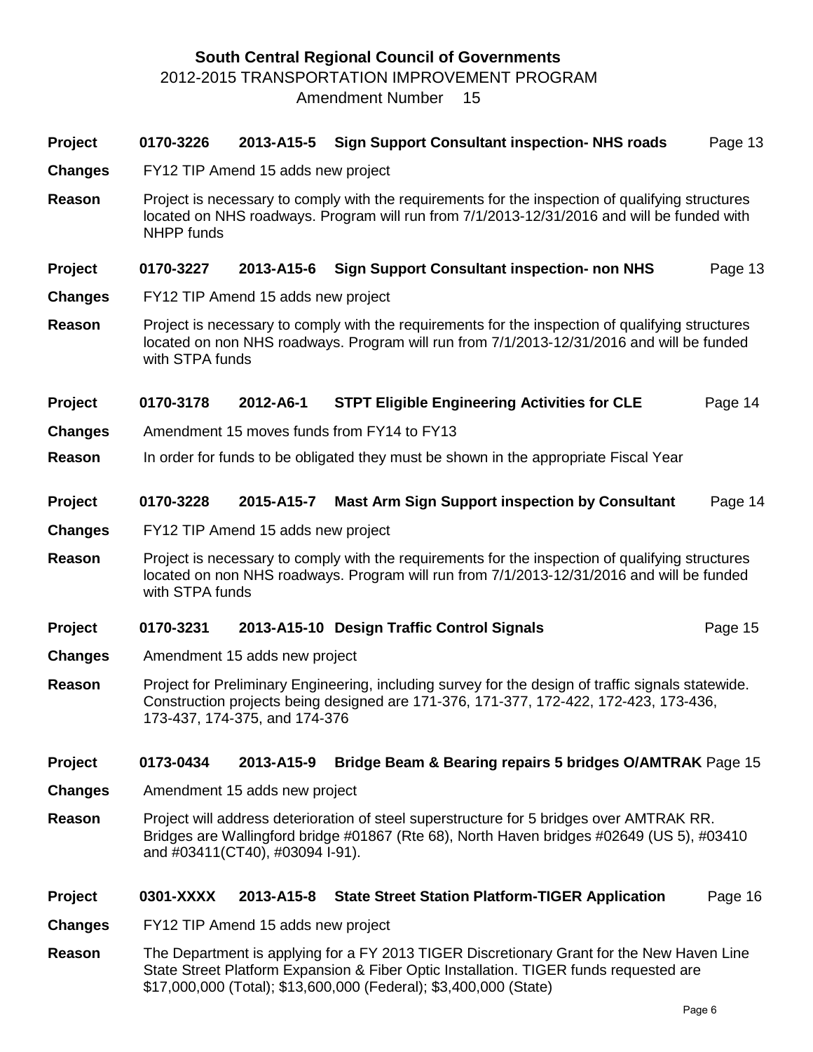# South Central Regional Council of Governments

2012-2015 TRANSPORTATION IMPROVEMENT PROGRAM

Amendment Number 15

**Project** **0170-3226** **2013-A15-5** **Sign Support Consultant inspection- NHS roads** Page 13

**Changes** FY12 TIP Amend 15 adds new project

**Reason** Project is necessary to comply with the requirements for the inspection of qualifying structures located on NHS roadways. Program will run from 7/1/2013-12/31/2016 and will be funded with NHPP funds

**Project** **0170-3227** **2013-A15-6** **Sign Support Consultant inspection- non NHS** Page 13

**Changes** FY12 TIP Amend 15 adds new project

**Reason** Project is necessary to comply with the requirements for the inspection of qualifying structures located on non NHS roadways. Program will run from 7/1/2013-12/31/2016 and will be funded with STPA funds

**Project** **0170-3178** **2012-A6-1** **STPT Eligible Engineering Activities for CLE** Page 14

**Changes** Amendment 15 moves funds from FY14 to FY13

**Reason** In order for funds to be obligated they must be shown in the appropriate Fiscal Year

**Project** **0170-3228** **2015-A15-7** **Mast Arm Sign Support inspection by Consultant** Page 14

**Changes** FY12 TIP Amend 15 adds new project

**Reason** Project is necessary to comply with the requirements for the inspection of qualifying structures located on non NHS roadways. Program will run from 7/1/2013-12/31/2016 and will be funded with STPA funds

**Project** **0170-3231** **2013-A15-10** **Design Traffic Control Signals** Page 15

**Changes** Amendment 15 adds new project

**Reason** Project for Preliminary Engineering, including survey for the design of traffic signals statewide. Construction projects being designed are 171-376, 171-377, 172-422, 172-423, 173-436, 173-437, 174-375, and 174-376

**Project** **0173-0434** **2013-A15-9** **Bridge Beam & Bearing repairs 5 bridges O/AMTRAK** Page 15

**Changes** Amendment 15 adds new project

**Reason** Project will address deterioration of steel superstructure for 5 bridges over AMTRAK RR. Bridges are Wallingford bridge #01867 (Rte 68), North Haven bridges #02649 (US 5), #03410 and #03411(CT40), #03094 I-91).

**Project** **0301-XXXX** **2013-A15-8** **State Street Station Platform-TIGER Application** Page 16

**Changes** FY12 TIP Amend 15 adds new project

**Reason** The Department is applying for a FY 2013 TIGER Discretionary Grant for the New Haven Line State Street Platform Expansion & Fiber Optic Installation. TIGER funds requested are $17,000,000 (Total); $13,600,000 (Federal); $3,400,000 (State)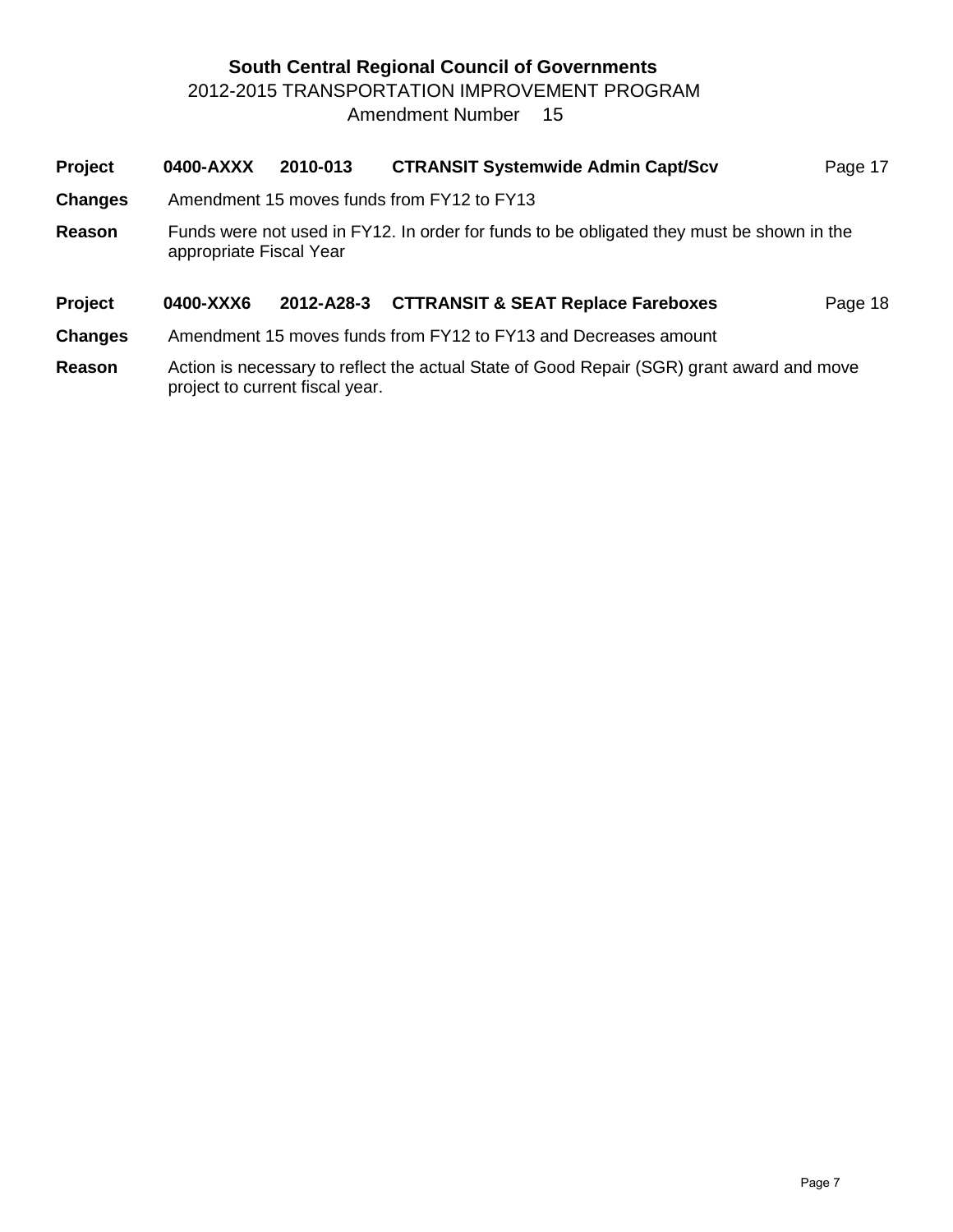**South Central Regional Council of Governments**

2012-2015 TRANSPORTATION IMPROVEMENT PROGRAM

Amendment Number 15

| | | | | |
|---|---|---|---|---|
| **Project** | **0400-AXXX** | **2010-013** | **CTRANSIT Systemwide Admin Capt/Scv** | Page 17 |

**Changes** Amendment 15 moves funds from FY12 to FY13

**Reason** Funds were not used in FY12. In order for funds to be obligated they must be shown in the appropriate Fiscal Year

| | | | | |
|---|---|---|---|---|
| **Project** | **0400-XXX6** | **2012-A28-3** | **CTTRANSIT & SEAT Replace Fareboxes** | Page 18 |

**Changes** Amendment 15 moves funds from FY12 to FY13 and Decreases amount

**Reason** Action is necessary to reflect the actual State of Good Repair (SGR) grant award and move project to current fiscal year.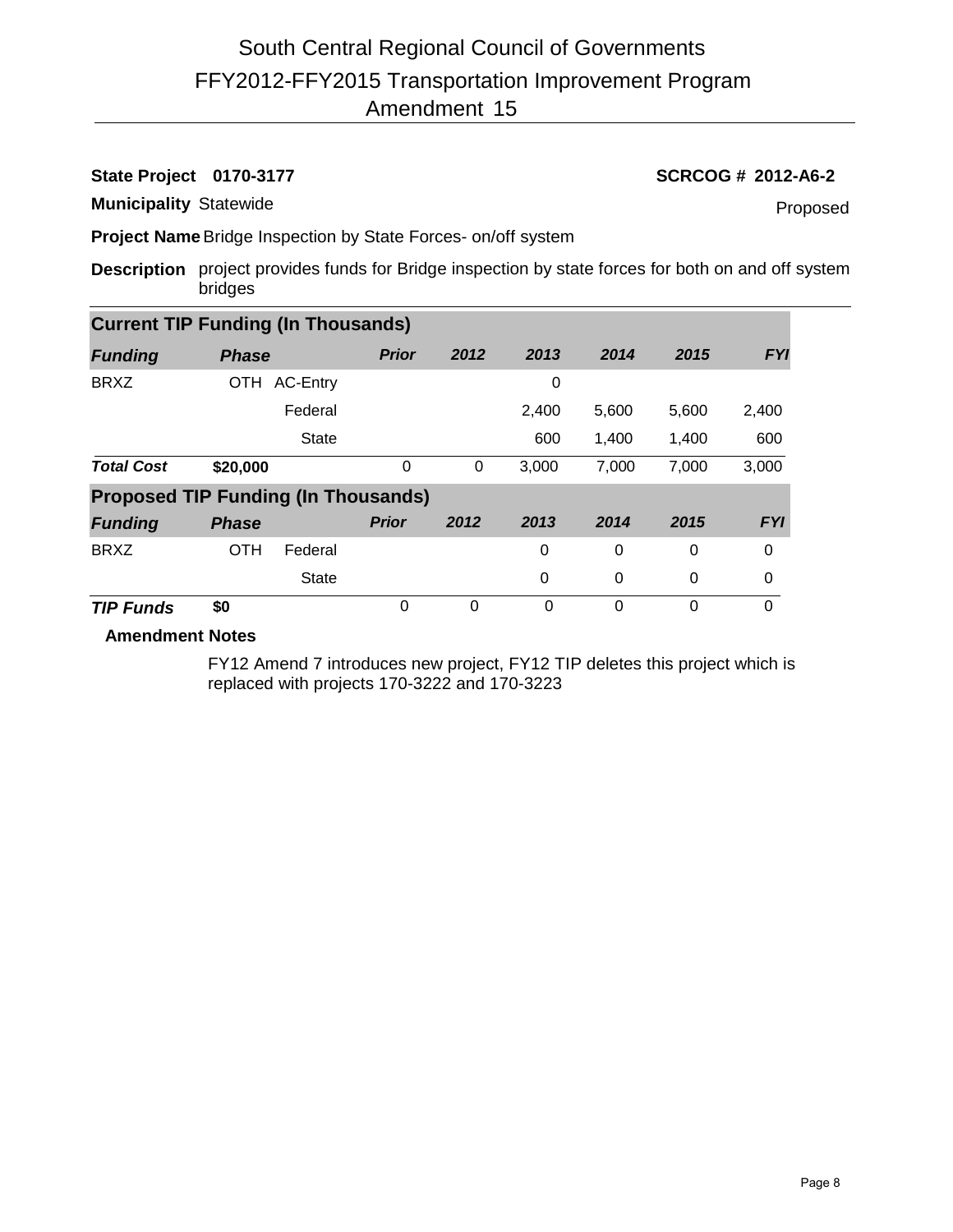# South Central Regional Council of Governments
## FFY2012-FFY2015 Transportation Improvement Program
## Amendment 15

**State Project 0170-3177** **SCRCOG # 2012-A6-2**

**Municipality** Statewide Proposed

**Project Name** Bridge Inspection by State Forces- on/off system

**Description** project provides funds for Bridge inspection by state forces for both on and off system bridges

**Current TIP Funding (In Thousands)**

| *Funding* | *Phase* | | *Prior* | *2012* | *2013* | *2014* | *2015* | *FYI* |
|---|---|---|---|---|---|---|---|---|
| BRXZ | OTH | AC-Entry | | | 0 | | | |
| | | Federal | | | 2,400 | 5,600 | 5,600 | 2,400 |
| | | State | | | 600 | 1,400 | 1,400 | 600 |
| ***Total Cost*** | **$20,000** | | 0 | 0 | 3,000 | 7,000 | 7,000 | 3,000 |

**Proposed TIP Funding (In Thousands)**

| *Funding* | *Phase* | | *Prior* | *2012* | *2013* | *2014* | *2015* | *FYI* |
|---|---|---|---|---|---|---|---|---|
| BRXZ | OTH | Federal | | | 0 | 0 | 0 | 0 |
| | | State | | | 0 | 0 | 0 | 0 |
| ***TIP Funds*** | **$0** | | 0 | 0 | 0 | 0 | 0 | 0 |

**Amendment Notes**

FY12 Amend 7 introduces new project, FY12 TIP deletes this project which is replaced with projects 170-3222 and 170-3223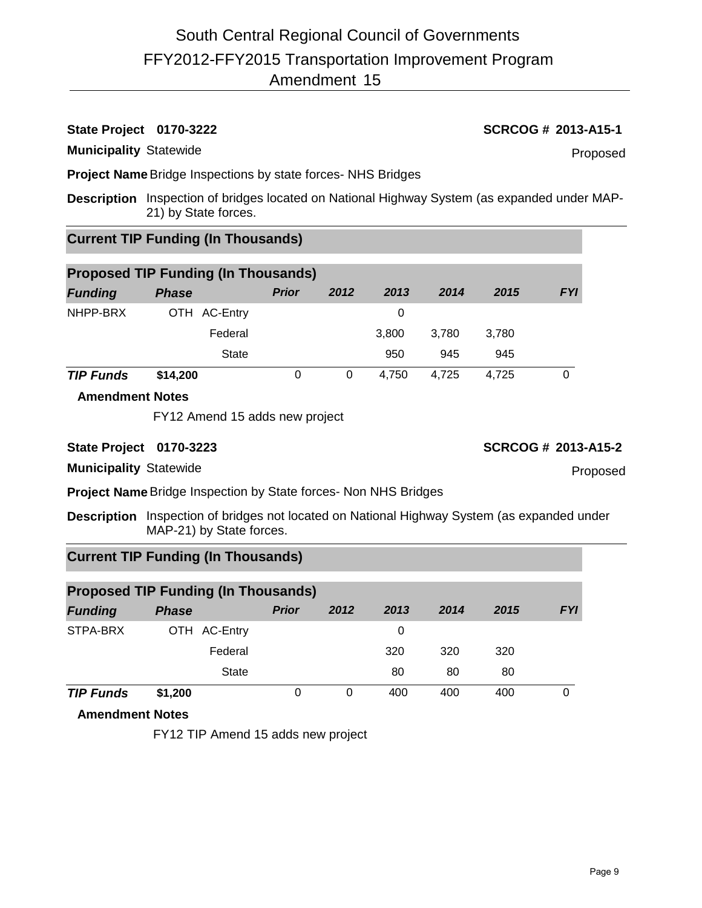# South Central Regional Council of Governments
## FFY2012-FFY2015 Transportation Improvement Program
## Amendment 15

**State Project 0170-3222** **SCRCOG # 2013-A15-1**

**Municipality** Statewide Proposed

**Project Name** Bridge Inspections by state forces- NHS Bridges

**Description** Inspection of bridges located on National Highway System (as expanded under MAP-21) by State forces.

### Current TIP Funding (In Thousands)

### Proposed TIP Funding (In Thousands)

| Funding | Phase | | Prior | 2012 | 2013 | 2014 | 2015 | FYI |
|---|---|---|---|---|---|---|---|---|
| NHPP-BRX | OTH | AC-Entry | | | 0 | | | |
| | | Federal | | | 3,800 | 3,780 | 3,780 | |
| | | State | | | 950 | 945 | 945 | |
| **TIP Funds** | **$14,200** | | 0 | 0 | 4,750 | 4,725 | 4,725 | 0 |

**Amendment Notes**

FY12 Amend 15 adds new project

**State Project 0170-3223** **SCRCOG # 2013-A15-2**

**Municipality** Statewide Proposed

**Project Name** Bridge Inspection by State forces- Non NHS Bridges

**Description** Inspection of bridges not located on National Highway System (as expanded under MAP-21) by State forces.

### Current TIP Funding (In Thousands)

### Proposed TIP Funding (In Thousands)

| Funding | Phase | | Prior | 2012 | 2013 | 2014 | 2015 | FYI |
|---|---|---|---|---|---|---|---|---|
| STPA-BRX | OTH | AC-Entry | | | 0 | | | |
| | | Federal | | | 320 | 320 | 320 | |
| | | State | | | 80 | 80 | 80 | |
| **TIP Funds** | **$1,200** | | 0 | 0 | 400 | 400 | 400 | 0 |

**Amendment Notes**

FY12 TIP Amend 15 adds new project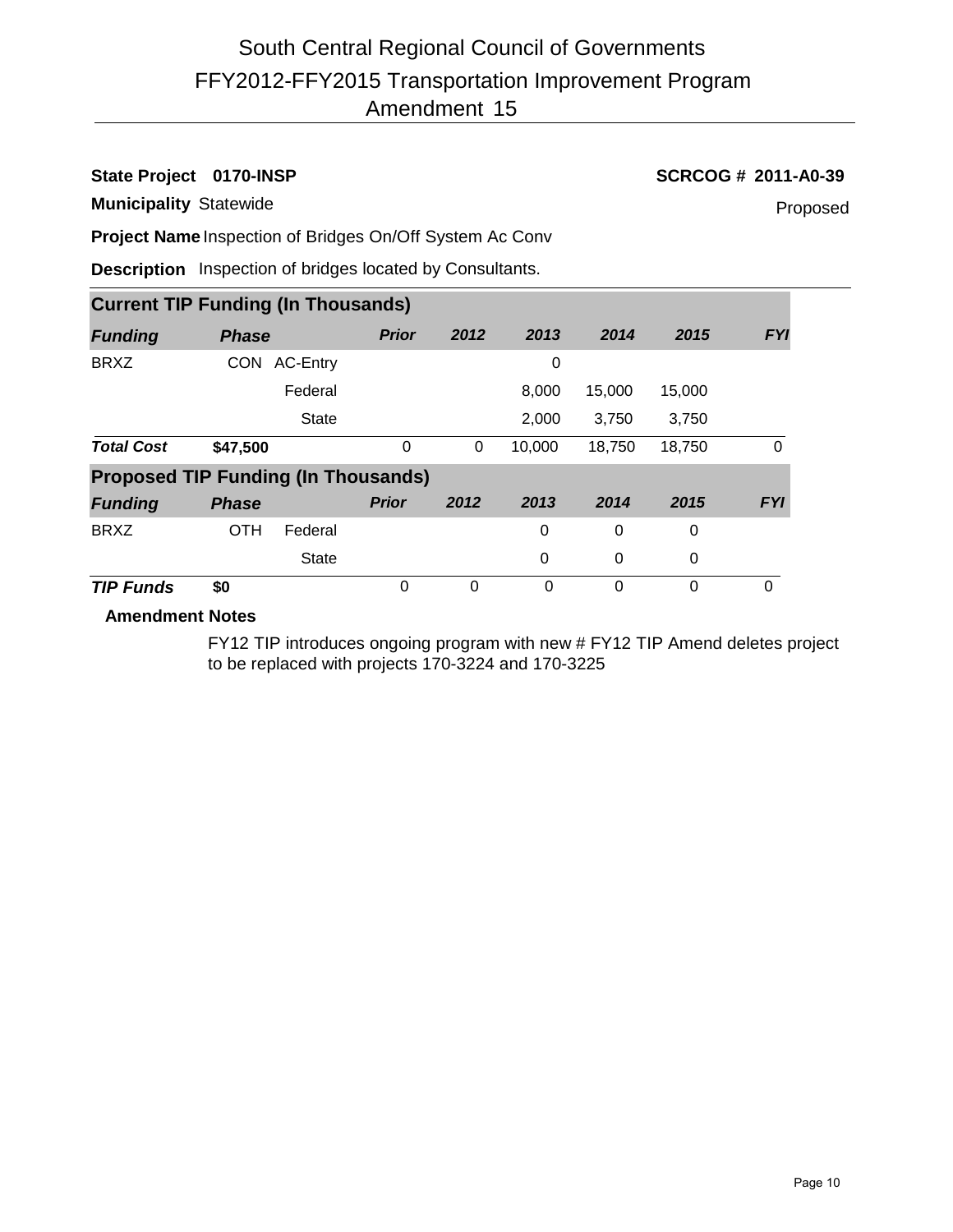# South Central Regional Council of Governments

## FFY2012-FFY2015 Transportation Improvement Program

## Amendment 15

**State Project** **0170-INSP** **SCRCOG # 2011-A0-39**

**Municipality** Statewide Proposed

**Project Name** Inspection of Bridges On/Off System Ac Conv

**Description** Inspection of bridges located by Consultants.

**Current TIP Funding (In Thousands)**

| *Funding* | *Phase* | | *Prior* | *2012* | *2013* | *2014* | *2015* | *FYI* |
|---|---|---|---|---|---|---|---|---|
| BRXZ | CON | AC-Entry | | | 0 | | | |
| | | Federal | | | 8,000 | 15,000 | 15,000 | |
| | | State | | | 2,000 | 3,750 | 3,750 | |
| ***Total Cost*** | **$47,500** | | 0 | 0 | 10,000 | 18,750 | 18,750 | 0 |

**Proposed TIP Funding (In Thousands)**

| *Funding* | *Phase* | | *Prior* | *2012* | *2013* | *2014* | *2015* | *FYI* |
|---|---|---|---|---|---|---|---|---|
| BRXZ | OTH | Federal | | | 0 | 0 | 0 | |
| | | State | | | 0 | 0 | 0 | |
| ***TIP Funds*** | **$0** | | 0 | 0 | 0 | 0 | 0 | 0 |

**Amendment Notes**

FY12 TIP introduces ongoing program with new # FY12 TIP Amend deletes project to be replaced with projects 170-3224 and 170-3225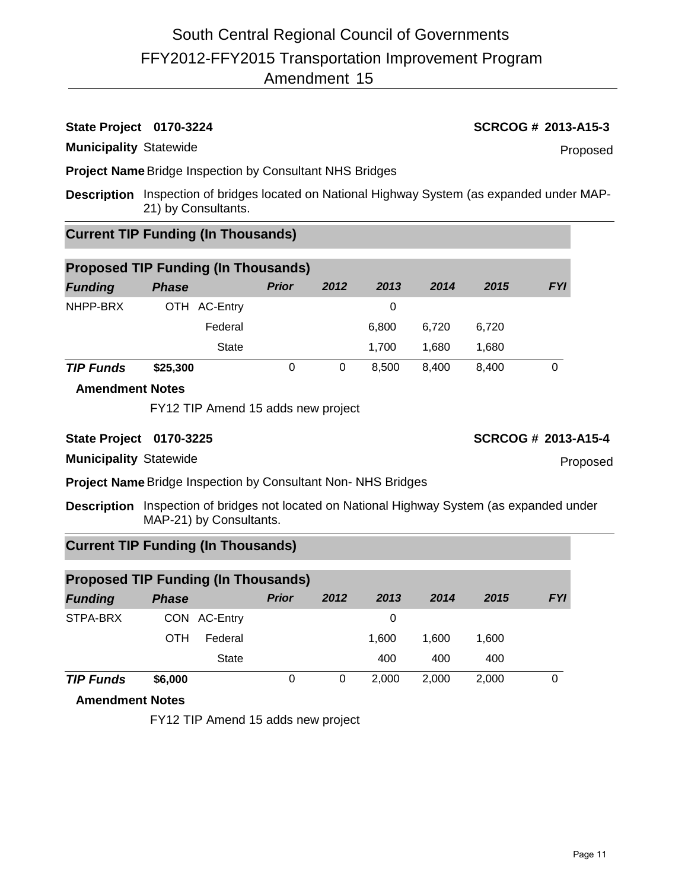# South Central Regional Council of Governments
## FFY2012-FFY2015 Transportation Improvement Program
## Amendment 15

**State Project** 0170-3224 **SCRCOG #** 2013-A15-3

**Municipality** Statewide Proposed

**Project Name** Bridge Inspection by Consultant NHS Bridges

**Description** Inspection of bridges located on National Highway System (as expanded under MAP-21) by Consultants.

### Current TIP Funding (In Thousands)

### Proposed TIP Funding (In Thousands)

| Funding | Phase | | Prior | 2012 | 2013 | 2014 | 2015 | FYI |
|---|---|---|---|---|---|---|---|---|
| NHPP-BRX | OTH | AC-Entry | | | 0 | | | |
| | | Federal | | | 6,800 | 6,720 | 6,720 | |
| | | State | | | 1,700 | 1,680 | 1,680 | |
| **TIP Funds** | **$25,300** | | 0 | 0 | 8,500 | 8,400 | 8,400 | 0 |

**Amendment Notes**

FY12 TIP Amend 15 adds new project

**State Project** 0170-3225 **SCRCOG #** 2013-A15-4

**Municipality** Statewide Proposed

**Project Name** Bridge Inspection by Consultant Non- NHS Bridges

**Description** Inspection of bridges not located on National Highway System (as expanded under MAP-21) by Consultants.

### Current TIP Funding (In Thousands)

### Proposed TIP Funding (In Thousands)

| Funding | Phase | | Prior | 2012 | 2013 | 2014 | 2015 | FYI |
|---|---|---|---|---|---|---|---|---|
| STPA-BRX | CON | AC-Entry | | | 0 | | | |
| | OTH | Federal | | | 1,600 | 1,600 | 1,600 | |
| | | State | | | 400 | 400 | 400 | |
| **TIP Funds** | **$6,000** | | 0 | 0 | 2,000 | 2,000 | 2,000 | 0 |

**Amendment Notes**

FY12 TIP Amend 15 adds new project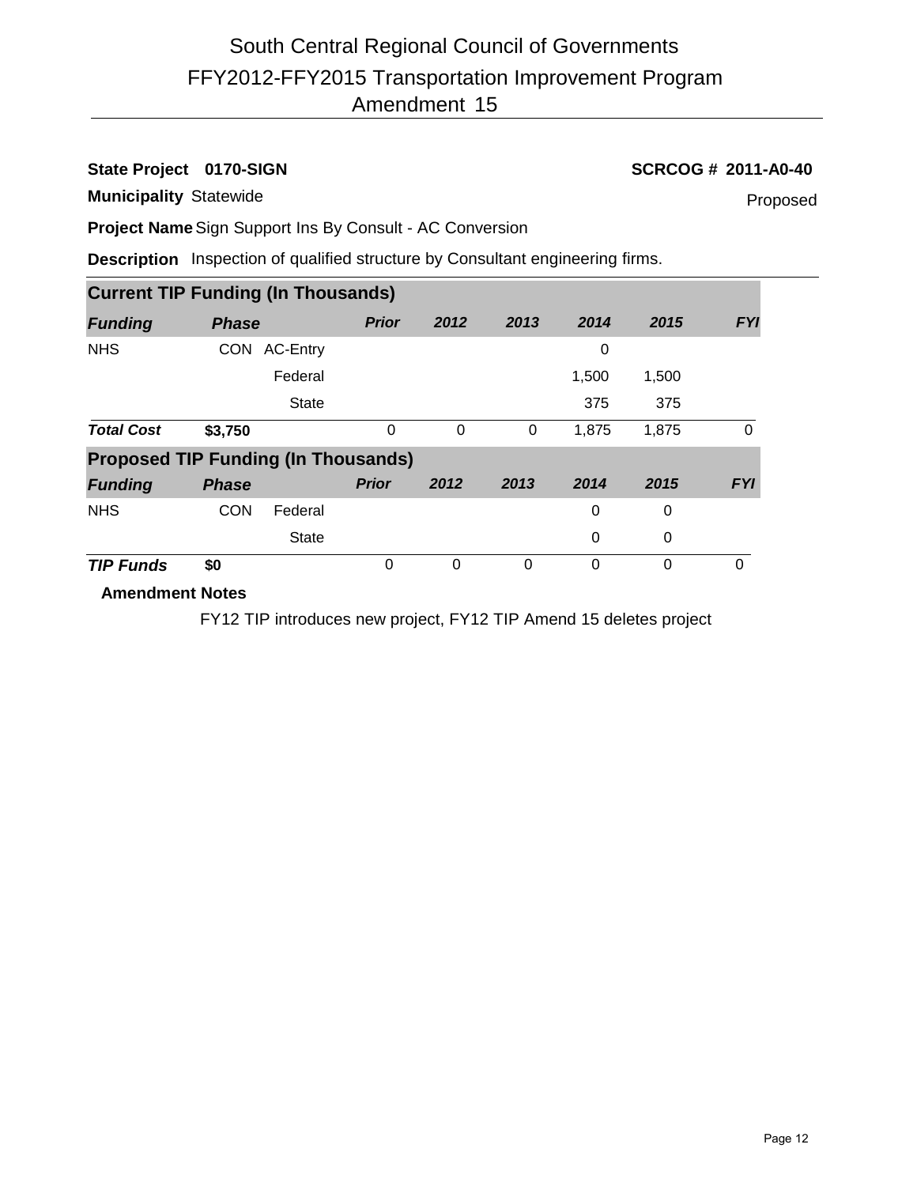# South Central Regional Council of Governments
# FFY2012-FFY2015 Transportation Improvement Program
# Amendment 15

**State Project** **0170-SIGN** **SCRCOG # 2011-A0-40**

**Municipality** Statewide Proposed

**Project Name** Sign Support Ins By Consult - AC Conversion

**Description** Inspection of qualified structure by Consultant engineering firms.

**Current TIP Funding (In Thousands)**

| *Funding* | *Phase* | | *Prior* | *2012* | *2013* | *2014* | *2015* | *FYI* |
|---|---|---|---|---|---|---|---|---|
| NHS | CON | AC-Entry | | | | 0 | | |
| | | Federal | | | | 1,500 | 1,500 | |
| | | State | | | | 375 | 375 | |
| ***Total Cost*** | **$3,750** | | 0 | 0 | 0 | 1,875 | 1,875 | 0 |

**Proposed TIP Funding (In Thousands)**

| *Funding* | *Phase* | | *Prior* | *2012* | *2013* | *2014* | *2015* | *FYI* |
|---|---|---|---|---|---|---|---|---|
| NHS | CON | Federal | | | | 0 | 0 | |
| | | State | | | | 0 | 0 | |
| ***TIP Funds*** | **$0** | | 0 | 0 | 0 | 0 | 0 | 0 |

**Amendment Notes**

FY12 TIP introduces new project, FY12 TIP Amend 15 deletes project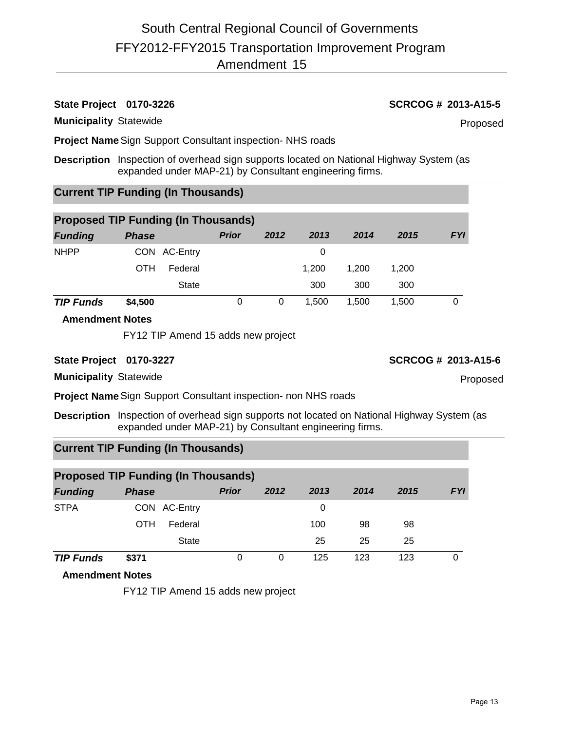# South Central Regional Council of Governments
# FFY2012-FFY2015 Transportation Improvement Program
# Amendment 15

**State Project** 0170-3226 **SCRCOG #** 2013-A15-5

**Municipality** Statewide Proposed

**Project Name** Sign Support Consultant inspection- NHS roads

**Description** Inspection of overhead sign supports located on National Highway System (as expanded under MAP-21) by Consultant engineering firms.

### Current TIP Funding (In Thousands)

### Proposed TIP Funding (In Thousands)

| *Funding* | *Phase* | | *Prior* | *2012* | *2013* | *2014* | *2015* | *FYI* |
|---|---|---|---|---|---|---|---|---|
| NHPP | CON | AC-Entry | | | 0 | | | |
| | OTH | Federal | | | 1,200 | 1,200 | 1,200 | |
| | | State | | | 300 | 300 | 300 | |
| ***TIP Funds*** | **$4,500** | | 0 | 0 | 1,500 | 1,500 | 1,500 | 0 |

**Amendment Notes**

FY12 TIP Amend 15 adds new project

**State Project** 0170-3227 **SCRCOG #** 2013-A15-6

**Municipality** Statewide Proposed

**Project Name** Sign Support Consultant inspection- non NHS roads

**Description** Inspection of overhead sign supports not located on National Highway System (as expanded under MAP-21) by Consultant engineering firms.

### Current TIP Funding (In Thousands)

### Proposed TIP Funding (In Thousands)

| *Funding* | *Phase* | | *Prior* | *2012* | *2013* | *2014* | *2015* | *FYI* |
|---|---|---|---|---|---|---|---|---|
| STPA | CON | AC-Entry | | | 0 | | | |
| | OTH | Federal | | | 100 | 98 | 98 | |
| | | State | | | 25 | 25 | 25 | |
| ***TIP Funds*** | **$371** | | 0 | 0 | 125 | 123 | 123 | 0 |

**Amendment Notes**

FY12 TIP Amend 15 adds new project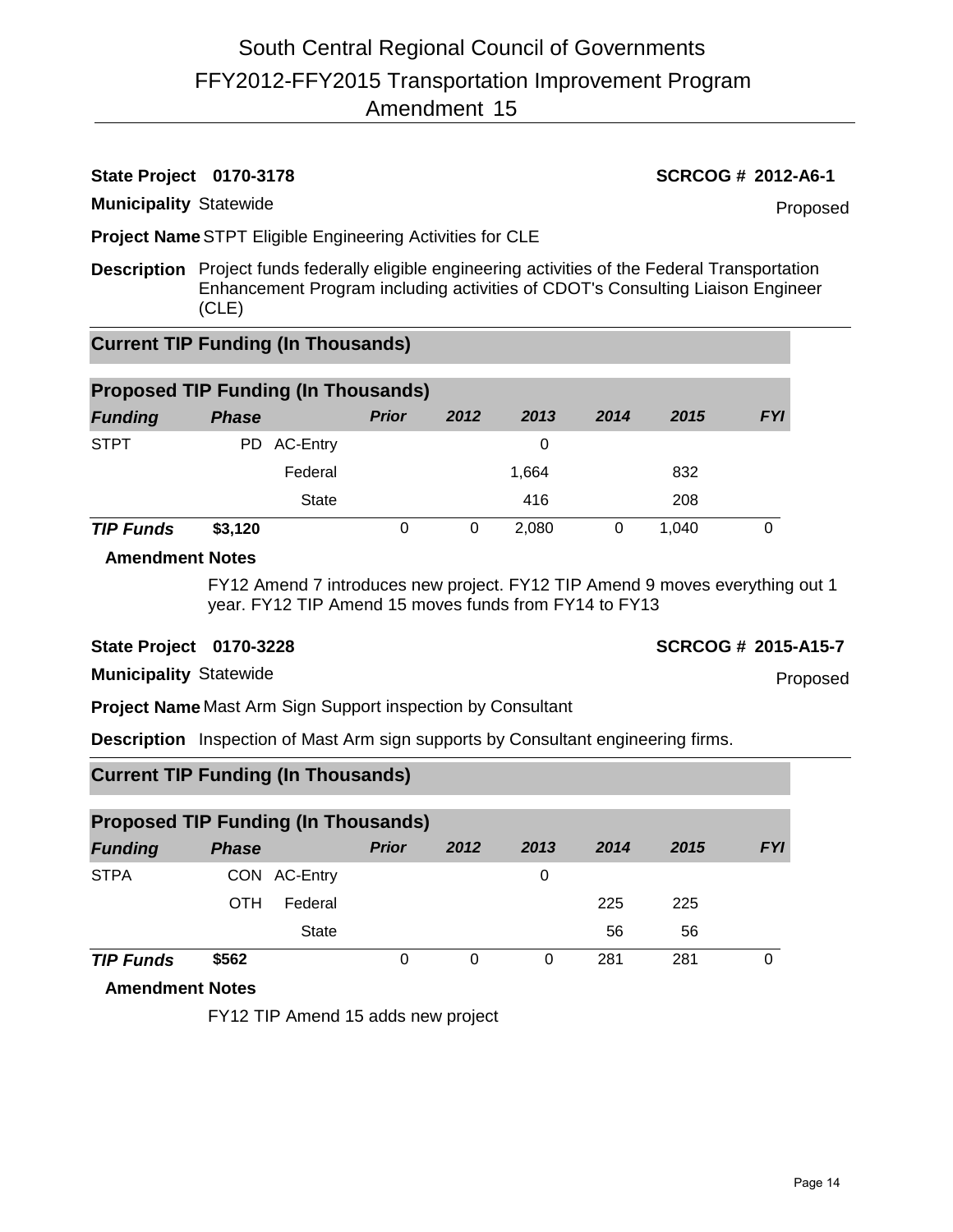# South Central Regional Council of Governments
## FFY2012-FFY2015 Transportation Improvement Program
## Amendment 15

**State Project** 0170-3178 **SCRCOG #** 2012-A6-1

**Municipality** Statewide Proposed

**Project Name** STPT Eligible Engineering Activities for CLE

**Description** Project funds federally eligible engineering activities of the Federal Transportation Enhancement Program including activities of CDOT's Consulting Liaison Engineer (CLE)

### Current TIP Funding (In Thousands)

### Proposed TIP Funding (In Thousands)

| *Funding* | *Phase* | | *Prior* | *2012* | *2013* | *2014* | *2015* | *FYI* |
|---|---|---|---|---|---|---|---|---|
| STPT | PD | AC-Entry | | | 0 | | | |
| | | Federal | | | 1,664 | | 832 | |
| | | State | | | 416 | | 208 | |
| ***TIP Funds*** | **$3,120** | | 0 | 0 | 2,080 | 0 | 1,040 | 0 |

**Amendment Notes**

FY12 Amend 7 introduces new project. FY12 TIP Amend 9 moves everything out 1 year. FY12 TIP Amend 15 moves funds from FY14 to FY13

**State Project** 0170-3228 **SCRCOG #** 2015-A15-7

**Municipality** Statewide Proposed

**Project Name** Mast Arm Sign Support inspection by Consultant

**Description** Inspection of Mast Arm sign supports by Consultant engineering firms.

### Current TIP Funding (In Thousands)

### Proposed TIP Funding (In Thousands)

| *Funding* | *Phase* | | *Prior* | *2012* | *2013* | *2014* | *2015* | *FYI* |
|---|---|---|---|---|---|---|---|---|
| STPA | CON | AC-Entry | | | 0 | | | |
| | OTH | Federal | | | | 225 | 225 | |
| | | State | | | | 56 | 56 | |
| ***TIP Funds*** | **$562** | | 0 | 0 | 0 | 281 | 281 | 0 |

**Amendment Notes**

FY12 TIP Amend 15 adds new project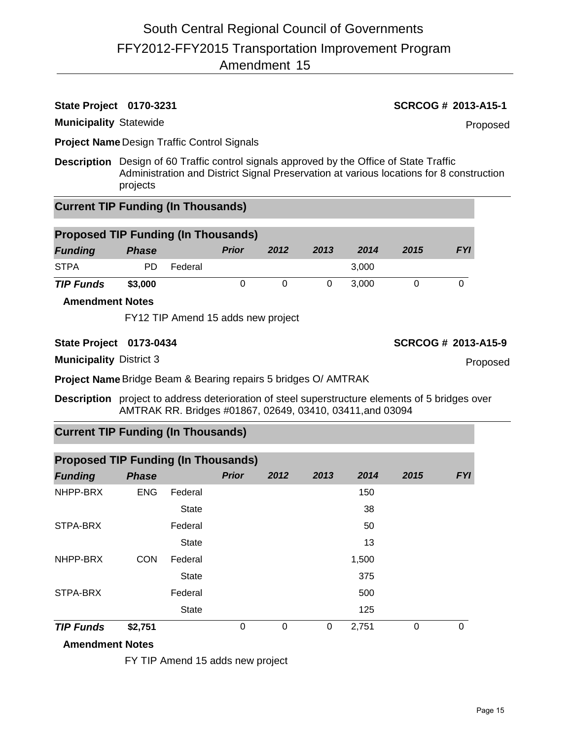# South Central Regional Council of Governments
## FFY2012-FFY2015 Transportation Improvement Program
## Amendment 15

**State Project** 0170-3231 **SCRCOG #** 2013-A15-1

**Municipality** Statewide — Proposed

**Project Name** Design Traffic Control Signals

**Description** Design of 60 Traffic control signals approved by the Office of State Traffic Administration and District Signal Preservation at various locations for 8 construction projects

### Current TIP Funding (In Thousands)

### Proposed TIP Funding (In Thousands)

| Funding | Phase | | Prior | 2012 | 2013 | 2014 | 2015 | FYI |
|---|---|---|---|---|---|---|---|---|
| STPA | PD | Federal | | | | 3,000 | | |
| ***TIP Funds*** | **$3,000** | | 0 | 0 | 0 | 3,000 | 0 | 0 |

**Amendment Notes**

FY12 TIP Amend 15 adds new project

---

**State Project** 0173-0434 **SCRCOG #** 2013-A15-9

**Municipality** District 3 — Proposed

**Project Name** Bridge Beam & Bearing repairs 5 bridges O/ AMTRAK

**Description** project to address deterioration of steel superstructure elements of 5 bridges over AMTRAK RR. Bridges #01867, 02649, 03410, 03411,and 03094

### Current TIP Funding (In Thousands)

### Proposed TIP Funding (In Thousands)

| Funding | Phase | | Prior | 2012 | 2013 | 2014 | 2015 | FYI |
|---|---|---|---|---|---|---|---|---|
| NHPP-BRX | ENG | Federal | | | | 150 | | |
| | | State | | | | 38 | | |
| STPA-BRX | | Federal | | | | 50 | | |
| | | State | | | | 13 | | |
| NHPP-BRX | CON | Federal | | | | 1,500 | | |
| | | State | | | | 375 | | |
| STPA-BRX | | Federal | | | | 500 | | |
| | | State | | | | 125 | | |
| ***TIP Funds*** | **$2,751** | | 0 | 0 | 0 | 2,751 | 0 | 0 |

**Amendment Notes**

FY TIP Amend 15 adds new project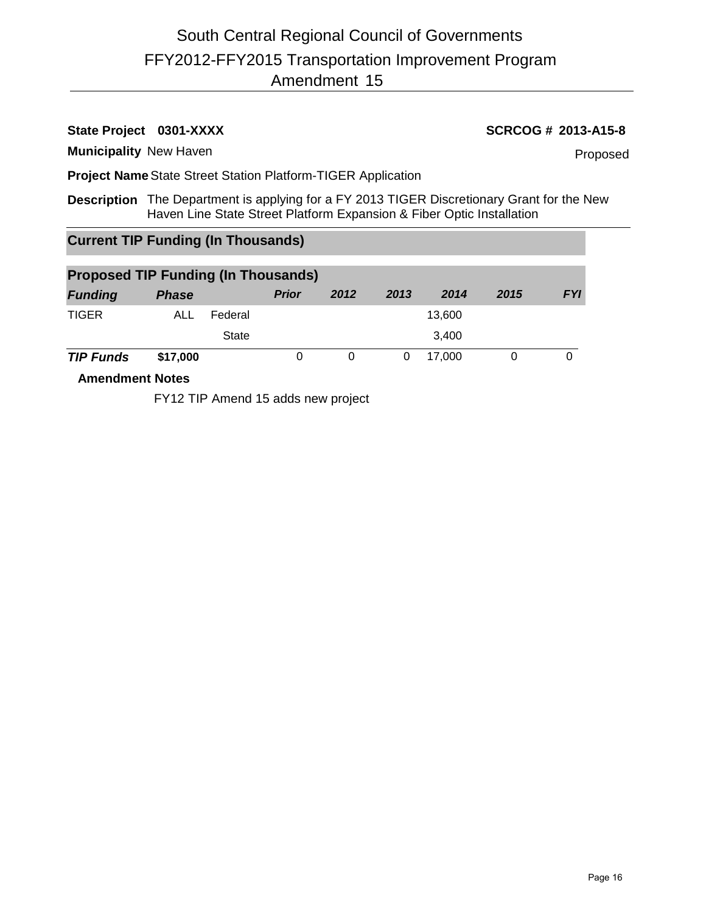# South Central Regional Council of Governments

## FFY2012-FFY2015 Transportation Improvement Program

## Amendment 15

**State Project** **0301-XXXX** | **SCRCOG #** **2013-A15-8**

**Municipality** New Haven | Proposed

**Project Name** State Street Station Platform-TIGER Application

**Description** The Department is applying for a FY 2013 TIGER Discretionary Grant for the New Haven Line State Street Platform Expansion & Fiber Optic Installation

### Current TIP Funding (In Thousands)

### Proposed TIP Funding (In Thousands)

| ***Funding*** | ***Phase*** | | ***Prior*** | ***2012*** | ***2013*** | ***2014*** | ***2015*** | ***FYI*** |
|---|---|---|---|---|---|---|---|---|
| TIGER | ALL | Federal | | | | 13,600 | | |
| | | State | | | | 3,400 | | |
| ***TIP Funds*** | **$17,000** | | 0 | 0 | 0 | 17,000 | 0 | 0 |

**Amendment Notes**

FY12 TIP Amend 15 adds new project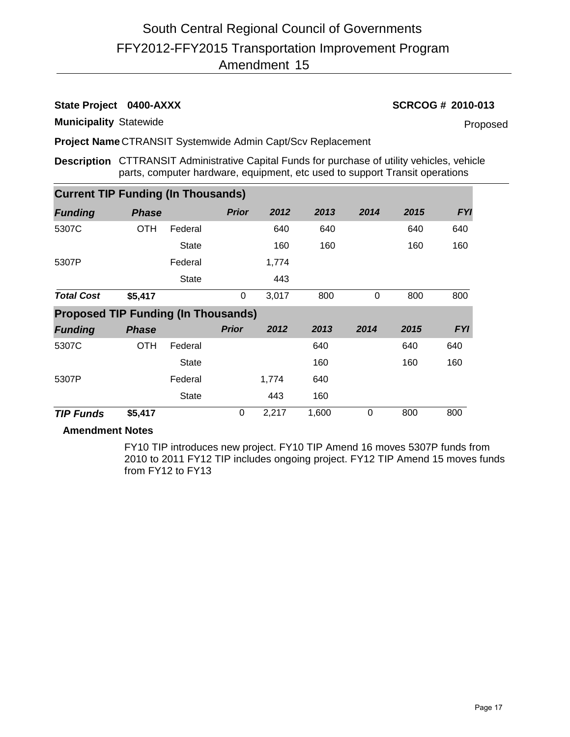# South Central Regional Council of Governments
## FFY2012-FFY2015 Transportation Improvement Program
## Amendment 15

**State Project** **0400-AXXX** **SCRCOG # 2010-013**

**Municipality** Statewide Proposed

**Project Name** CTRANSIT Systemwide Admin Capt/Scv Replacement

**Description** CTTRANSIT Administrative Capital Funds for purchase of utility vehicles, vehicle parts, computer hardware, equipment, etc used to support Transit operations

**Current TIP Funding (In Thousands)**

| *Funding* | *Phase* | | *Prior* | *2012* | *2013* | *2014* | *2015* | *FYI* |
|---|---|---|---|---|---|---|---|---|
| 5307C | OTH | Federal | | 640 | 640 | | 640 | 640 |
| | | State | | 160 | 160 | | 160 | 160 |
| 5307P | | Federal | | 1,774 | | | | |
| | | State | | 443 | | | | |
| ***Total Cost*** | **$5,417** | | 0 | 3,017 | 800 | 0 | 800 | 800 |

**Proposed TIP Funding (In Thousands)**

| *Funding* | *Phase* | | *Prior* | *2012* | *2013* | *2014* | *2015* | *FYI* |
|---|---|---|---|---|---|---|---|---|
| 5307C | OTH | Federal | | | 640 | | 640 | 640 |
| | | State | | | 160 | | 160 | 160 |
| 5307P | | Federal | | 1,774 | 640 | | | |
| | | State | | 443 | 160 | | | |
| ***TIP Funds*** | **$5,417** | | 0 | 2,217 | 1,600 | 0 | 800 | 800 |

**Amendment Notes**

FY10 TIP introduces new project. FY10 TIP Amend 16 moves 5307P funds from 2010 to 2011 FY12 TIP includes ongoing project. FY12 TIP Amend 15 moves funds from FY12 to FY13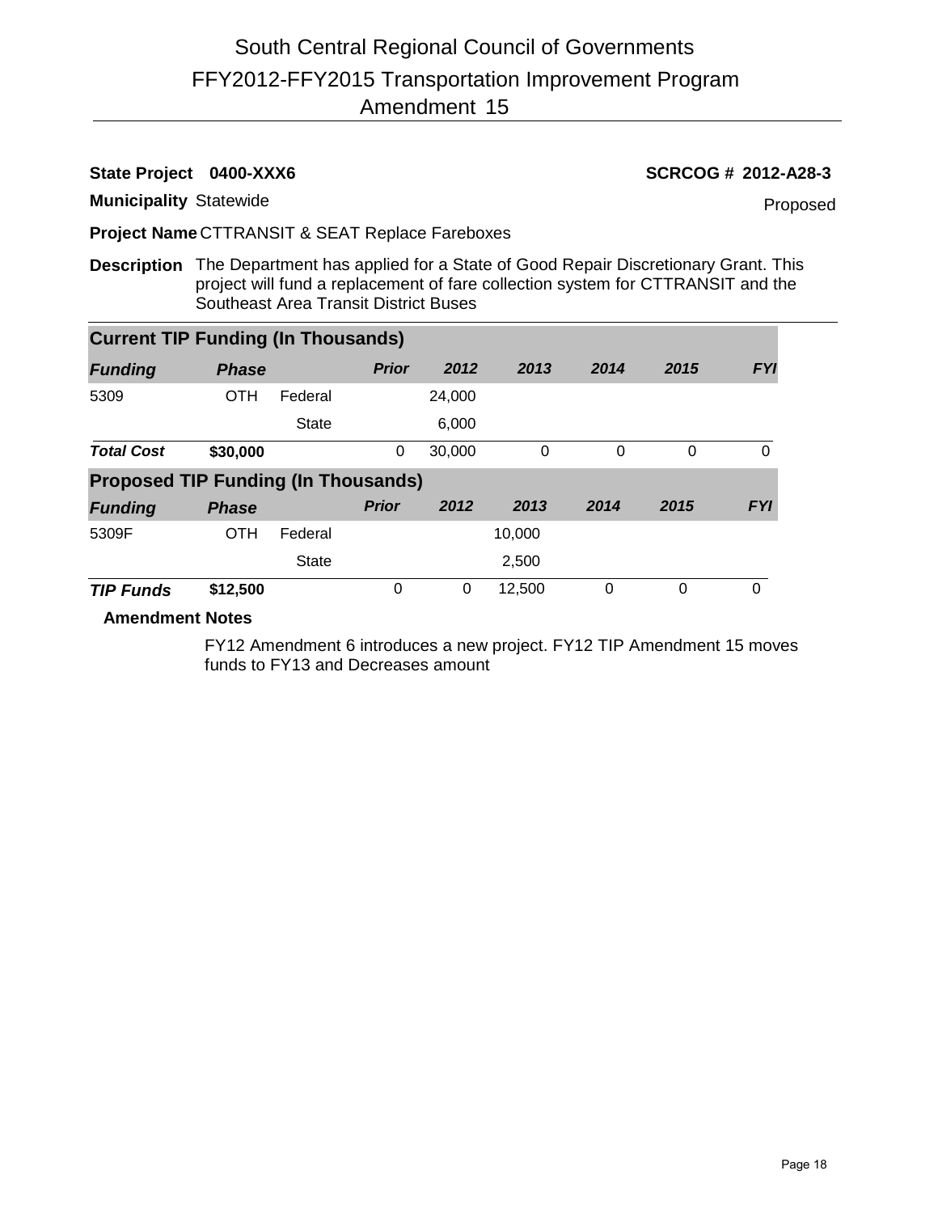# South Central Regional Council of Governments
## FFY2012-FFY2015 Transportation Improvement Program
### Amendment 15

**State Project** **0400-XXX6** **SCRCOG # 2012-A28-3**

**Municipality** Statewide Proposed

**Project Name** CTTRANSIT & SEAT Replace Fareboxes

**Description** The Department has applied for a State of Good Repair Discretionary Grant. This project will fund a replacement of fare collection system for CTTRANSIT and the Southeast Area Transit District Buses

**Current TIP Funding (In Thousands)**

| *Funding* | *Phase* | | *Prior* | *2012* | *2013* | *2014* | *2015* | *FYI* |
|---|---|---|---|---|---|---|---|---|
| 5309 | OTH | Federal | | 24,000 | | | | |
| | | State | | 6,000 | | | | |
| ***Total Cost*** | **$30,000** | | 0 | 30,000 | 0 | 0 | 0 | 0 |

**Proposed TIP Funding (In Thousands)**

| *Funding* | *Phase* | | *Prior* | *2012* | *2013* | *2014* | *2015* | *FYI* |
|---|---|---|---|---|---|---|---|---|
| 5309F | OTH | Federal | | | 10,000 | | | |
| | | State | | | 2,500 | | | |
| ***TIP Funds*** | **$12,500** | | 0 | 0 | 12,500 | 0 | 0 | 0 |

**Amendment Notes**

FY12 Amendment 6 introduces a new project. FY12 TIP Amendment 15 moves funds to FY13 and Decreases amount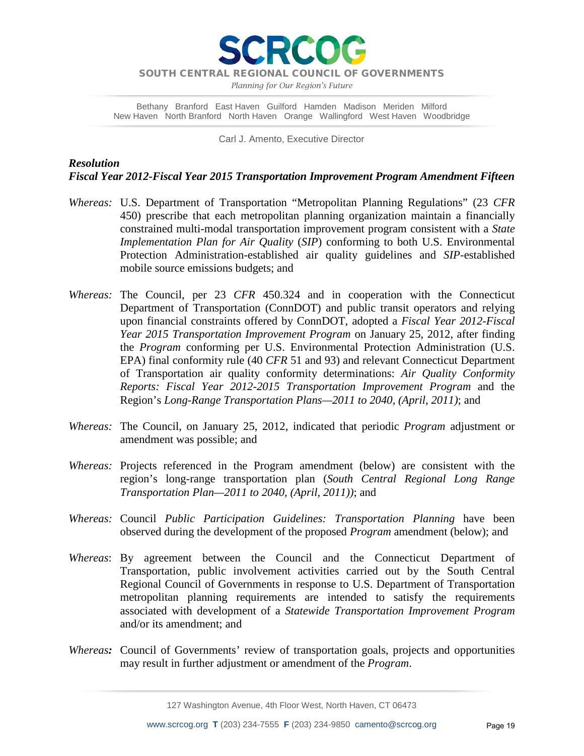**SCRCOG**

**SOUTH CENTRAL REGIONAL COUNCIL OF GOVERNMENTS**

*Planning for Our Region's Future*

Bethany Branford East Haven Guilford Hamden Madison Meriden Milford
New Haven North Branford North Haven Orange Wallingford West Haven Woodbridge

Carl J. Amento, Executive Director

***Resolution***
***Fiscal Year 2012-Fiscal Year 2015 Transportation Improvement Program Amendment Fifteen***

*Whereas:* U.S. Department of Transportation "Metropolitan Planning Regulations" (23 *CFR* 450) prescribe that each metropolitan planning organization maintain a financially constrained multi-modal transportation improvement program consistent with a *State Implementation Plan for Air Quality* (*SIP*) conforming to both U.S. Environmental Protection Administration-established air quality guidelines and *SIP*-established mobile source emissions budgets; and

*Whereas:* The Council, per 23 *CFR* 450.324 and in cooperation with the Connecticut Department of Transportation (ConnDOT) and public transit operators and relying upon financial constraints offered by ConnDOT, adopted a *Fiscal Year 2012-Fiscal Year 2015 Transportation Improvement Program* on January 25, 2012, after finding the *Program* conforming per U.S. Environmental Protection Administration (U.S. EPA) final conformity rule (40 *CFR* 51 and 93) and relevant Connecticut Department of Transportation air quality conformity determinations: *Air Quality Conformity Reports: Fiscal Year 2012-2015 Transportation Improvement Program* and the Region's *Long-Range Transportation Plans—2011 to 2040, (April, 2011)*; and

*Whereas:* The Council, on January 25, 2012, indicated that periodic *Program* adjustment or amendment was possible; and

*Whereas:* Projects referenced in the Program amendment (below) are consistent with the region's long-range transportation plan (*South Central Regional Long Range Transportation Plan—2011 to 2040, (April, 2011))*; and

*Whereas:* Council *Public Participation Guidelines: Transportation Planning* have been observed during the development of the proposed *Program* amendment (below); and

*Whereas*: By agreement between the Council and the Connecticut Department of Transportation, public involvement activities carried out by the South Central Regional Council of Governments in response to U.S. Department of Transportation metropolitan planning requirements are intended to satisfy the requirements associated with development of a *Statewide Transportation Improvement Program* and/or its amendment; and

*Whereas:* Council of Governments' review of transportation goals, projects and opportunities may result in further adjustment or amendment of the *Program*.

127 Washington Avenue, 4th Floor West, North Haven, CT 06473

www.scrcog.org **T** (203) 234-7555 **F** (203) 234-9850 camento@scrcog.org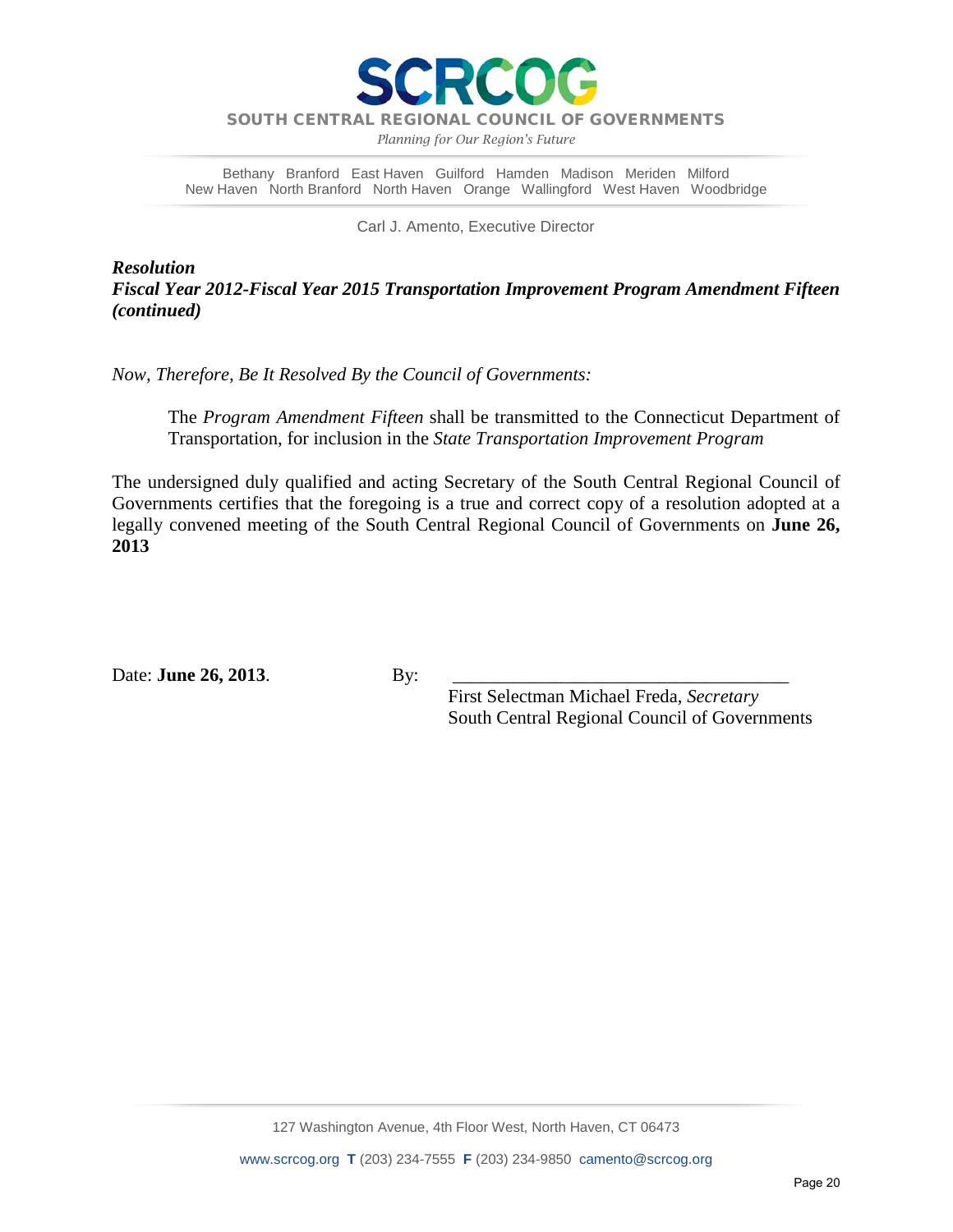# SCRCOG

**SOUTH CENTRAL REGIONAL COUNCIL OF GOVERNMENTS**

*Planning for Our Region's Future*

Bethany Branford East Haven Guilford Hamden Madison Meriden Milford
New Haven North Branford North Haven Orange Wallingford West Haven Woodbridge

Carl J. Amento, Executive Director

***Resolution***
***Fiscal Year 2012-Fiscal Year 2015 Transportation Improvement Program Amendment Fifteen (continued)***

*Now, Therefore, Be It Resolved By the Council of Governments:*

> The *Program Amendment Fifteen* shall be transmitted to the Connecticut Department of Transportation, for inclusion in the *State Transportation Improvement Program*

The undersigned duly qualified and acting Secretary of the South Central Regional Council of Governments certifies that the foregoing is a true and correct copy of a resolution adopted at a legally convened meeting of the South Central Regional Council of Governments on **June 26, 2013**

Date: **June 26, 2013**.

By: \_\_\_\_\_\_\_\_\_\_\_\_\_\_\_\_\_\_\_\_\_\_\_\_\_\_\_\_\_\_\_\_\_\_\_\_
First Selectman Michael Freda, *Secretary*
South Central Regional Council of Governments

127 Washington Avenue, 4th Floor West, North Haven, CT 06473

www.scrcog.org **T** (203) 234-7555 **F** (203) 234-9850 camento@scrcog.org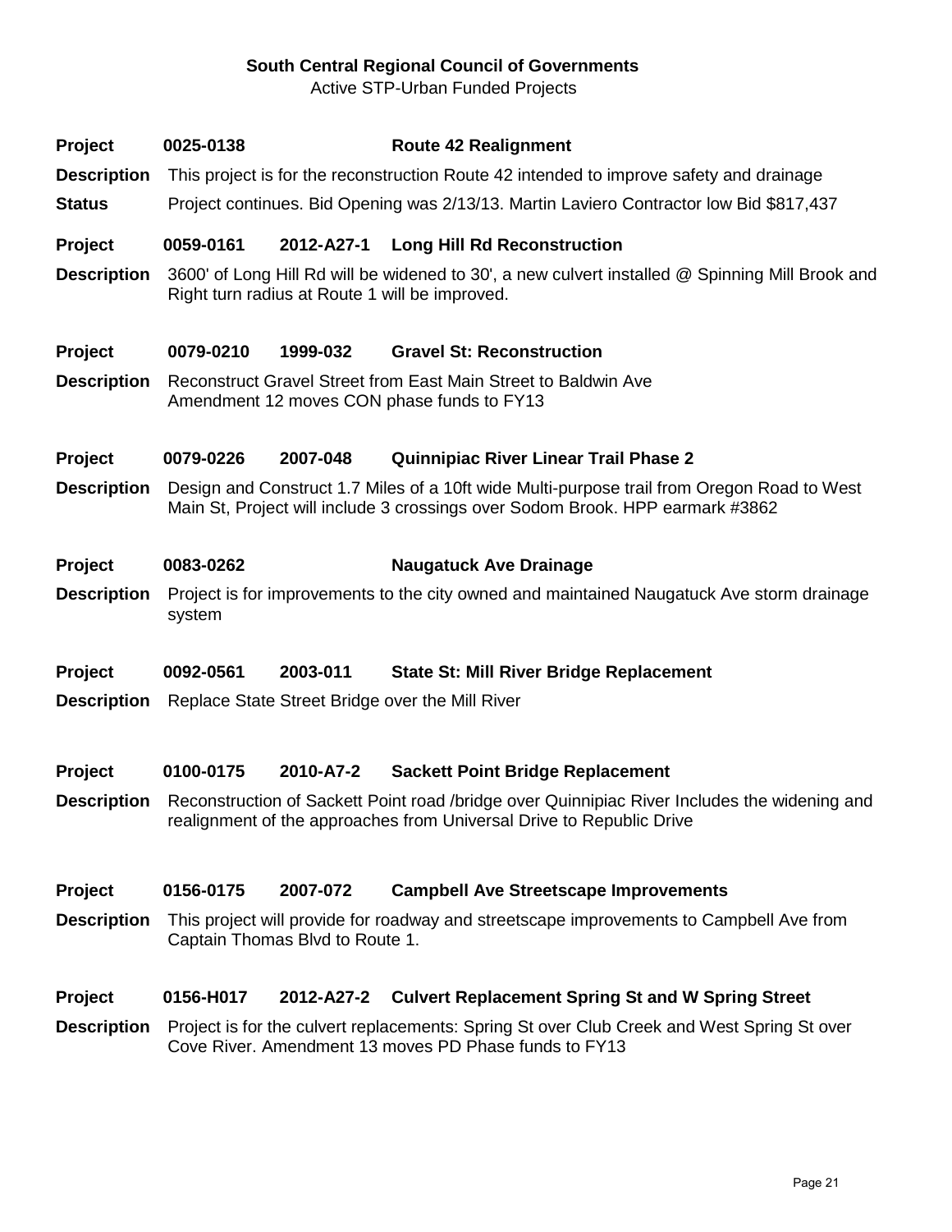**South Central Regional Council of Governments**

Active STP-Urban Funded Projects

**Project** **0025-0138** **Route 42 Realignment**

**Description** This project is for the reconstruction Route 42 intended to improve safety and drainage

**Status** Project continues. Bid Opening was 2/13/13. Martin Laviero Contractor low Bid $817,437

**Project** **0059-0161** **2012-A27-1** **Long Hill Rd Reconstruction**

**Description** 3600' of Long Hill Rd will be widened to 30', a new culvert installed @ Spinning Mill Brook and Right turn radius at Route 1 will be improved.

**Project** **0079-0210** **1999-032** **Gravel St: Reconstruction**

**Description** Reconstruct Gravel Street from East Main Street to Baldwin Ave
Amendment 12 moves CON phase funds to FY13

**Project** **0079-0226** **2007-048** **Quinnipiac River Linear Trail Phase 2**

**Description** Design and Construct 1.7 Miles of a 10ft wide Multi-purpose trail from Oregon Road to West Main St, Project will include 3 crossings over Sodom Brook. HPP earmark #3862

**Project** **0083-0262** **Naugatuck Ave Drainage**

**Description** Project is for improvements to the city owned and maintained Naugatuck Ave storm drainage system

**Project** **0092-0561** **2003-011** **State St: Mill River Bridge Replacement**

**Description** Replace State Street Bridge over the Mill River

**Project** **0100-0175** **2010-A7-2** **Sackett Point Bridge Replacement**

**Description** Reconstruction of Sackett Point road /bridge over Quinnipiac River Includes the widening and realignment of the approaches from Universal Drive to Republic Drive

**Project** **0156-0175** **2007-072** **Campbell Ave Streetscape Improvements**

**Description** This project will provide for roadway and streetscape improvements to Campbell Ave from Captain Thomas Blvd to Route 1.

**Project** **0156-H017** **2012-A27-2** **Culvert Replacement Spring St and W Spring Street**

**Description** Project is for the culvert replacements: Spring St over Club Creek and West Spring St over Cove River. Amendment 13 moves PD Phase funds to FY13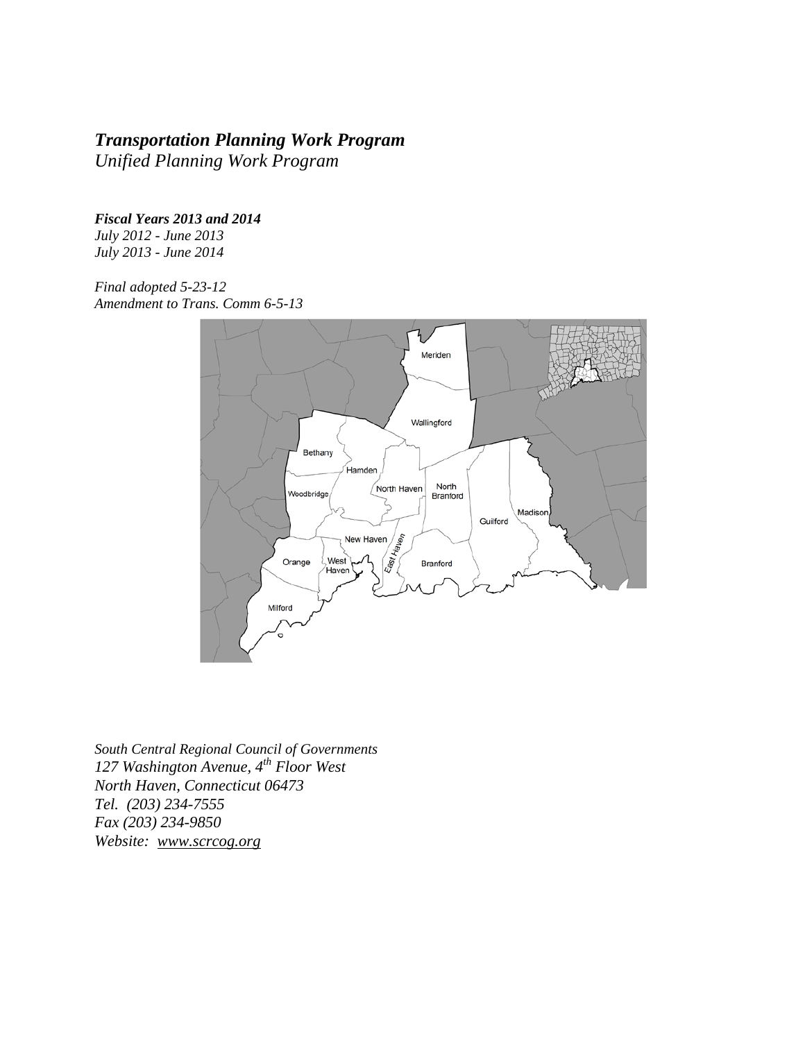# *Transportation Planning Work Program*

*Unified Planning Work Program*

***Fiscal Years 2013 and 2014***

*July 2012 - June 2013*
*July 2013 - June 2014*

*Final adopted 5-23-12*
*Amendment to Trans. Comm 6-5-13*

*South Central Regional Council of Governments*
*127 Washington Avenue, 4th Floor West*
*North Haven, Connecticut 06473*
*Tel. (203) 234-7555*
*Fax (203) 234-9850*
*Website: www.scrcog.org*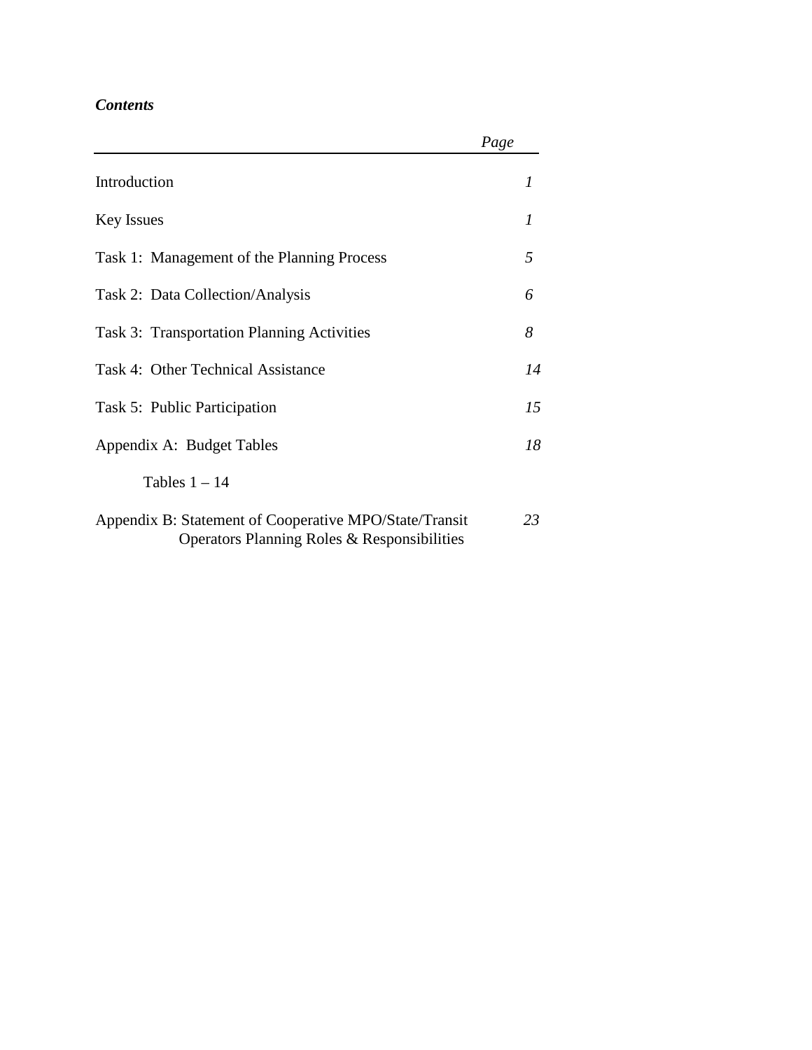***Contents***

| | *Page* |
|---|---|
| Introduction | *1* |
| Key Issues | *1* |
| Task 1: Management of the Planning Process | *5* |
| Task 2: Data Collection/Analysis | *6* |
| Task 3: Transportation Planning Activities | *8* |
| Task 4: Other Technical Assistance | *14* |
| Task 5: Public Participation | *15* |
| Appendix A: Budget Tables | *18* |
| Tables 1 – 14 | |
| Appendix B: Statement of Cooperative MPO/State/Transit Operators Planning Roles & Responsibilities | *23* |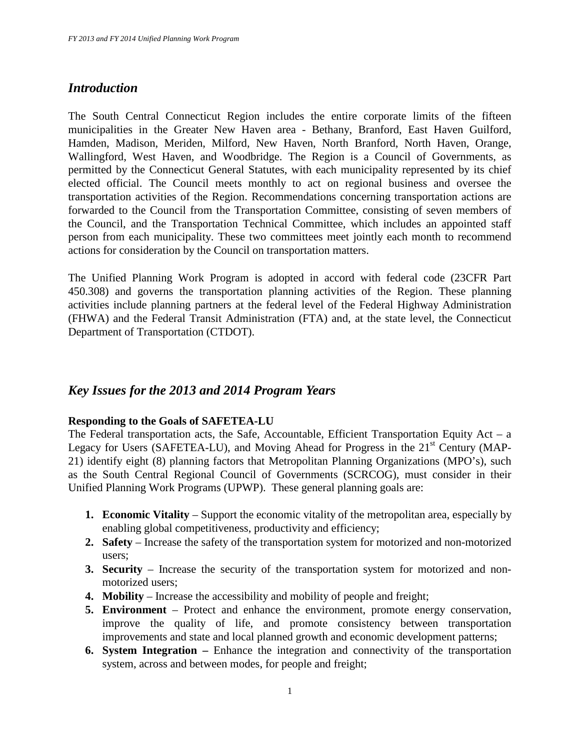## *Introduction*

The South Central Connecticut Region includes the entire corporate limits of the fifteen municipalities in the Greater New Haven area - Bethany, Branford, East Haven Guilford, Hamden, Madison, Meriden, Milford, New Haven, North Branford, North Haven, Orange, Wallingford, West Haven, and Woodbridge. The Region is a Council of Governments, as permitted by the Connecticut General Statutes, with each municipality represented by its chief elected official. The Council meets monthly to act on regional business and oversee the transportation activities of the Region. Recommendations concerning transportation actions are forwarded to the Council from the Transportation Committee, consisting of seven members of the Council, and the Transportation Technical Committee, which includes an appointed staff person from each municipality. These two committees meet jointly each month to recommend actions for consideration by the Council on transportation matters.

The Unified Planning Work Program is adopted in accord with federal code (23CFR Part 450.308) and governs the transportation planning activities of the Region. These planning activities include planning partners at the federal level of the Federal Highway Administration (FHWA) and the Federal Transit Administration (FTA) and, at the state level, the Connecticut Department of Transportation (CTDOT).

## *Key Issues for the 2013 and 2014 Program Years*

**Responding to the Goals of SAFETEA-LU**

The Federal transportation acts, the Safe, Accountable, Efficient Transportation Equity Act – a Legacy for Users (SAFETEA-LU), and Moving Ahead for Progress in the 21st Century (MAP-21) identify eight (8) planning factors that Metropolitan Planning Organizations (MPO's), such as the South Central Regional Council of Governments (SCRCOG), must consider in their Unified Planning Work Programs (UPWP). These general planning goals are:

1. **Economic Vitality** – Support the economic vitality of the metropolitan area, especially by enabling global competitiveness, productivity and efficiency;
2. **Safety** – Increase the safety of the transportation system for motorized and non-motorized users;
3. **Security** – Increase the security of the transportation system for motorized and non-motorized users;
4. **Mobility** – Increase the accessibility and mobility of people and freight;
5. **Environment** – Protect and enhance the environment, promote energy conservation, improve the quality of life, and promote consistency between transportation improvements and state and local planned growth and economic development patterns;
6. **System Integration –** Enhance the integration and connectivity of the transportation system, across and between modes, for people and freight;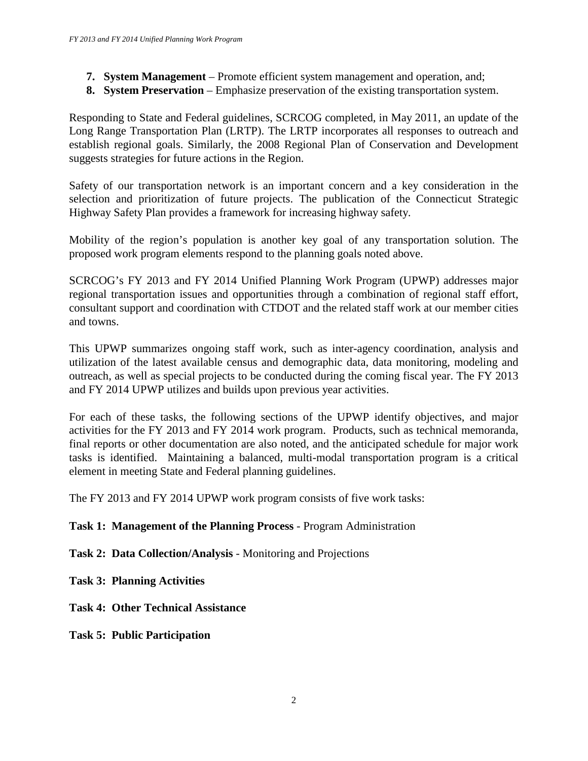7. **System Management** – Promote efficient system management and operation, and;
8. **System Preservation** – Emphasize preservation of the existing transportation system.

Responding to State and Federal guidelines, SCRCOG completed, in May 2011, an update of the Long Range Transportation Plan (LRTP). The LRTP incorporates all responses to outreach and establish regional goals. Similarly, the 2008 Regional Plan of Conservation and Development suggests strategies for future actions in the Region.

Safety of our transportation network is an important concern and a key consideration in the selection and prioritization of future projects. The publication of the Connecticut Strategic Highway Safety Plan provides a framework for increasing highway safety.

Mobility of the region's population is another key goal of any transportation solution. The proposed work program elements respond to the planning goals noted above.

SCRCOG's FY 2013 and FY 2014 Unified Planning Work Program (UPWP) addresses major regional transportation issues and opportunities through a combination of regional staff effort, consultant support and coordination with CTDOT and the related staff work at our member cities and towns.

This UPWP summarizes ongoing staff work, such as inter-agency coordination, analysis and utilization of the latest available census and demographic data, data monitoring, modeling and outreach, as well as special projects to be conducted during the coming fiscal year. The FY 2013 and FY 2014 UPWP utilizes and builds upon previous year activities.

For each of these tasks, the following sections of the UPWP identify objectives, and major activities for the FY 2013 and FY 2014 work program. Products, such as technical memoranda, final reports or other documentation are also noted, and the anticipated schedule for major work tasks is identified. Maintaining a balanced, multi-modal transportation program is a critical element in meeting State and Federal planning guidelines.

The FY 2013 and FY 2014 UPWP work program consists of five work tasks:

**Task 1: Management of the Planning Process** - Program Administration

**Task 2: Data Collection/Analysis** - Monitoring and Projections

**Task 3: Planning Activities**

**Task 4: Other Technical Assistance**

**Task 5: Public Participation**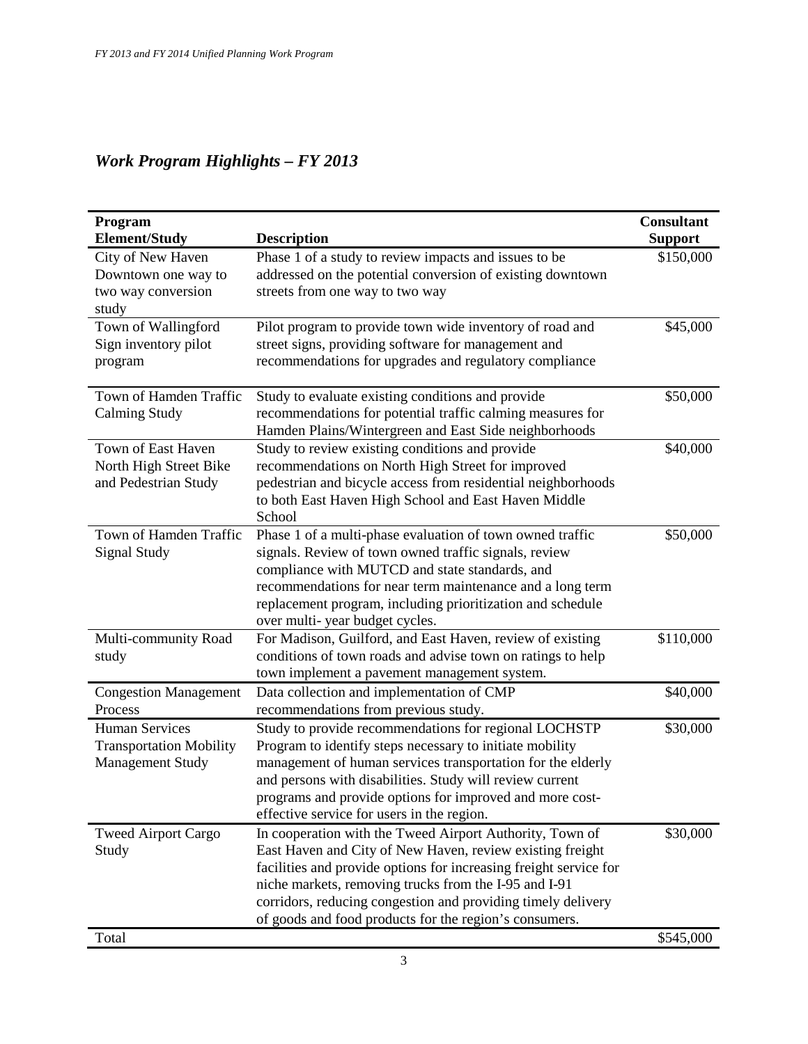## *Work Program Highlights – FY 2013*

| Program Element/Study | Description | Consultant Support |
|---|---|---|
| City of New Haven Downtown one way to two way conversion study | Phase 1 of a study to review impacts and issues to be addressed on the potential conversion of existing downtown streets from one way to two way | \$150,000 |
| Town of Wallingford Sign inventory pilot program | Pilot program to provide town wide inventory of road and street signs, providing software for management and recommendations for upgrades and regulatory compliance | \$45,000 |
| Town of Hamden Traffic Calming Study | Study to evaluate existing conditions and provide recommendations for potential traffic calming measures for Hamden Plains/Wintergreen and East Side neighborhoods | \$50,000 |
| Town of East Haven North High Street Bike and Pedestrian Study | Study to review existing conditions and provide recommendations on North High Street for improved pedestrian and bicycle access from residential neighborhoods to both East Haven High School and East Haven Middle School | \$40,000 |
| Town of Hamden Traffic Signal Study | Phase 1 of a multi-phase evaluation of town owned traffic signals. Review of town owned traffic signals, review compliance with MUTCD and state standards, and recommendations for near term maintenance and a long term replacement program, including prioritization and schedule over multi- year budget cycles. | \$50,000 |
| Multi-community Road study | For Madison, Guilford, and East Haven, review of existing conditions of town roads and advise town on ratings to help town implement a pavement management system. | \$110,000 |
| Congestion Management Process | Data collection and implementation of CMP recommendations from previous study. | \$40,000 |
| Human Services Transportation Mobility Management Study | Study to provide recommendations for regional LOCHSTP Program to identify steps necessary to initiate mobility management of human services transportation for the elderly and persons with disabilities. Study will review current programs and provide options for improved and more cost-effective service for users in the region. | \$30,000 |
| Tweed Airport Cargo Study | In cooperation with the Tweed Airport Authority, Town of East Haven and City of New Haven, review existing freight facilities and provide options for increasing freight service for niche markets, removing trucks from the I-95 and I-91 corridors, reducing congestion and providing timely delivery of goods and food products for the region's consumers. | \$30,000 |
| Total | | \$545,000 |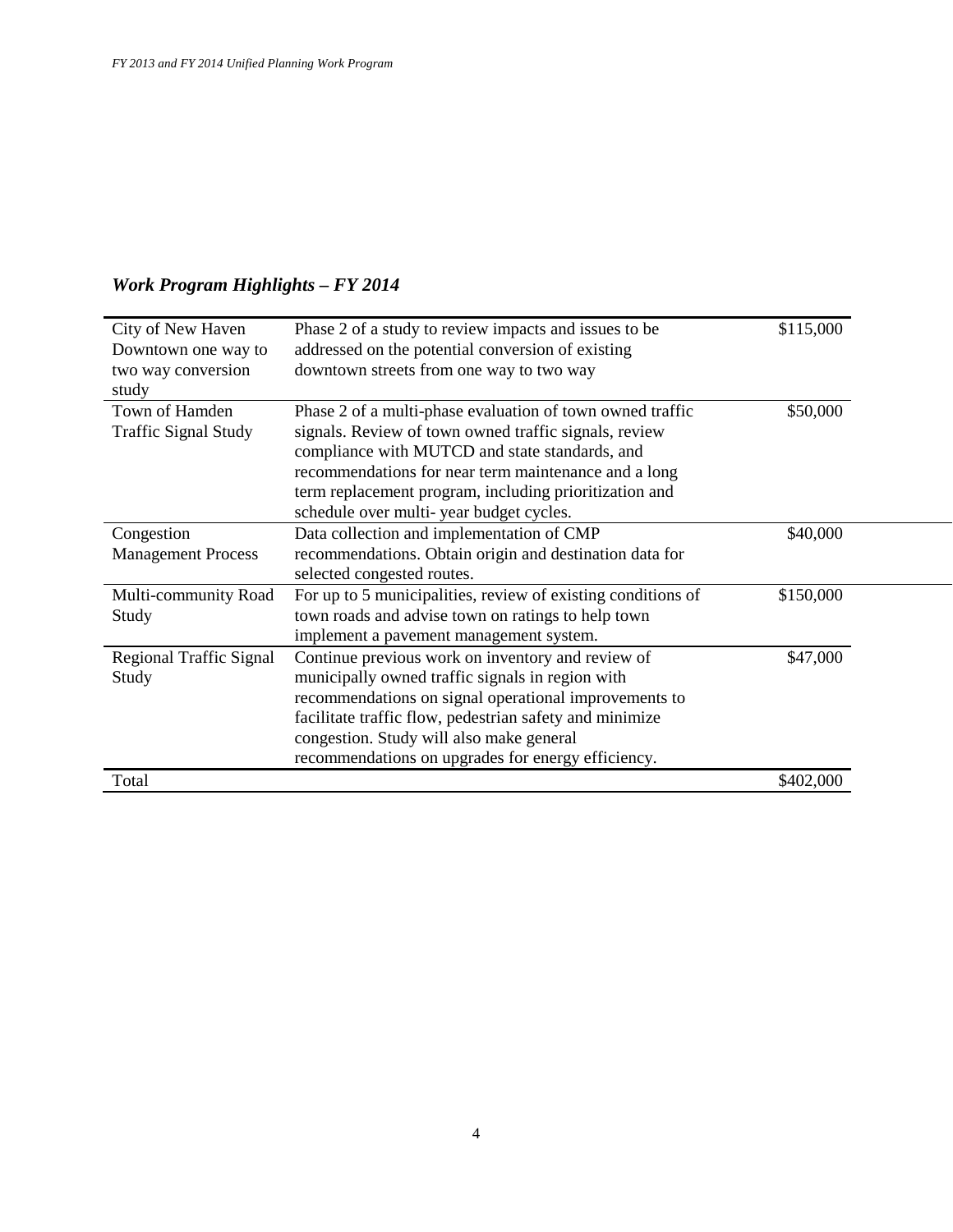### *Work Program Highlights – FY 2014*

| | | |
|---|---|---|
| City of New Haven Downtown one way to two way conversion study | Phase 2 of a study to review impacts and issues to be addressed on the potential conversion of existing downtown streets from one way to two way | $115,000 |
| Town of Hamden Traffic Signal Study | Phase 2 of a multi-phase evaluation of town owned traffic signals. Review of town owned traffic signals, review compliance with MUTCD and state standards, and recommendations for near term maintenance and a long term replacement program, including prioritization and schedule over multi- year budget cycles. | $50,000 |
| Congestion Management Process | Data collection and implementation of CMP recommendations. Obtain origin and destination data for selected congested routes. | $40,000 |
| Multi-community Road Study | For up to 5 municipalities, review of existing conditions of town roads and advise town on ratings to help town implement a pavement management system. | $150,000 |
| Regional Traffic Signal Study | Continue previous work on inventory and review of municipally owned traffic signals in region with recommendations on signal operational improvements to facilitate traffic flow, pedestrian safety and minimize congestion. Study will also make general recommendations on upgrades for energy efficiency. | $47,000 |
| Total | | $402,000 |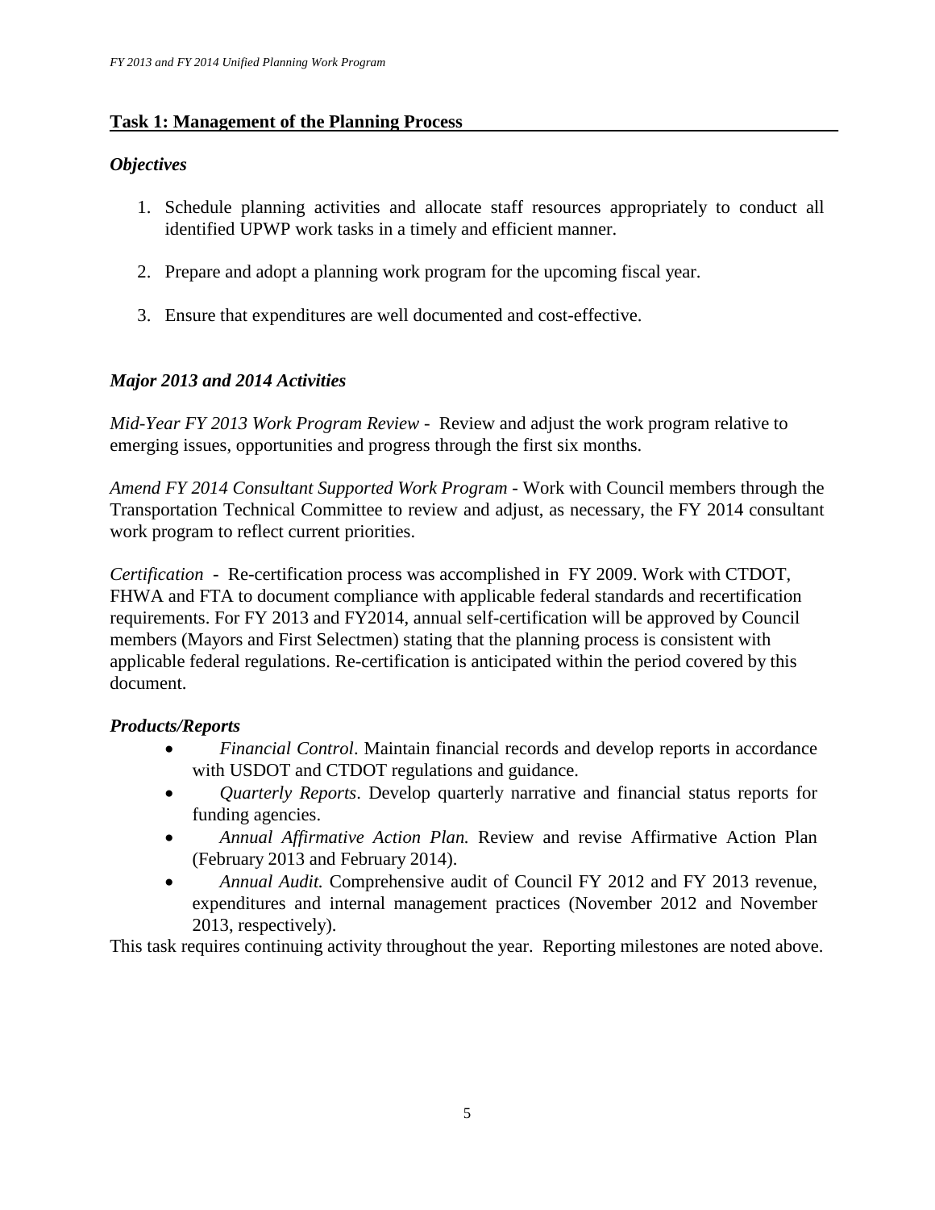### **Task 1: Management of the Planning Process**

#### *Objectives*

1. Schedule planning activities and allocate staff resources appropriately to conduct all identified UPWP work tasks in a timely and efficient manner.

2. Prepare and adopt a planning work program for the upcoming fiscal year.

3. Ensure that expenditures are well documented and cost-effective.

#### *Major 2013 and 2014 Activities*

*Mid-Year FY 2013 Work Program Review* - Review and adjust the work program relative to emerging issues, opportunities and progress through the first six months.

*Amend FY 2014 Consultant Supported Work Program* - Work with Council members through the Transportation Technical Committee to review and adjust, as necessary, the FY 2014 consultant work program to reflect current priorities.

*Certification* - Re-certification process was accomplished in FY 2009. Work with CTDOT, FHWA and FTA to document compliance with applicable federal standards and recertification requirements. For FY 2013 and FY2014, annual self-certification will be approved by Council members (Mayors and First Selectmen) stating that the planning process is consistent with applicable federal regulations. Re-certification is anticipated within the period covered by this document.

#### *Products/Reports*

- *Financial Control*. Maintain financial records and develop reports in accordance with USDOT and CTDOT regulations and guidance.
- *Quarterly Reports*. Develop quarterly narrative and financial status reports for funding agencies.
- *Annual Affirmative Action Plan.* Review and revise Affirmative Action Plan (February 2013 and February 2014).
- *Annual Audit.* Comprehensive audit of Council FY 2012 and FY 2013 revenue, expenditures and internal management practices (November 2012 and November 2013, respectively).

This task requires continuing activity throughout the year. Reporting milestones are noted above.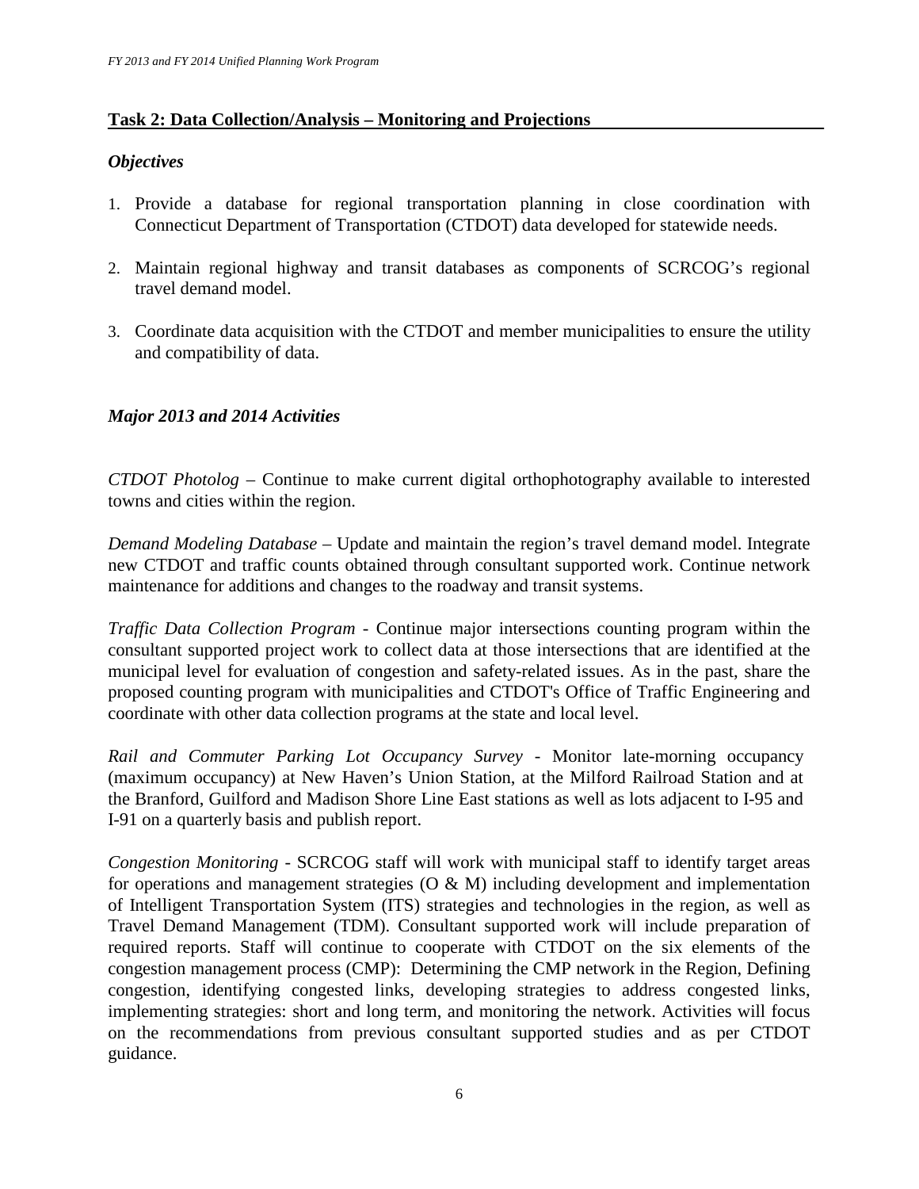## Task 2: Data Collection/Analysis – Monitoring and Projections

### *Objectives*

1. Provide a database for regional transportation planning in close coordination with Connecticut Department of Transportation (CTDOT) data developed for statewide needs.

2. Maintain regional highway and transit databases as components of SCRCOG's regional travel demand model.

3. Coordinate data acquisition with the CTDOT and member municipalities to ensure the utility and compatibility of data.

### *Major 2013 and 2014 Activities*

*CTDOT Photolog* – Continue to make current digital orthophotography available to interested towns and cities within the region.

*Demand Modeling Database* – Update and maintain the region's travel demand model. Integrate new CTDOT and traffic counts obtained through consultant supported work. Continue network maintenance for additions and changes to the roadway and transit systems.

*Traffic Data Collection Program* - Continue major intersections counting program within the consultant supported project work to collect data at those intersections that are identified at the municipal level for evaluation of congestion and safety-related issues. As in the past, share the proposed counting program with municipalities and CTDOT's Office of Traffic Engineering and coordinate with other data collection programs at the state and local level.

*Rail and Commuter Parking Lot Occupancy Survey* - Monitor late-morning occupancy (maximum occupancy) at New Haven's Union Station, at the Milford Railroad Station and at the Branford, Guilford and Madison Shore Line East stations as well as lots adjacent to I-95 and I-91 on a quarterly basis and publish report.

*Congestion Monitoring* - SCRCOG staff will work with municipal staff to identify target areas for operations and management strategies (O & M) including development and implementation of Intelligent Transportation System (ITS) strategies and technologies in the region, as well as Travel Demand Management (TDM). Consultant supported work will include preparation of required reports. Staff will continue to cooperate with CTDOT on the six elements of the congestion management process (CMP): Determining the CMP network in the Region, Defining congestion, identifying congested links, developing strategies to address congested links, implementing strategies: short and long term, and monitoring the network. Activities will focus on the recommendations from previous consultant supported studies and as per CTDOT guidance.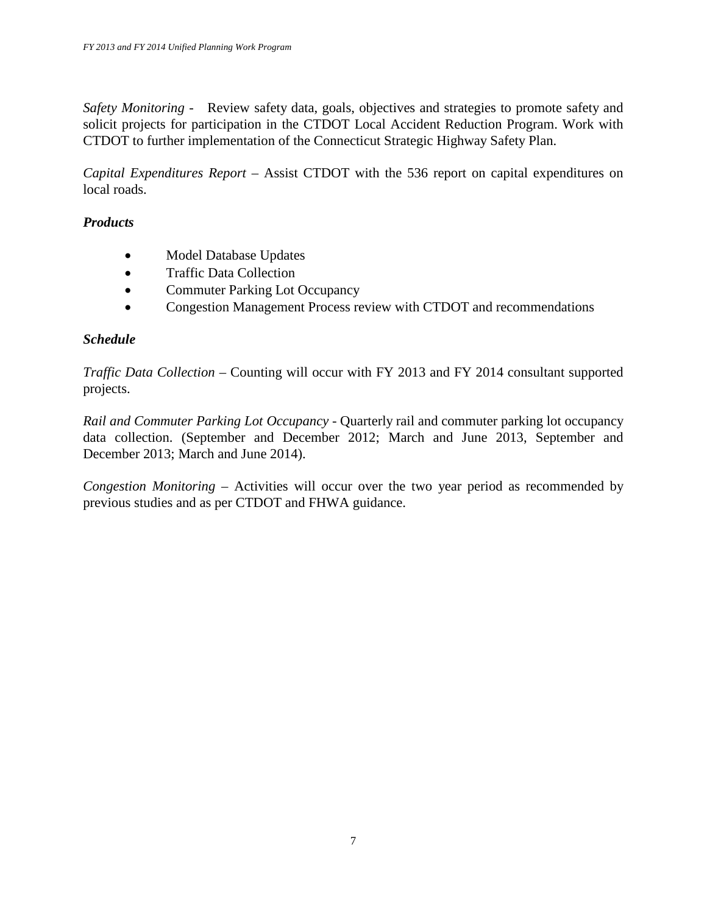*Safety Monitoring* - Review safety data, goals, objectives and strategies to promote safety and solicit projects for participation in the CTDOT Local Accident Reduction Program. Work with CTDOT to further implementation of the Connecticut Strategic Highway Safety Plan.

*Capital Expenditures Report* – Assist CTDOT with the 536 report on capital expenditures on local roads.

***Products***

- Model Database Updates
- Traffic Data Collection
- Commuter Parking Lot Occupancy
- Congestion Management Process review with CTDOT and recommendations

***Schedule***

*Traffic Data Collection* – Counting will occur with FY 2013 and FY 2014 consultant supported projects.

*Rail and Commuter Parking Lot Occupancy* - Quarterly rail and commuter parking lot occupancy data collection. (September and December 2012; March and June 2013, September and December 2013; March and June 2014).

*Congestion Monitoring* – Activities will occur over the two year period as recommended by previous studies and as per CTDOT and FHWA guidance.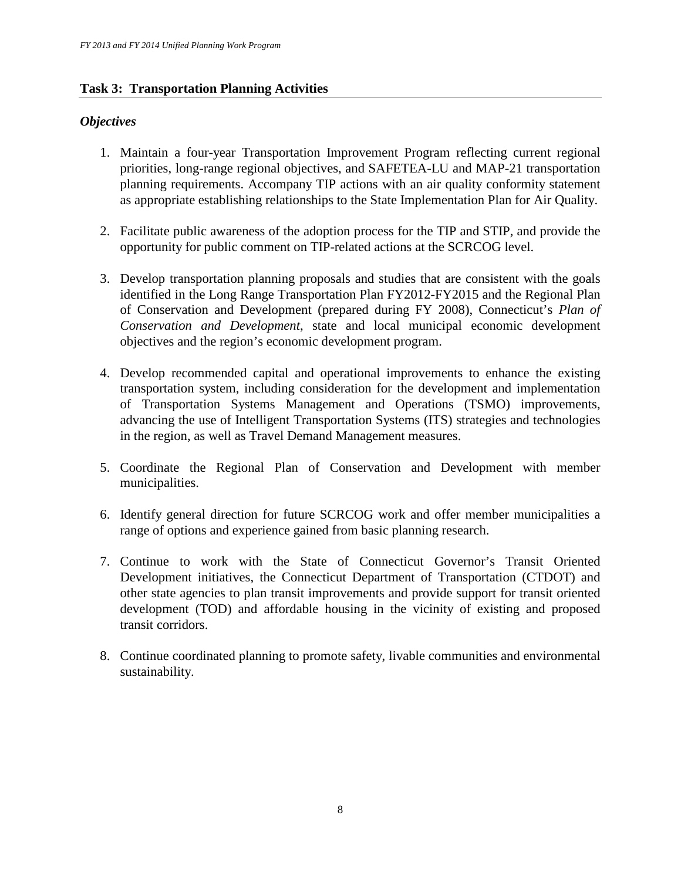## Task 3: Transportation Planning Activities

### *Objectives*

1. Maintain a four-year Transportation Improvement Program reflecting current regional priorities, long-range regional objectives, and SAFETEA-LU and MAP-21 transportation planning requirements. Accompany TIP actions with an air quality conformity statement as appropriate establishing relationships to the State Implementation Plan for Air Quality.

2. Facilitate public awareness of the adoption process for the TIP and STIP, and provide the opportunity for public comment on TIP-related actions at the SCRCOG level.

3. Develop transportation planning proposals and studies that are consistent with the goals identified in the Long Range Transportation Plan FY2012-FY2015 and the Regional Plan of Conservation and Development (prepared during FY 2008), Connecticut's *Plan of Conservation and Development*, state and local municipal economic development objectives and the region's economic development program.

4. Develop recommended capital and operational improvements to enhance the existing transportation system, including consideration for the development and implementation of Transportation Systems Management and Operations (TSMO) improvements, advancing the use of Intelligent Transportation Systems (ITS) strategies and technologies in the region, as well as Travel Demand Management measures.

5. Coordinate the Regional Plan of Conservation and Development with member municipalities.

6. Identify general direction for future SCRCOG work and offer member municipalities a range of options and experience gained from basic planning research.

7. Continue to work with the State of Connecticut Governor's Transit Oriented Development initiatives, the Connecticut Department of Transportation (CTDOT) and other state agencies to plan transit improvements and provide support for transit oriented development (TOD) and affordable housing in the vicinity of existing and proposed transit corridors.

8. Continue coordinated planning to promote safety, livable communities and environmental sustainability.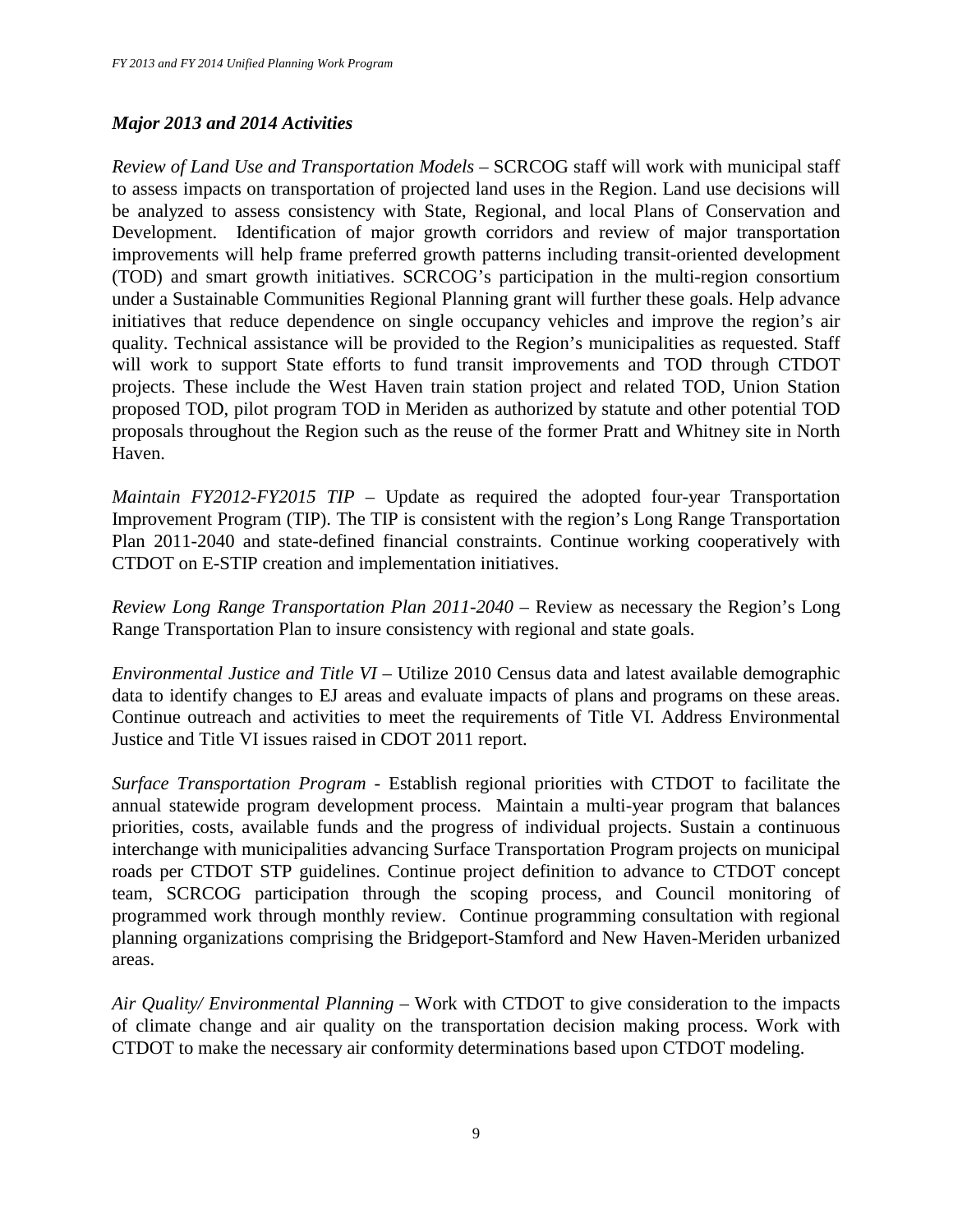### *Major 2013 and 2014 Activities*

*Review of Land Use and Transportation Models* – SCRCOG staff will work with municipal staff to assess impacts on transportation of projected land uses in the Region. Land use decisions will be analyzed to assess consistency with State, Regional, and local Plans of Conservation and Development. Identification of major growth corridors and review of major transportation improvements will help frame preferred growth patterns including transit-oriented development (TOD) and smart growth initiatives. SCRCOG's participation in the multi-region consortium under a Sustainable Communities Regional Planning grant will further these goals. Help advance initiatives that reduce dependence on single occupancy vehicles and improve the region's air quality. Technical assistance will be provided to the Region's municipalities as requested. Staff will work to support State efforts to fund transit improvements and TOD through CTDOT projects. These include the West Haven train station project and related TOD, Union Station proposed TOD, pilot program TOD in Meriden as authorized by statute and other potential TOD proposals throughout the Region such as the reuse of the former Pratt and Whitney site in North Haven.

*Maintain FY2012-FY2015 TIP* – Update as required the adopted four-year Transportation Improvement Program (TIP). The TIP is consistent with the region's Long Range Transportation Plan 2011-2040 and state-defined financial constraints. Continue working cooperatively with CTDOT on E-STIP creation and implementation initiatives.

*Review Long Range Transportation Plan 2011-2040* – Review as necessary the Region's Long Range Transportation Plan to insure consistency with regional and state goals.

*Environmental Justice and Title VI* – Utilize 2010 Census data and latest available demographic data to identify changes to EJ areas and evaluate impacts of plans and programs on these areas. Continue outreach and activities to meet the requirements of Title VI. Address Environmental Justice and Title VI issues raised in CDOT 2011 report.

*Surface Transportation Program* - Establish regional priorities with CTDOT to facilitate the annual statewide program development process. Maintain a multi-year program that balances priorities, costs, available funds and the progress of individual projects. Sustain a continuous interchange with municipalities advancing Surface Transportation Program projects on municipal roads per CTDOT STP guidelines. Continue project definition to advance to CTDOT concept team, SCRCOG participation through the scoping process, and Council monitoring of programmed work through monthly review. Continue programming consultation with regional planning organizations comprising the Bridgeport-Stamford and New Haven-Meriden urbanized areas.

*Air Quality/ Environmental Planning* – Work with CTDOT to give consideration to the impacts of climate change and air quality on the transportation decision making process. Work with CTDOT to make the necessary air conformity determinations based upon CTDOT modeling.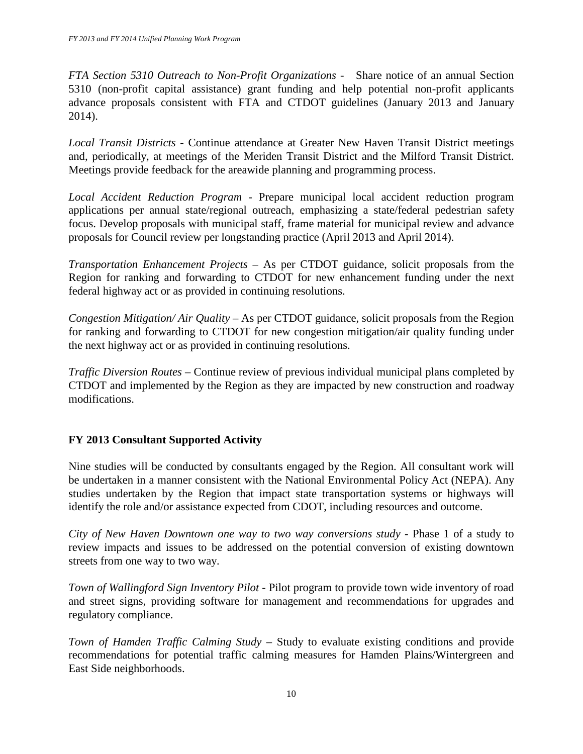*FTA Section 5310 Outreach to Non-Profit Organizations* - Share notice of an annual Section 5310 (non-profit capital assistance) grant funding and help potential non-profit applicants advance proposals consistent with FTA and CTDOT guidelines (January 2013 and January 2014).

*Local Transit Districts* - Continue attendance at Greater New Haven Transit District meetings and, periodically, at meetings of the Meriden Transit District and the Milford Transit District. Meetings provide feedback for the areawide planning and programming process.

*Local Accident Reduction Program* - Prepare municipal local accident reduction program applications per annual state/regional outreach, emphasizing a state/federal pedestrian safety focus. Develop proposals with municipal staff, frame material for municipal review and advance proposals for Council review per longstanding practice (April 2013 and April 2014).

*Transportation Enhancement Projects* – As per CTDOT guidance, solicit proposals from the Region for ranking and forwarding to CTDOT for new enhancement funding under the next federal highway act or as provided in continuing resolutions.

*Congestion Mitigation/ Air Quality* – As per CTDOT guidance, solicit proposals from the Region for ranking and forwarding to CTDOT for new congestion mitigation/air quality funding under the next highway act or as provided in continuing resolutions.

*Traffic Diversion Routes* – Continue review of previous individual municipal plans completed by CTDOT and implemented by the Region as they are impacted by new construction and roadway modifications.

**FY 2013 Consultant Supported Activity**

Nine studies will be conducted by consultants engaged by the Region. All consultant work will be undertaken in a manner consistent with the National Environmental Policy Act (NEPA). Any studies undertaken by the Region that impact state transportation systems or highways will identify the role and/or assistance expected from CDOT, including resources and outcome.

*City of New Haven Downtown one way to two way conversions study* - Phase 1 of a study to review impacts and issues to be addressed on the potential conversion of existing downtown streets from one way to two way.

*Town of Wallingford Sign Inventory Pilot* - Pilot program to provide town wide inventory of road and street signs, providing software for management and recommendations for upgrades and regulatory compliance.

*Town of Hamden Traffic Calming Study* – Study to evaluate existing conditions and provide recommendations for potential traffic calming measures for Hamden Plains/Wintergreen and East Side neighborhoods.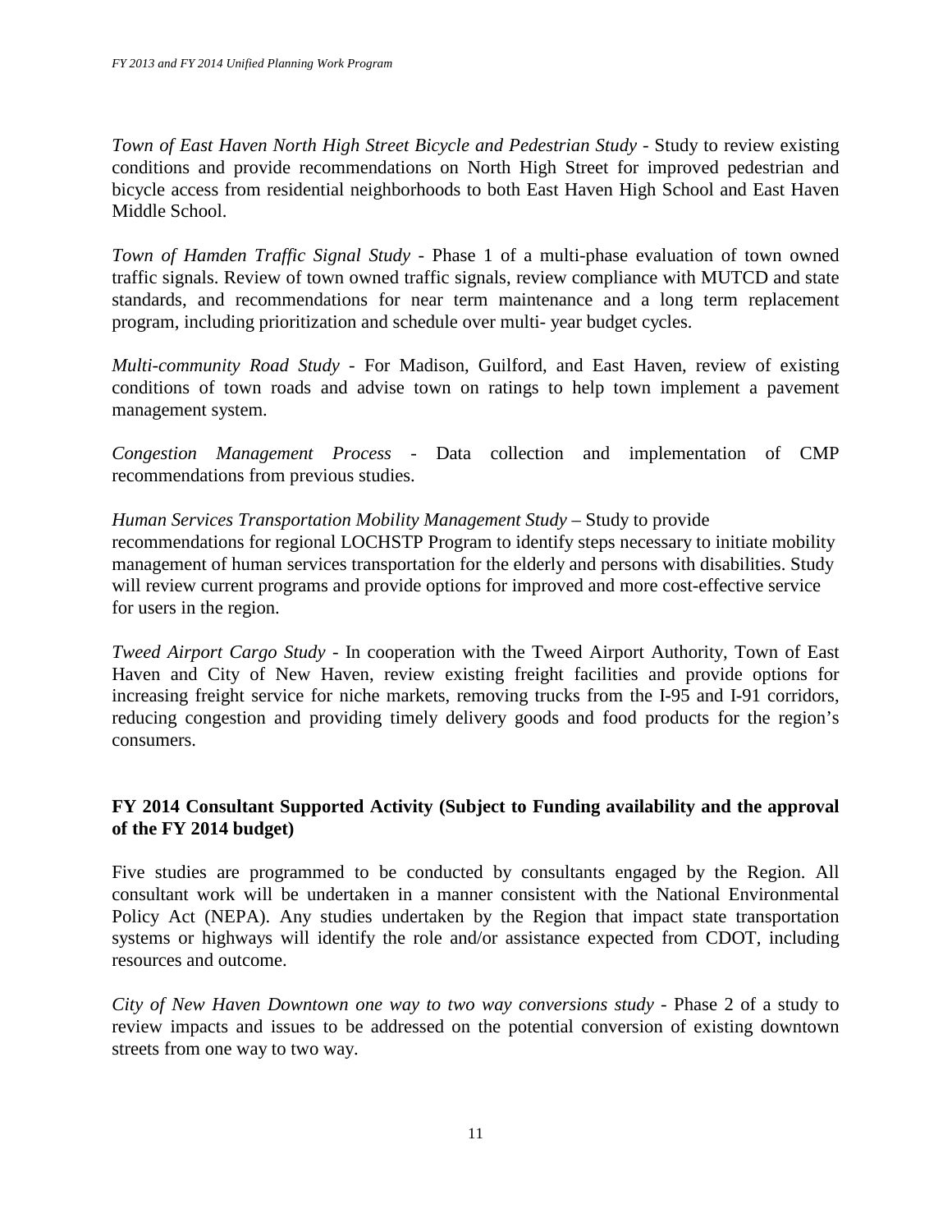*Town of East Haven North High Street Bicycle and Pedestrian Study* - Study to review existing conditions and provide recommendations on North High Street for improved pedestrian and bicycle access from residential neighborhoods to both East Haven High School and East Haven Middle School.

*Town of Hamden Traffic Signal Study* - Phase 1 of a multi-phase evaluation of town owned traffic signals. Review of town owned traffic signals, review compliance with MUTCD and state standards, and recommendations for near term maintenance and a long term replacement program, including prioritization and schedule over multi- year budget cycles.

*Multi-community Road Study* - For Madison, Guilford, and East Haven, review of existing conditions of town roads and advise town on ratings to help town implement a pavement management system.

*Congestion Management Process* - Data collection and implementation of CMP recommendations from previous studies.

*Human Services Transportation Mobility Management Study* – Study to provide recommendations for regional LOCHSTP Program to identify steps necessary to initiate mobility management of human services transportation for the elderly and persons with disabilities. Study will review current programs and provide options for improved and more cost-effective service for users in the region.

*Tweed Airport Cargo Study* - In cooperation with the Tweed Airport Authority, Town of East Haven and City of New Haven, review existing freight facilities and provide options for increasing freight service for niche markets, removing trucks from the I-95 and I-91 corridors, reducing congestion and providing timely delivery goods and food products for the region's consumers.

**FY 2014 Consultant Supported Activity (Subject to Funding availability and the approval of the FY 2014 budget)**

Five studies are programmed to be conducted by consultants engaged by the Region. All consultant work will be undertaken in a manner consistent with the National Environmental Policy Act (NEPA). Any studies undertaken by the Region that impact state transportation systems or highways will identify the role and/or assistance expected from CDOT, including resources and outcome.

*City of New Haven Downtown one way to two way conversions study* - Phase 2 of a study to review impacts and issues to be addressed on the potential conversion of existing downtown streets from one way to two way.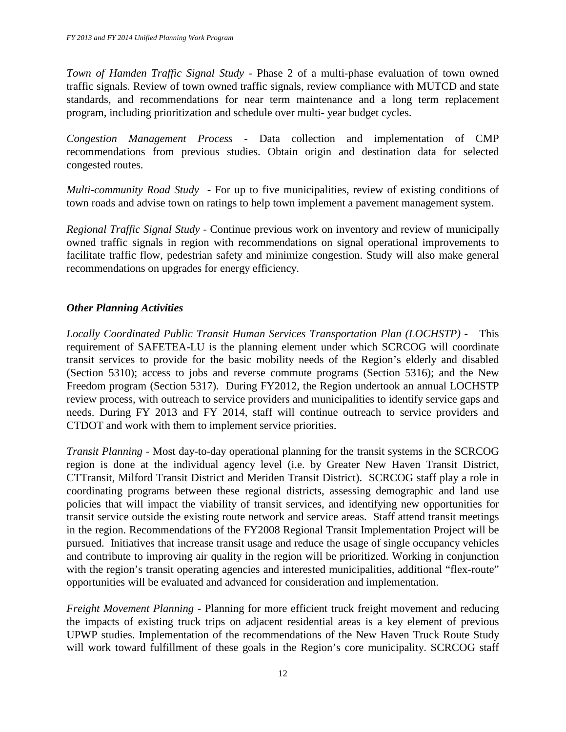*Town of Hamden Traffic Signal Study* - Phase 2 of a multi-phase evaluation of town owned traffic signals. Review of town owned traffic signals, review compliance with MUTCD and state standards, and recommendations for near term maintenance and a long term replacement program, including prioritization and schedule over multi- year budget cycles.

*Congestion Management Process* - Data collection and implementation of CMP recommendations from previous studies. Obtain origin and destination data for selected congested routes.

*Multi-community Road Study* - For up to five municipalities, review of existing conditions of town roads and advise town on ratings to help town implement a pavement management system.

*Regional Traffic Signal Study* - Continue previous work on inventory and review of municipally owned traffic signals in region with recommendations on signal operational improvements to facilitate traffic flow, pedestrian safety and minimize congestion. Study will also make general recommendations on upgrades for energy efficiency.

### *Other Planning Activities*

*Locally Coordinated Public Transit Human Services Transportation Plan (LOCHSTP)* - This requirement of SAFETEA-LU is the planning element under which SCRCOG will coordinate transit services to provide for the basic mobility needs of the Region's elderly and disabled (Section 5310); access to jobs and reverse commute programs (Section 5316); and the New Freedom program (Section 5317). During FY2012, the Region undertook an annual LOCHSTP review process, with outreach to service providers and municipalities to identify service gaps and needs. During FY 2013 and FY 2014, staff will continue outreach to service providers and CTDOT and work with them to implement service priorities.

*Transit Planning* - Most day-to-day operational planning for the transit systems in the SCRCOG region is done at the individual agency level (i.e. by Greater New Haven Transit District, CTTransit, Milford Transit District and Meriden Transit District). SCRCOG staff play a role in coordinating programs between these regional districts, assessing demographic and land use policies that will impact the viability of transit services, and identifying new opportunities for transit service outside the existing route network and service areas. Staff attend transit meetings in the region. Recommendations of the FY2008 Regional Transit Implementation Project will be pursued. Initiatives that increase transit usage and reduce the usage of single occupancy vehicles and contribute to improving air quality in the region will be prioritized. Working in conjunction with the region's transit operating agencies and interested municipalities, additional "flex-route" opportunities will be evaluated and advanced for consideration and implementation.

*Freight Movement Planning* - Planning for more efficient truck freight movement and reducing the impacts of existing truck trips on adjacent residential areas is a key element of previous UPWP studies. Implementation of the recommendations of the New Haven Truck Route Study will work toward fulfillment of these goals in the Region's core municipality. SCRCOG staff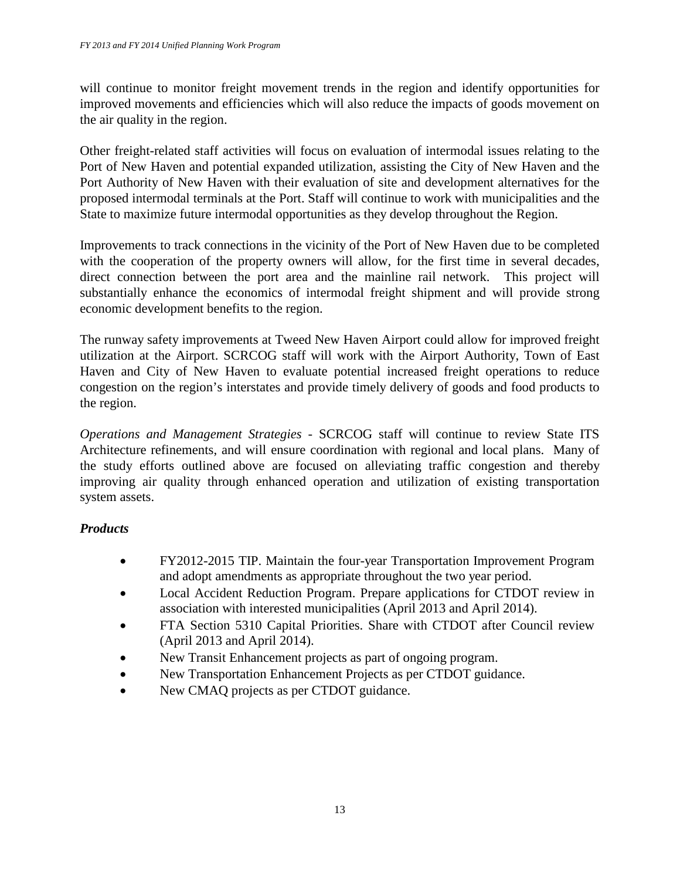will continue to monitor freight movement trends in the region and identify opportunities for improved movements and efficiencies which will also reduce the impacts of goods movement on the air quality in the region.

Other freight-related staff activities will focus on evaluation of intermodal issues relating to the Port of New Haven and potential expanded utilization, assisting the City of New Haven and the Port Authority of New Haven with their evaluation of site and development alternatives for the proposed intermodal terminals at the Port. Staff will continue to work with municipalities and the State to maximize future intermodal opportunities as they develop throughout the Region.

Improvements to track connections in the vicinity of the Port of New Haven due to be completed with the cooperation of the property owners will allow, for the first time in several decades, direct connection between the port area and the mainline rail network. This project will substantially enhance the economics of intermodal freight shipment and will provide strong economic development benefits to the region.

The runway safety improvements at Tweed New Haven Airport could allow for improved freight utilization at the Airport. SCRCOG staff will work with the Airport Authority, Town of East Haven and City of New Haven to evaluate potential increased freight operations to reduce congestion on the region's interstates and provide timely delivery of goods and food products to the region.

*Operations and Management Strategies* - SCRCOG staff will continue to review State ITS Architecture refinements, and will ensure coordination with regional and local plans. Many of the study efforts outlined above are focused on alleviating traffic congestion and thereby improving air quality through enhanced operation and utilization of existing transportation system assets.

### *Products*

- FY2012-2015 TIP. Maintain the four-year Transportation Improvement Program and adopt amendments as appropriate throughout the two year period.
- Local Accident Reduction Program. Prepare applications for CTDOT review in association with interested municipalities (April 2013 and April 2014).
- FTA Section 5310 Capital Priorities. Share with CTDOT after Council review (April 2013 and April 2014).
- New Transit Enhancement projects as part of ongoing program.
- New Transportation Enhancement Projects as per CTDOT guidance.
- New CMAQ projects as per CTDOT guidance.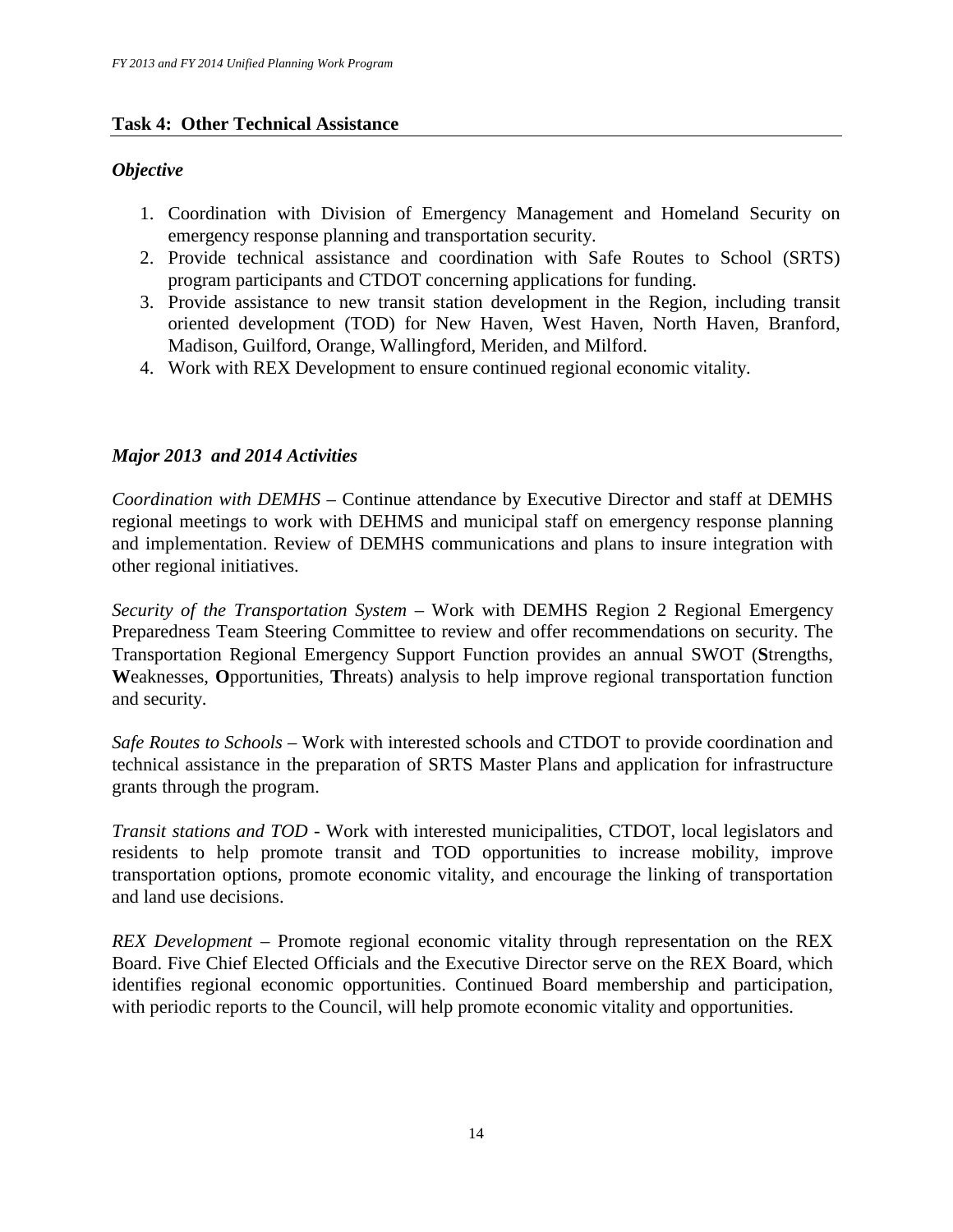## Task 4: Other Technical Assistance

### *Objective*

1. Coordination with Division of Emergency Management and Homeland Security on emergency response planning and transportation security.
2. Provide technical assistance and coordination with Safe Routes to School (SRTS) program participants and CTDOT concerning applications for funding.
3. Provide assistance to new transit station development in the Region, including transit oriented development (TOD) for New Haven, West Haven, North Haven, Branford, Madison, Guilford, Orange, Wallingford, Meriden, and Milford.
4. Work with REX Development to ensure continued regional economic vitality.

### *Major 2013 and 2014 Activities*

*Coordination with DEMHS* – Continue attendance by Executive Director and staff at DEMHS regional meetings to work with DEHMS and municipal staff on emergency response planning and implementation. Review of DEMHS communications and plans to insure integration with other regional initiatives.

*Security of the Transportation System* – Work with DEMHS Region 2 Regional Emergency Preparedness Team Steering Committee to review and offer recommendations on security. The Transportation Regional Emergency Support Function provides an annual SWOT (**S**trengths, **W**eaknesses, **O**pportunities, **T**hreats) analysis to help improve regional transportation function and security.

*Safe Routes to Schools* – Work with interested schools and CTDOT to provide coordination and technical assistance in the preparation of SRTS Master Plans and application for infrastructure grants through the program.

*Transit stations and TOD* - Work with interested municipalities, CTDOT, local legislators and residents to help promote transit and TOD opportunities to increase mobility, improve transportation options, promote economic vitality, and encourage the linking of transportation and land use decisions.

*REX Development* – Promote regional economic vitality through representation on the REX Board. Five Chief Elected Officials and the Executive Director serve on the REX Board, which identifies regional economic opportunities. Continued Board membership and participation, with periodic reports to the Council, will help promote economic vitality and opportunities.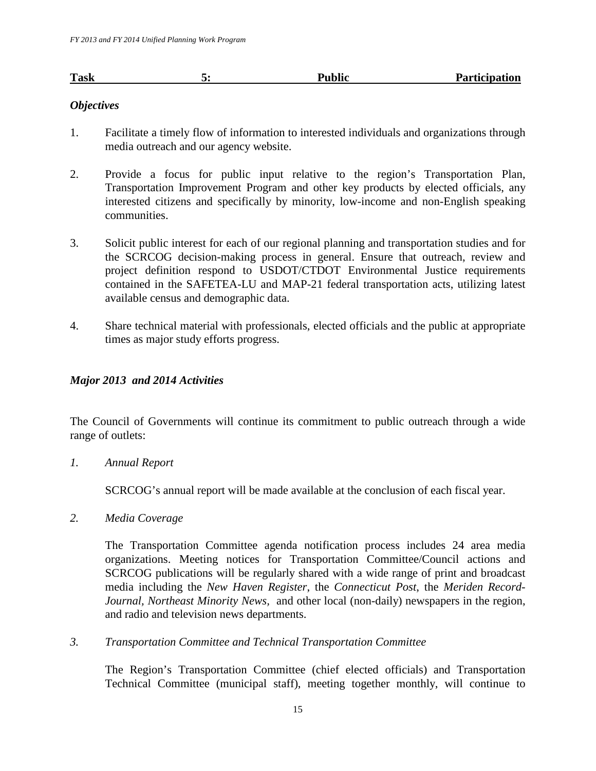## Task 5: Public Participation

### *Objectives*

1. Facilitate a timely flow of information to interested individuals and organizations through media outreach and our agency website.

2. Provide a focus for public input relative to the region's Transportation Plan, Transportation Improvement Program and other key products by elected officials, any interested citizens and specifically by minority, low-income and non-English speaking communities.

3. Solicit public interest for each of our regional planning and transportation studies and for the SCRCOG decision-making process in general. Ensure that outreach, review and project definition respond to USDOT/CTDOT Environmental Justice requirements contained in the SAFETEA-LU and MAP-21 federal transportation acts, utilizing latest available census and demographic data.

4. Share technical material with professionals, elected officials and the public at appropriate times as major study efforts progress.

### *Major 2013 and 2014 Activities*

The Council of Governments will continue its commitment to public outreach through a wide range of outlets:

*1. Annual Report*

SCRCOG's annual report will be made available at the conclusion of each fiscal year.

*2. Media Coverage*

The Transportation Committee agenda notification process includes 24 area media organizations. Meeting notices for Transportation Committee/Council actions and SCRCOG publications will be regularly shared with a wide range of print and broadcast media including the *New Haven Register*, the *Connecticut Post*, the *Meriden Record-Journal, Northeast Minority News*, and other local (non-daily) newspapers in the region, and radio and television news departments.

*3. Transportation Committee and Technical Transportation Committee*

The Region's Transportation Committee (chief elected officials) and Transportation Technical Committee (municipal staff), meeting together monthly, will continue to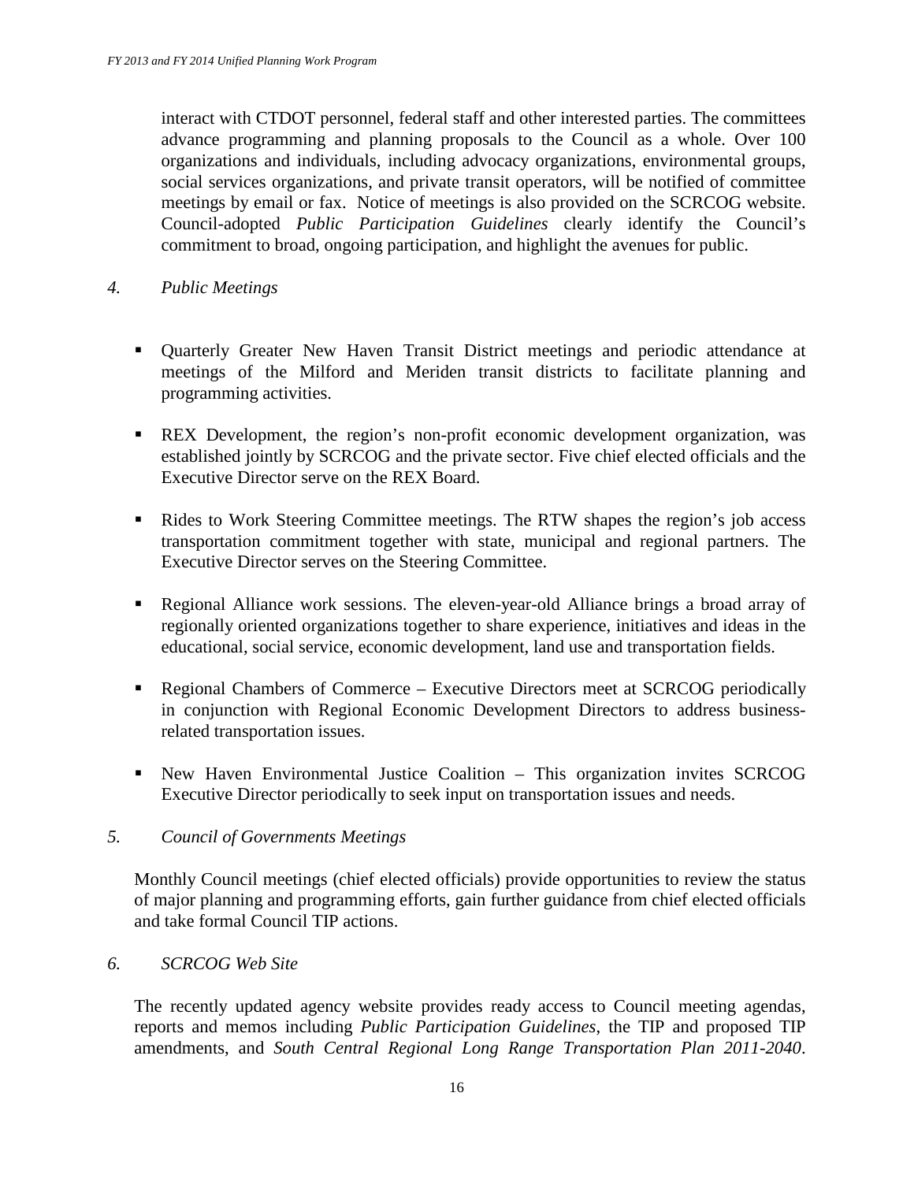interact with CTDOT personnel, federal staff and other interested parties. The committees advance programming and planning proposals to the Council as a whole. Over 100 organizations and individuals, including advocacy organizations, environmental groups, social services organizations, and private transit operators, will be notified of committee meetings by email or fax. Notice of meetings is also provided on the SCRCOG website. Council-adopted *Public Participation Guidelines* clearly identify the Council's commitment to broad, ongoing participation, and highlight the avenues for public.

*4. Public Meetings*

- Quarterly Greater New Haven Transit District meetings and periodic attendance at meetings of the Milford and Meriden transit districts to facilitate planning and programming activities.
- REX Development, the region's non-profit economic development organization, was established jointly by SCRCOG and the private sector. Five chief elected officials and the Executive Director serve on the REX Board.
- Rides to Work Steering Committee meetings. The RTW shapes the region's job access transportation commitment together with state, municipal and regional partners. The Executive Director serves on the Steering Committee.
- Regional Alliance work sessions. The eleven-year-old Alliance brings a broad array of regionally oriented organizations together to share experience, initiatives and ideas in the educational, social service, economic development, land use and transportation fields.
- Regional Chambers of Commerce – Executive Directors meet at SCRCOG periodically in conjunction with Regional Economic Development Directors to address business-related transportation issues.
- New Haven Environmental Justice Coalition – This organization invites SCRCOG Executive Director periodically to seek input on transportation issues and needs.

*5. Council of Governments Meetings*

Monthly Council meetings (chief elected officials) provide opportunities to review the status of major planning and programming efforts, gain further guidance from chief elected officials and take formal Council TIP actions.

*6. SCRCOG Web Site*

The recently updated agency website provides ready access to Council meeting agendas, reports and memos including *Public Participation Guidelines*, the TIP and proposed TIP amendments, and *South Central Regional Long Range Transportation Plan 2011-2040*.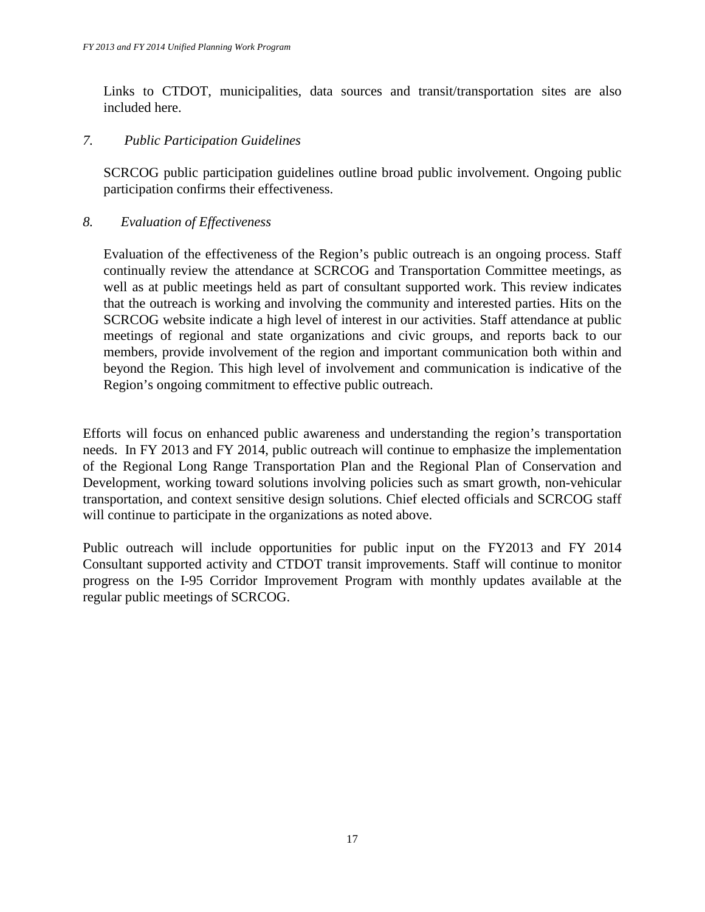Links to CTDOT, municipalities, data sources and transit/transportation sites are also included here.

*7. Public Participation Guidelines*

SCRCOG public participation guidelines outline broad public involvement. Ongoing public participation confirms their effectiveness.

*8. Evaluation of Effectiveness*

Evaluation of the effectiveness of the Region's public outreach is an ongoing process. Staff continually review the attendance at SCRCOG and Transportation Committee meetings, as well as at public meetings held as part of consultant supported work. This review indicates that the outreach is working and involving the community and interested parties. Hits on the SCRCOG website indicate a high level of interest in our activities. Staff attendance at public meetings of regional and state organizations and civic groups, and reports back to our members, provide involvement of the region and important communication both within and beyond the Region. This high level of involvement and communication is indicative of the Region's ongoing commitment to effective public outreach.

Efforts will focus on enhanced public awareness and understanding the region's transportation needs. In FY 2013 and FY 2014, public outreach will continue to emphasize the implementation of the Regional Long Range Transportation Plan and the Regional Plan of Conservation and Development, working toward solutions involving policies such as smart growth, non-vehicular transportation, and context sensitive design solutions. Chief elected officials and SCRCOG staff will continue to participate in the organizations as noted above.

Public outreach will include opportunities for public input on the FY2013 and FY 2014 Consultant supported activity and CTDOT transit improvements. Staff will continue to monitor progress on the I-95 Corridor Improvement Program with monthly updates available at the regular public meetings of SCRCOG.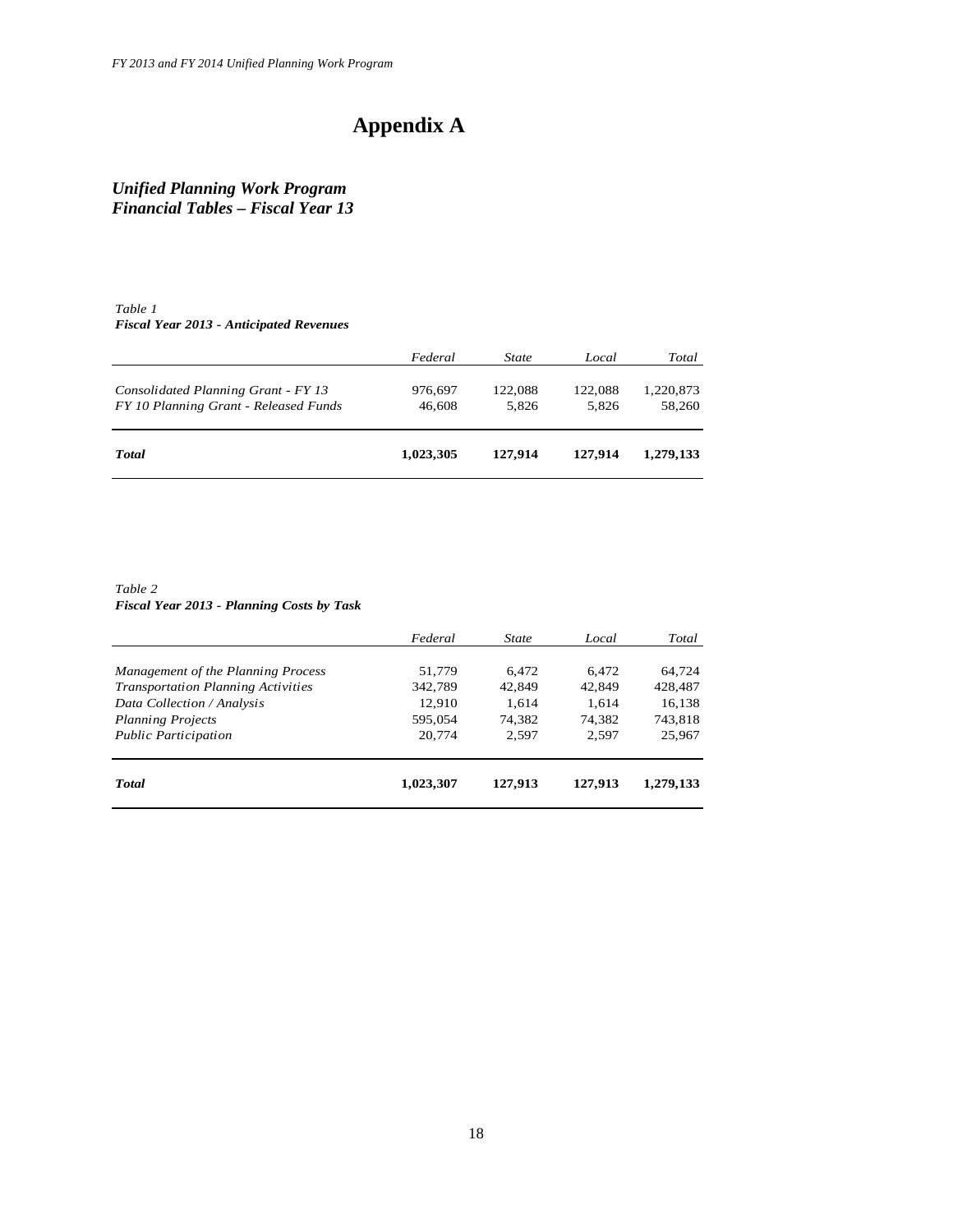# Appendix A

## *Unified Planning Work Program*
## *Financial Tables – Fiscal Year 13*

*Table 1*
***Fiscal Year 2013 - Anticipated Revenues***

| | *Federal* | *State* | *Local* | *Total* |
|---|---|---|---|---|
| *Consolidated Planning Grant - FY 13* | 976,697 | 122,088 | 122,088 | 1,220,873 |
| *FY 10 Planning Grant - Released Funds* | 46,608 | 5,826 | 5,826 | 58,260 |
| ***Total*** | **1,023,305** | **127,914** | **127,914** | **1,279,133** |

*Table 2*
***Fiscal Year 2013 - Planning Costs by Task***

| | *Federal* | *State* | *Local* | *Total* |
|---|---|---|---|---|
| *Management of the Planning Process* | 51,779 | 6,472 | 6,472 | 64,724 |
| *Transportation Planning Activities* | 342,789 | 42,849 | 42,849 | 428,487 |
| *Data Collection / Analysis* | 12,910 | 1,614 | 1,614 | 16,138 |
| *Planning Projects* | 595,054 | 74,382 | 74,382 | 743,818 |
| *Public Participation* | 20,774 | 2,597 | 2,597 | 25,967 |
| ***Total*** | **1,023,307** | **127,913** | **127,913** | **1,279,133** |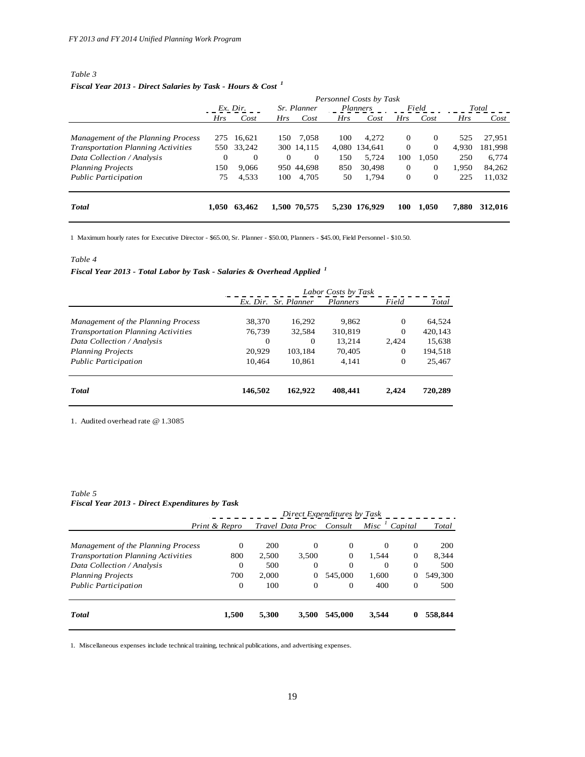*Table 3*

***Fiscal Year 2013 - Direct Salaries by Task - Hours & Cost*** [1]

| | *Personnel Costs by Task* | | | | | | | | | |
|---|---|---|---|---|---|---|---|---|---|---|
| | *Ex. Dir.* | | *Sr. Planner* | | *Planners* | | *Field* | | *Total* | |
| | *Hrs* | *Cost* | *Hrs* | *Cost* | *Hrs* | *Cost* | *Hrs* | *Cost* | *Hrs* | *Cost* |
| *Management of the Planning Process* | 275 | 16,621 | 150 | 7,058 | 100 | 4,272 | 0 | 0 | 525 | 27,951 |
| *Transportation Planning Activities* | 550 | 33,242 | 300 | 14,115 | 4,080 | 134,641 | 0 | 0 | 4,930 | 181,998 |
| *Data Collection / Analysis* | 0 | 0 | 0 | 0 | 150 | 5,724 | 100 | 1,050 | 250 | 6,774 |
| *Planning Projects* | 150 | 9,066 | 950 | 44,698 | 850 | 30,498 | 0 | 0 | 1,950 | 84,262 |
| *Public Participation* | 75 | 4,533 | 100 | 4,705 | 50 | 1,794 | 0 | 0 | 225 | 11,032 |
| ***Total*** | **1,050** | **63,462** | **1,500** | **70,575** | **5,230** | **176,929** | **100** | **1,050** | **7,880** | **312,016** |

1 Maximum hourly rates for Executive Director - $65.00, Sr. Planner - $50.00, Planners - $45.00, Field Personnel - $10.50.

*Table 4*

***Fiscal Year 2013 - Total Labor by Task - Salaries & Overhead Applied*** [1]

| | *Labor Costs by Task* | | | | |
|---|---|---|---|---|---|
| | *Ex. Dir.* | *Sr. Planner* | *Planners* | *Field* | *Total* |
| *Management of the Planning Process* | 38,370 | 16,292 | 9,862 | 0 | 64,524 |
| *Transportation Planning Activities* | 76,739 | 32,584 | 310,819 | 0 | 420,143 |
| *Data Collection / Analysis* | 0 | 0 | 13,214 | 2,424 | 15,638 |
| *Planning Projects* | 20,929 | 103,184 | 70,405 | 0 | 194,518 |
| *Public Participation* | 10,464 | 10,861 | 4,141 | 0 | 25,467 |
| ***Total*** | **146,502** | **162,922** | **408,441** | **2,424** | **720,289** |

1. Audited overhead rate @ 1.3085

*Table 5*

***Fiscal Year 2013 - Direct Expenditures by Task***

| | *Direct Expenditures by Task* | | | | | | |
|---|---|---|---|---|---|---|---|
| | *Print & Repro* | *Travel* | *Data Proc* | *Consult* | *Misc* [1] | *Capital* | *Total* |
| *Management of the Planning Process* | 0 | 200 | 0 | 0 | 0 | 0 | 200 |
| *Transportation Planning Activities* | 800 | 2,500 | 3,500 | 0 | 1,544 | 0 | 8,344 |
| *Data Collection / Analysis* | 0 | 500 | 0 | 0 | 0 | 0 | 500 |
| *Planning Projects* | 700 | 2,000 | 0 | 545,000 | 1,600 | 0 | 549,300 |
| *Public Participation* | 0 | 100 | 0 | 0 | 400 | 0 | 500 |
| ***Total*** | **1,500** | **5,300** | **3,500** | **545,000** | **3,544** | **0** | **558,844** |

1. Miscellaneous expenses include technical training, technical publications, and advertising expenses.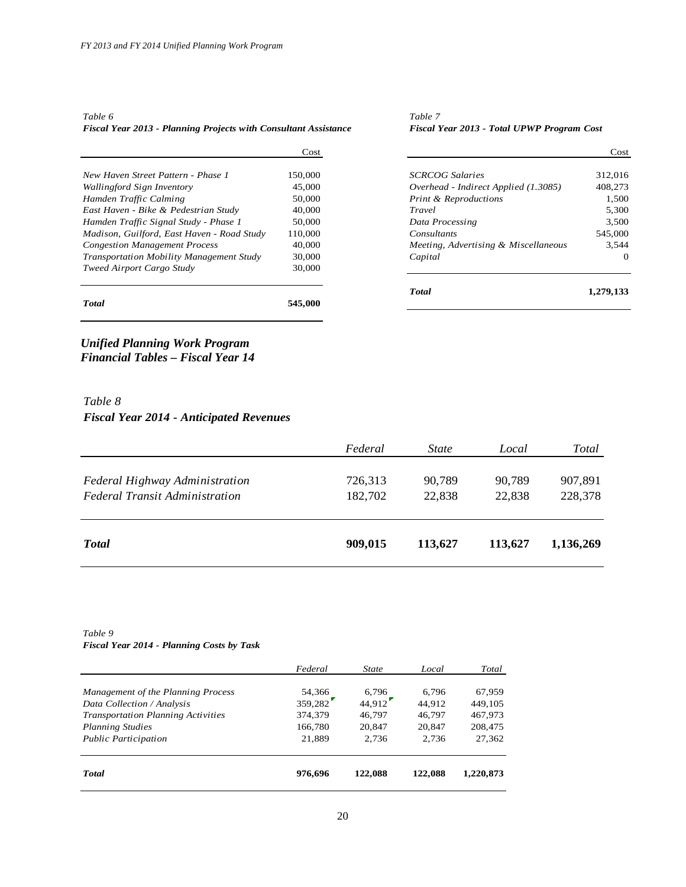*Table 6*
***Fiscal Year 2013 - Planning Projects with Consultant Assistance***

| | Cost |
|---|---|
| *New Haven Street Pattern - Phase 1* | 150,000 |
| *Wallingford Sign Inventory* | 45,000 |
| *Hamden Traffic Calming* | 50,000 |
| *East Haven - Bike & Pedestrian Study* | 40,000 |
| *Hamden Traffic Signal Study - Phase 1* | 50,000 |
| *Madison, Guilford, East Haven - Road Study* | 110,000 |
| *Congestion Management Process* | 40,000 |
| *Transportation Mobility Management Study* | 30,000 |
| *Tweed Airport Cargo Study* | 30,000 |
| ***Total*** | **545,000** |

*Table 7*
***Fiscal Year 2013 - Total UPWP Program Cost***

| | Cost |
|---|---|
| *SCRCOG Salaries* | 312,016 |
| *Overhead - Indirect Applied (1.3085)* | 408,273 |
| *Print & Reproductions* | 1,500 |
| *Travel* | 5,300 |
| *Data Processing* | 3,500 |
| *Consultants* | 545,000 |
| *Meeting, Advertising & Miscellaneous* | 3,544 |
| *Capital* | 0 |
| ***Total*** | **1,279,133** |

## *Unified Planning Work Program Financial Tables – Fiscal Year 14*

*Table 8*
***Fiscal Year 2014 - Anticipated Revenues***

| | *Federal* | *State* | *Local* | *Total* |
|---|---|---|---|---|
| *Federal Highway Administration* | 726,313 | 90,789 | 90,789 | 907,891 |
| *Federal Transit Administration* | 182,702 | 22,838 | 22,838 | 228,378 |
| ***Total*** | **909,015** | **113,627** | **113,627** | **1,136,269** |

*Table 9*
***Fiscal Year 2014 - Planning Costs by Task***

| | *Federal* | *State* | *Local* | *Total* |
|---|---|---|---|---|
| *Management of the Planning Process* | 54,366 | 6,796 | 6,796 | 67,959 |
| *Data Collection / Analysis* | 359,282 | 44,912 | 44,912 | 449,105 |
| *Transportation Planning Activities* | 374,379 | 46,797 | 46,797 | 467,973 |
| *Planning Studies* | 166,780 | 20,847 | 20,847 | 208,475 |
| *Public Participation* | 21,889 | 2,736 | 2,736 | 27,362 |
| ***Total*** | **976,696** | **122,088** | **122,088** | **1,220,873** |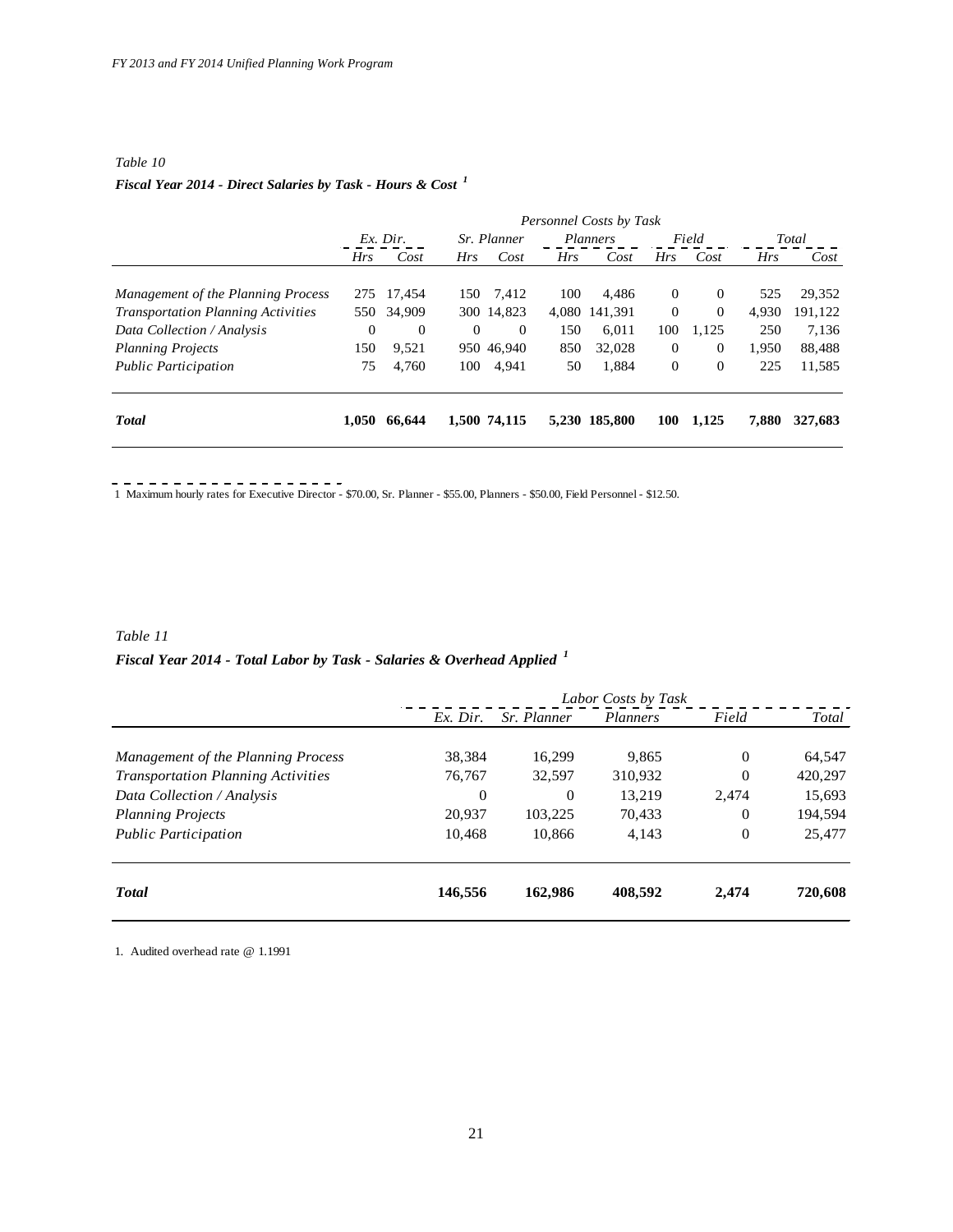*Table 10*

***Fiscal Year 2014 - Direct Salaries by Task - Hours & Cost*** [1]

| | *Personnel Costs by Task* | | | | | | | | | |
|---|---|---|---|---|---|---|---|---|---|---|
| | *Ex. Dir.* | | *Sr. Planner* | | *Planners* | | *Field* | | *Total* | |
| | *Hrs* | *Cost* | *Hrs* | *Cost* | *Hrs* | *Cost* | *Hrs* | *Cost* | *Hrs* | *Cost* |
| *Management of the Planning Process* | 275 | 17,454 | 150 | 7,412 | 100 | 4,486 | 0 | 0 | 525 | 29,352 |
| *Transportation Planning Activities* | 550 | 34,909 | 300 | 14,823 | 4,080 | 141,391 | 0 | 0 | 4,930 | 191,122 |
| *Data Collection / Analysis* | 0 | 0 | 0 | 0 | 150 | 6,011 | 100 | 1,125 | 250 | 7,136 |
| *Planning Projects* | 150 | 9,521 | 950 | 46,940 | 850 | 32,028 | 0 | 0 | 1,950 | 88,488 |
| *Public Participation* | 75 | 4,760 | 100 | 4,941 | 50 | 1,884 | 0 | 0 | 225 | 11,585 |
| ***Total*** | **1,050** | **66,644** | **1,500** | **74,115** | **5,230** | **185,800** | **100** | **1,125** | **7,880** | **327,683** |

1 Maximum hourly rates for Executive Director - $70.00, Sr. Planner - $55.00, Planners - $50.00, Field Personnel - $12.50.

*Table 11*

***Fiscal Year 2014 - Total Labor by Task - Salaries & Overhead Applied*** [1]

| | *Labor Costs by Task* | | | | |
|---|---|---|---|---|---|
| | *Ex. Dir.* | *Sr. Planner* | *Planners* | *Field* | *Total* |
| *Management of the Planning Process* | 38,384 | 16,299 | 9,865 | 0 | 64,547 |
| *Transportation Planning Activities* | 76,767 | 32,597 | 310,932 | 0 | 420,297 |
| *Data Collection / Analysis* | 0 | 0 | 13,219 | 2,474 | 15,693 |
| *Planning Projects* | 20,937 | 103,225 | 70,433 | 0 | 194,594 |
| *Public Participation* | 10,468 | 10,866 | 4,143 | 0 | 25,477 |
| ***Total*** | **146,556** | **162,986** | **408,592** | **2,474** | **720,608** |

1. Audited overhead rate @ 1.1991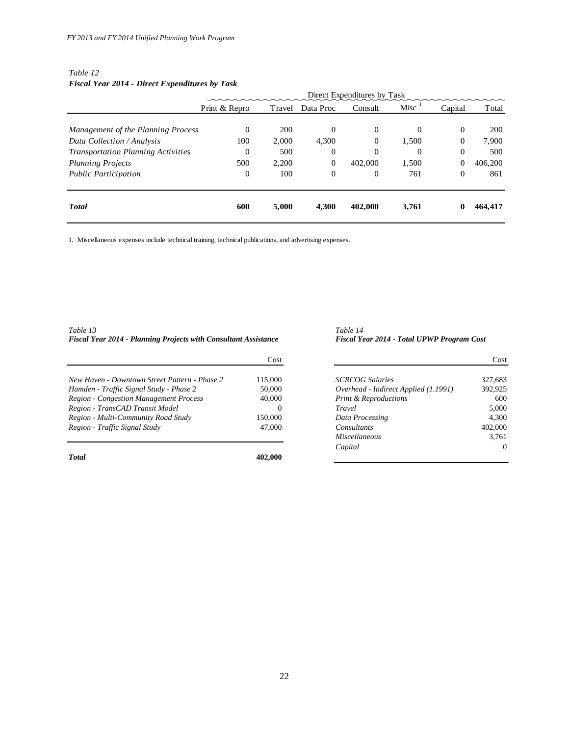*Table 12*
***Fiscal Year 2014 - Direct Expenditures by Task***

| | Direct Expenditures by Task | | | | | | |
|---|---|---|---|---|---|---|---|
| | Print & Repro | Travel | Data Proc | Consult | Misc [1] | Capital | Total |
| *Management of the Planning Process* | 0 | 200 | 0 | 0 | 0 | 0 | 200 |
| *Data Collection / Analysis* | 100 | 2,000 | 4,300 | 0 | 1,500 | 0 | 7,900 |
| *Transportation Planning Activities* | 0 | 500 | 0 | 0 | 0 | 0 | 500 |
| *Planning Projects* | 500 | 2,200 | 0 | 402,000 | 1,500 | 0 | 406,200 |
| *Public Participation* | 0 | 100 | 0 | 0 | 761 | 0 | 861 |
| ***Total*** | **600** | **5,000** | **4,300** | **402,000** | **3,761** | **0** | **464,417** |

1. Miscellaneous expenses include technical training, technical publications, and advertising expenses.

*Table 13*
***Fiscal Year 2014 - Planning Projects with Consultant Assistance***

| | Cost |
|---|---|
| *New Haven - Downtown Street Pattern - Phase 2* | 115,000 |
| *Hamden - Traffic Signal Study - Phase 2* | 50,000 |
| *Region - Congestion Management Process* | 40,000 |
| *Region - TransCAD Transit Model* | 0 |
| *Region - Multi-Community Road Study* | 150,000 |
| *Region - Traffic Signal Study* | 47,000 |
| ***Total*** | **402,000** |

*Table 14*
***Fiscal Year 2014 - Total UPWP Program Cost***

| | Cost |
|---|---|
| *SCRCOG Salaries* | 327,683 |
| *Overhead - Indirect Applied (1.1991)* | 392,925 |
| *Print & Reproductions* | 600 |
| *Travel* | 5,000 |
| *Data Processing* | 4,300 |
| *Consultants* | 402,000 |
| *Miscellaneous* | 3,761 |
| *Capital* | 0 |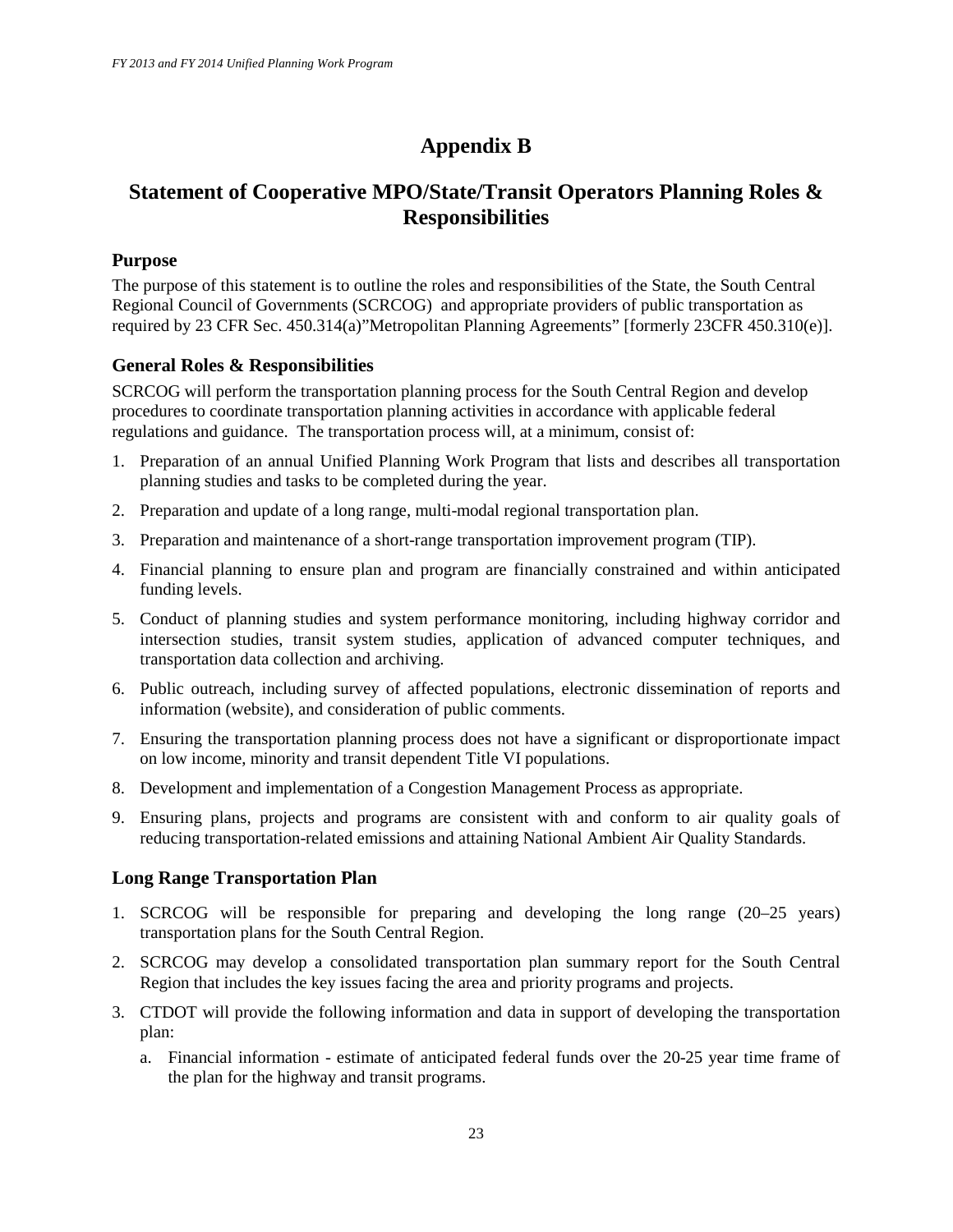# Appendix B

## Statement of Cooperative MPO/State/Transit Operators Planning Roles & Responsibilities

### Purpose

The purpose of this statement is to outline the roles and responsibilities of the State, the South Central Regional Council of Governments (SCRCOG) and appropriate providers of public transportation as required by 23 CFR Sec. 450.314(a)"Metropolitan Planning Agreements" [formerly 23CFR 450.310(e)].

### General Roles & Responsibilities

SCRCOG will perform the transportation planning process for the South Central Region and develop procedures to coordinate transportation planning activities in accordance with applicable federal regulations and guidance. The transportation process will, at a minimum, consist of:

1. Preparation of an annual Unified Planning Work Program that lists and describes all transportation planning studies and tasks to be completed during the year.
2. Preparation and update of a long range, multi-modal regional transportation plan.
3. Preparation and maintenance of a short-range transportation improvement program (TIP).
4. Financial planning to ensure plan and program are financially constrained and within anticipated funding levels.
5. Conduct of planning studies and system performance monitoring, including highway corridor and intersection studies, transit system studies, application of advanced computer techniques, and transportation data collection and archiving.
6. Public outreach, including survey of affected populations, electronic dissemination of reports and information (website), and consideration of public comments.
7. Ensuring the transportation planning process does not have a significant or disproportionate impact on low income, minority and transit dependent Title VI populations.
8. Development and implementation of a Congestion Management Process as appropriate.
9. Ensuring plans, projects and programs are consistent with and conform to air quality goals of reducing transportation-related emissions and attaining National Ambient Air Quality Standards.

### Long Range Transportation Plan

1. SCRCOG will be responsible for preparing and developing the long range (20–25 years) transportation plans for the South Central Region.
2. SCRCOG may develop a consolidated transportation plan summary report for the South Central Region that includes the key issues facing the area and priority programs and projects.
3. CTDOT will provide the following information and data in support of developing the transportation plan:
   a. Financial information - estimate of anticipated federal funds over the 20-25 year time frame of the plan for the highway and transit programs.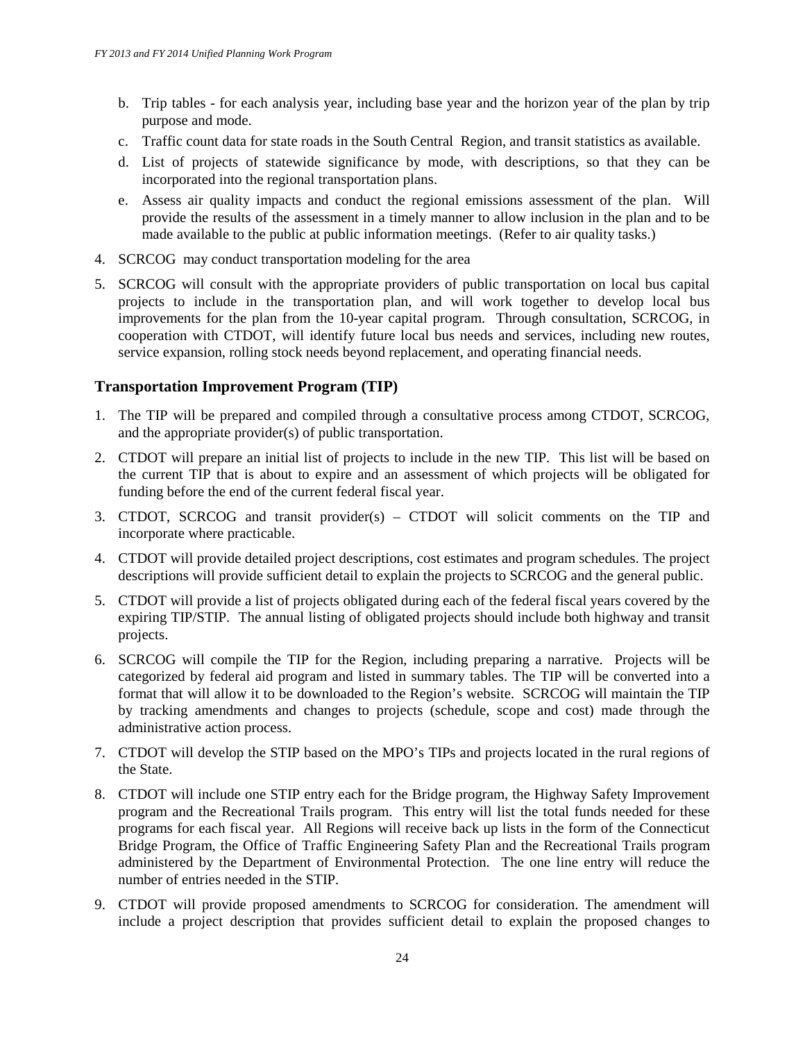b. Trip tables - for each analysis year, including base year and the horizon year of the plan by trip purpose and mode.
c. Traffic count data for state roads in the South Central Region, and transit statistics as available.
d. List of projects of statewide significance by mode, with descriptions, so that they can be incorporated into the regional transportation plans.
e. Assess air quality impacts and conduct the regional emissions assessment of the plan. Will provide the results of the assessment in a timely manner to allow inclusion in the plan and to be made available to the public at public information meetings. (Refer to air quality tasks.)

4. SCRCOG may conduct transportation modeling for the area
5. SCRCOG will consult with the appropriate providers of public transportation on local bus capital projects to include in the transportation plan, and will work together to develop local bus improvements for the plan from the 10-year capital program. Through consultation, SCRCOG, in cooperation with CTDOT, will identify future local bus needs and services, including new routes, service expansion, rolling stock needs beyond replacement, and operating financial needs.

### Transportation Improvement Program (TIP)

1. The TIP will be prepared and compiled through a consultative process among CTDOT, SCRCOG, and the appropriate provider(s) of public transportation.
2. CTDOT will prepare an initial list of projects to include in the new TIP. This list will be based on the current TIP that is about to expire and an assessment of which projects will be obligated for funding before the end of the current federal fiscal year.
3. CTDOT, SCRCOG and transit provider(s) – CTDOT will solicit comments on the TIP and incorporate where practicable.
4. CTDOT will provide detailed project descriptions, cost estimates and program schedules. The project descriptions will provide sufficient detail to explain the projects to SCRCOG and the general public.
5. CTDOT will provide a list of projects obligated during each of the federal fiscal years covered by the expiring TIP/STIP. The annual listing of obligated projects should include both highway and transit projects.
6. SCRCOG will compile the TIP for the Region, including preparing a narrative. Projects will be categorized by federal aid program and listed in summary tables. The TIP will be converted into a format that will allow it to be downloaded to the Region's website. SCRCOG will maintain the TIP by tracking amendments and changes to projects (schedule, scope and cost) made through the administrative action process.
7. CTDOT will develop the STIP based on the MPO's TIPs and projects located in the rural regions of the State.
8. CTDOT will include one STIP entry each for the Bridge program, the Highway Safety Improvement program and the Recreational Trails program. This entry will list the total funds needed for these programs for each fiscal year. All Regions will receive back up lists in the form of the Connecticut Bridge Program, the Office of Traffic Engineering Safety Plan and the Recreational Trails program administered by the Department of Environmental Protection. The one line entry will reduce the number of entries needed in the STIP.
9. CTDOT will provide proposed amendments to SCRCOG for consideration. The amendment will include a project description that provides sufficient detail to explain the proposed changes to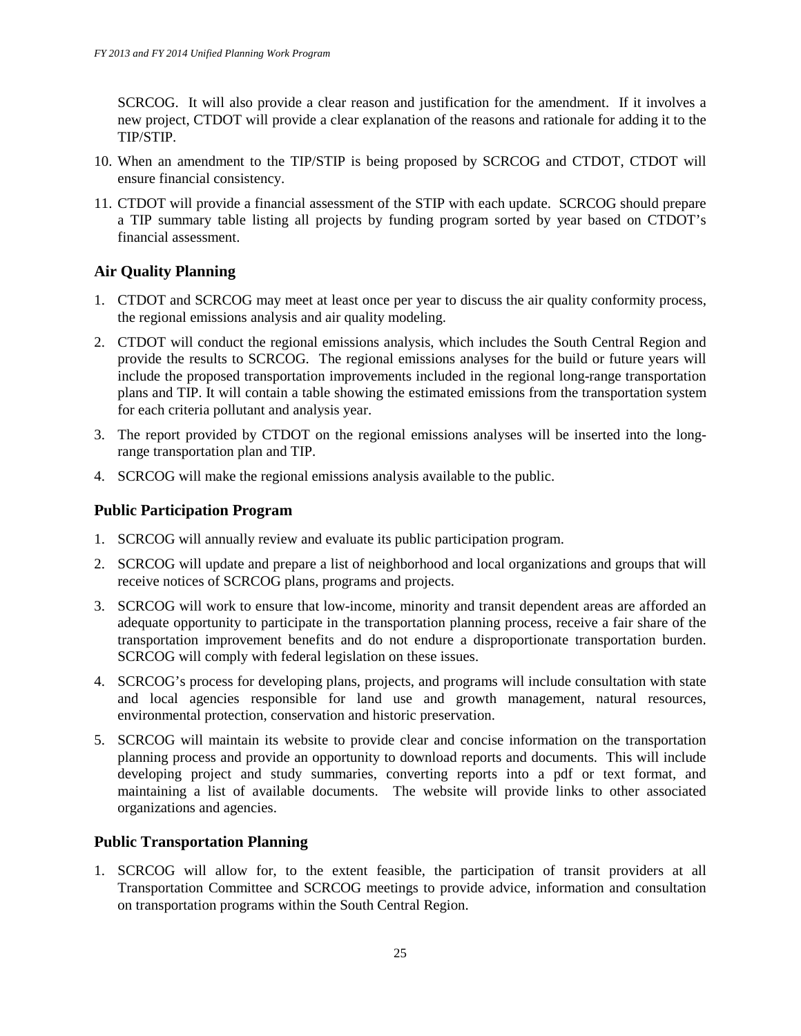SCRCOG. It will also provide a clear reason and justification for the amendment. If it involves a new project, CTDOT will provide a clear explanation of the reasons and rationale for adding it to the TIP/STIP.

10. When an amendment to the TIP/STIP is being proposed by SCRCOG and CTDOT, CTDOT will ensure financial consistency.
11. CTDOT will provide a financial assessment of the STIP with each update. SCRCOG should prepare a TIP summary table listing all projects by funding program sorted by year based on CTDOT's financial assessment.

### Air Quality Planning

1. CTDOT and SCRCOG may meet at least once per year to discuss the air quality conformity process, the regional emissions analysis and air quality modeling.
2. CTDOT will conduct the regional emissions analysis, which includes the South Central Region and provide the results to SCRCOG. The regional emissions analyses for the build or future years will include the proposed transportation improvements included in the regional long-range transportation plans and TIP. It will contain a table showing the estimated emissions from the transportation system for each criteria pollutant and analysis year.
3. The report provided by CTDOT on the regional emissions analyses will be inserted into the long-range transportation plan and TIP.
4. SCRCOG will make the regional emissions analysis available to the public.

### Public Participation Program

1. SCRCOG will annually review and evaluate its public participation program.
2. SCRCOG will update and prepare a list of neighborhood and local organizations and groups that will receive notices of SCRCOG plans, programs and projects.
3. SCRCOG will work to ensure that low-income, minority and transit dependent areas are afforded an adequate opportunity to participate in the transportation planning process, receive a fair share of the transportation improvement benefits and do not endure a disproportionate transportation burden. SCRCOG will comply with federal legislation on these issues.
4. SCRCOG's process for developing plans, projects, and programs will include consultation with state and local agencies responsible for land use and growth management, natural resources, environmental protection, conservation and historic preservation.
5. SCRCOG will maintain its website to provide clear and concise information on the transportation planning process and provide an opportunity to download reports and documents. This will include developing project and study summaries, converting reports into a pdf or text format, and maintaining a list of available documents. The website will provide links to other associated organizations and agencies.

### Public Transportation Planning

1. SCRCOG will allow for, to the extent feasible, the participation of transit providers at all Transportation Committee and SCRCOG meetings to provide advice, information and consultation on transportation programs within the South Central Region.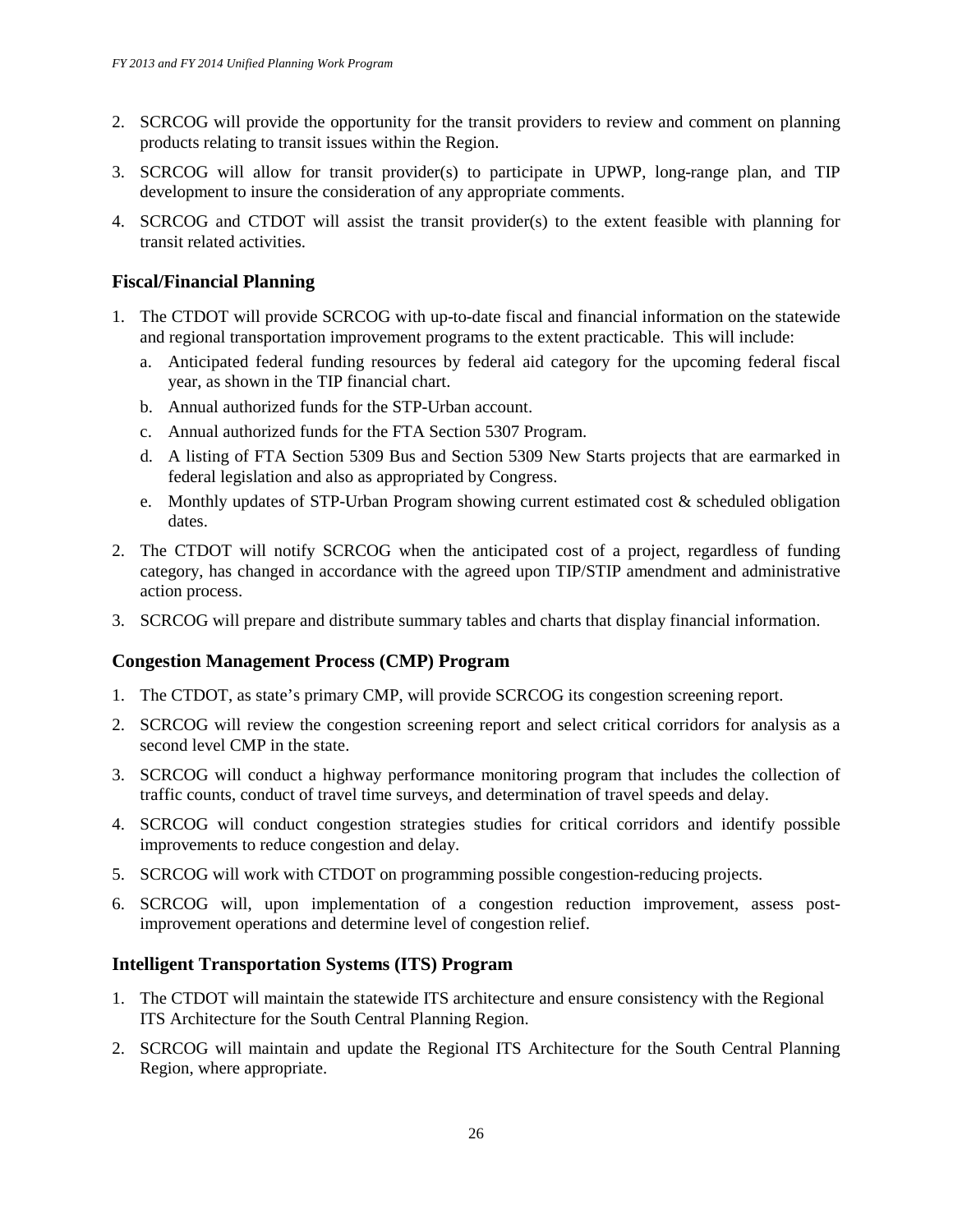2. SCRCOG will provide the opportunity for the transit providers to review and comment on planning products relating to transit issues within the Region.
3. SCRCOG will allow for transit provider(s) to participate in UPWP, long-range plan, and TIP development to insure the consideration of any appropriate comments.
4. SCRCOG and CTDOT will assist the transit provider(s) to the extent feasible with planning for transit related activities.

### Fiscal/Financial Planning

1. The CTDOT will provide SCRCOG with up-to-date fiscal and financial information on the statewide and regional transportation improvement programs to the extent practicable. This will include:
   a. Anticipated federal funding resources by federal aid category for the upcoming federal fiscal year, as shown in the TIP financial chart.
   b. Annual authorized funds for the STP-Urban account.
   c. Annual authorized funds for the FTA Section 5307 Program.
   d. A listing of FTA Section 5309 Bus and Section 5309 New Starts projects that are earmarked in federal legislation and also as appropriated by Congress.
   e. Monthly updates of STP-Urban Program showing current estimated cost & scheduled obligation dates.
2. The CTDOT will notify SCRCOG when the anticipated cost of a project, regardless of funding category, has changed in accordance with the agreed upon TIP/STIP amendment and administrative action process.
3. SCRCOG will prepare and distribute summary tables and charts that display financial information.

### Congestion Management Process (CMP) Program

1. The CTDOT, as state's primary CMP, will provide SCRCOG its congestion screening report.
2. SCRCOG will review the congestion screening report and select critical corridors for analysis as a second level CMP in the state.
3. SCRCOG will conduct a highway performance monitoring program that includes the collection of traffic counts, conduct of travel time surveys, and determination of travel speeds and delay.
4. SCRCOG will conduct congestion strategies studies for critical corridors and identify possible improvements to reduce congestion and delay.
5. SCRCOG will work with CTDOT on programming possible congestion-reducing projects.
6. SCRCOG will, upon implementation of a congestion reduction improvement, assess post-improvement operations and determine level of congestion relief.

### Intelligent Transportation Systems (ITS) Program

1. The CTDOT will maintain the statewide ITS architecture and ensure consistency with the Regional ITS Architecture for the South Central Planning Region.
2. SCRCOG will maintain and update the Regional ITS Architecture for the South Central Planning Region, where appropriate.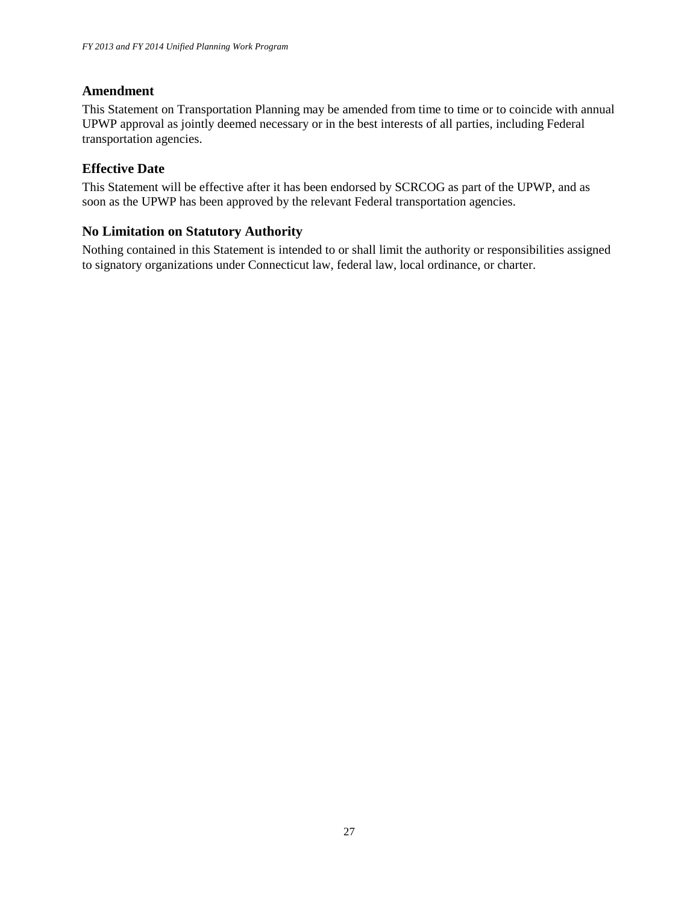### Amendment

This Statement on Transportation Planning may be amended from time to time or to coincide with annual UPWP approval as jointly deemed necessary or in the best interests of all parties, including Federal transportation agencies.

### Effective Date

This Statement will be effective after it has been endorsed by SCRCOG as part of the UPWP, and as soon as the UPWP has been approved by the relevant Federal transportation agencies.

### No Limitation on Statutory Authority

Nothing contained in this Statement is intended to or shall limit the authority or responsibilities assigned to signatory organizations under Connecticut law, federal law, local ordinance, or charter.